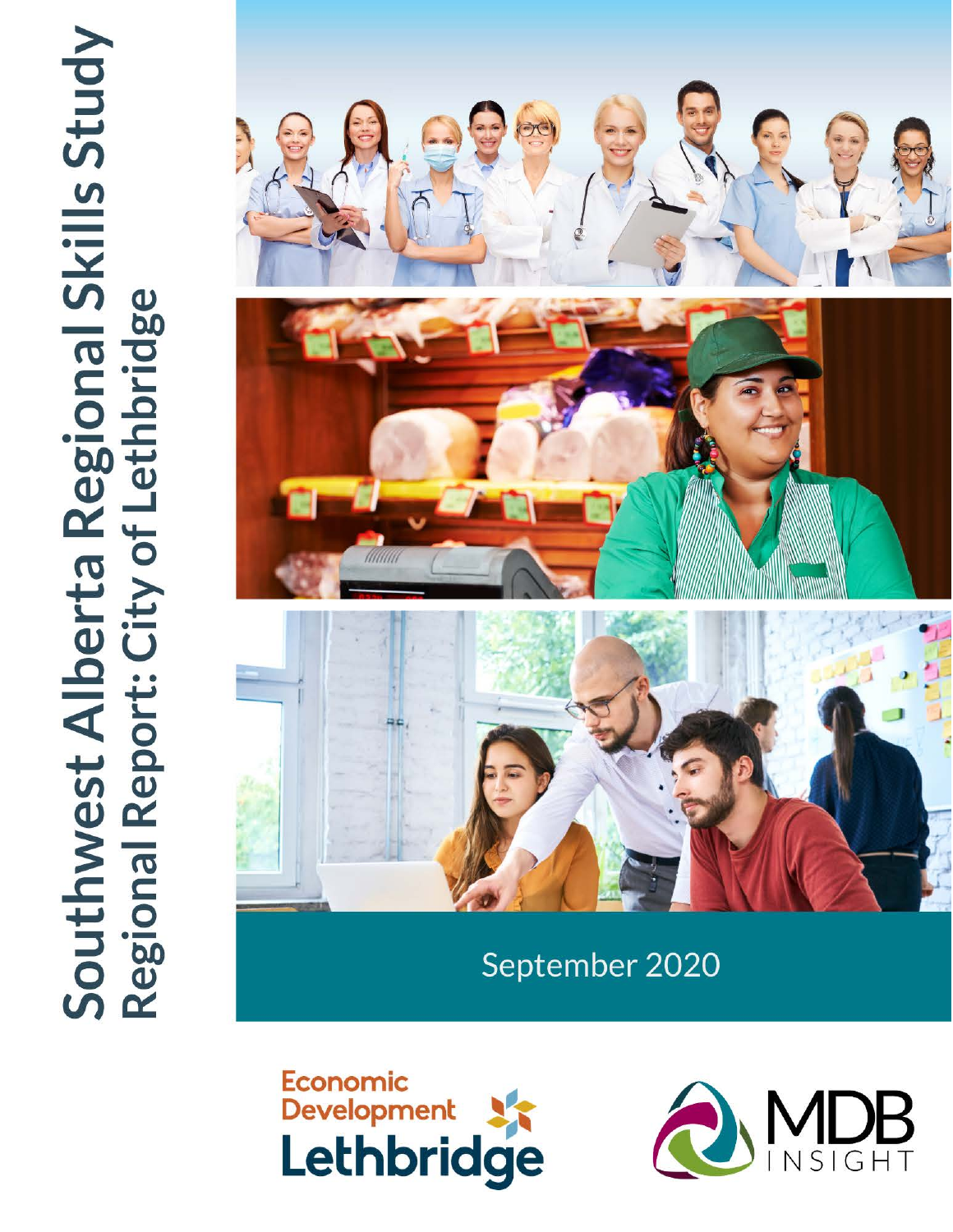# Southwest Alberta Regional Skills Study

## Regional Report: City of Lethbridge

September 2020

Economic Development Lethbridge

MDB INSIGHT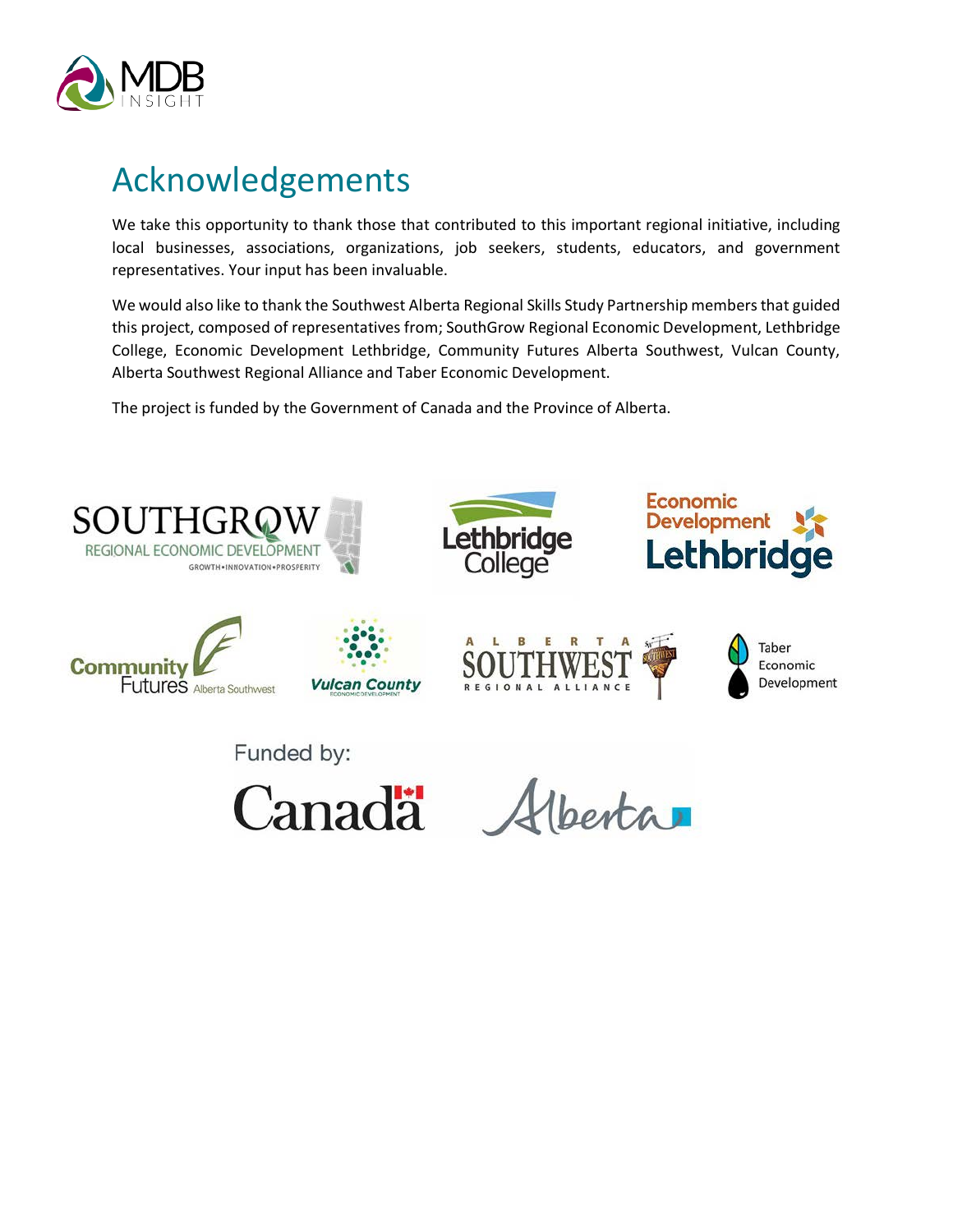# Acknowledgements

We take this opportunity to thank those that contributed to this important regional initiative, including local businesses, associations, organizations, job seekers, students, educators, and government representatives. Your input has been invaluable.

We would also like to thank the Southwest Alberta Regional Skills Study Partnership members that guided this project, composed of representatives from; SouthGrow Regional Economic Development, Lethbridge College, Economic Development Lethbridge, Community Futures Alberta Southwest, Vulcan County, Alberta Southwest Regional Alliance and Taber Economic Development.

The project is funded by the Government of Canada and the Province of Alberta.

Funded by: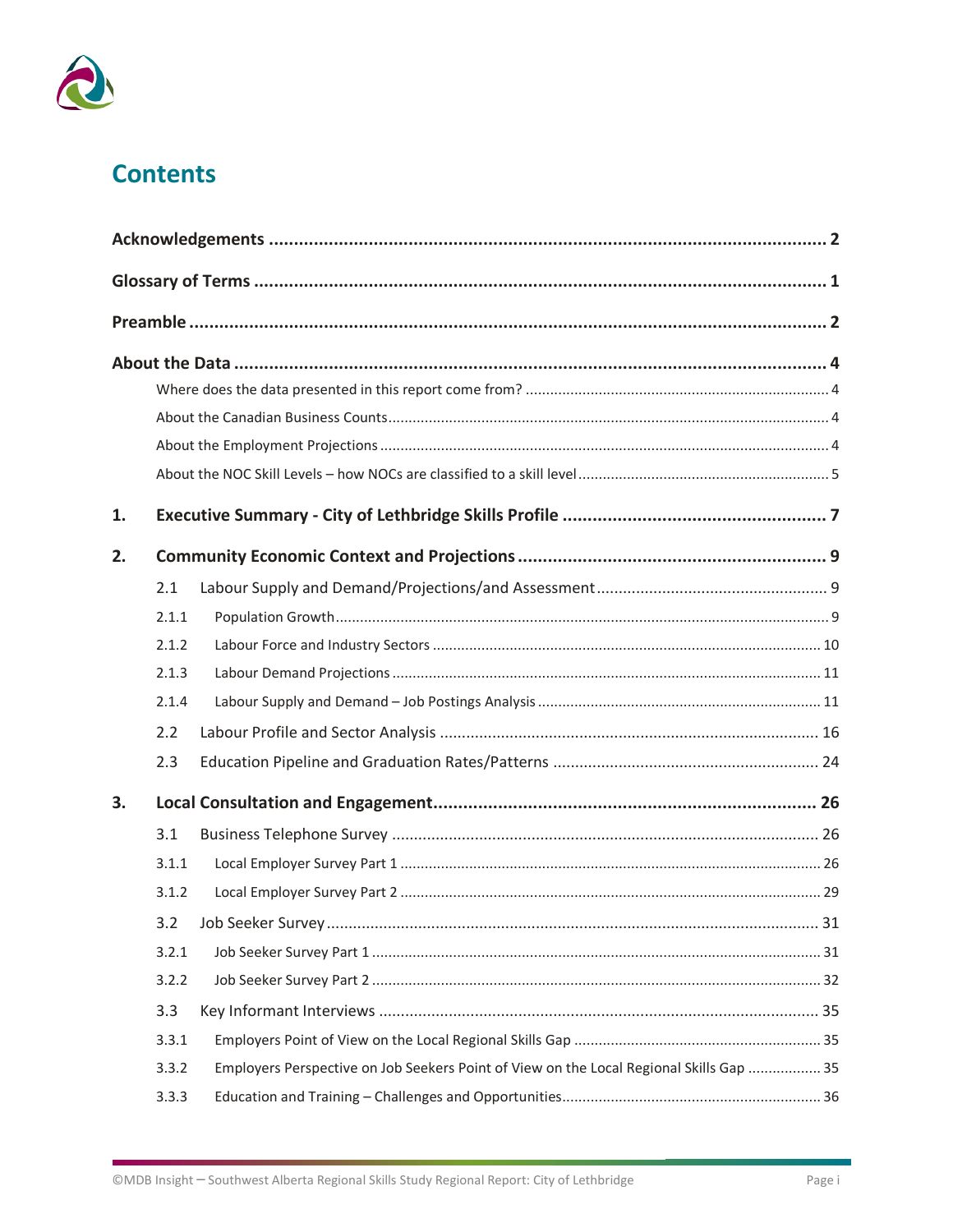# Contents

**Acknowledgements** ........................................................................................................ **2**

**Glossary of Terms** ........................................................................................................ **1**

**Preamble** ........................................................................................................ **2**

**About the Data** ........................................................................................................ **4**

- Where does the data presented in this report come from? ........................................ 4
- About the Canadian Business Counts ........................................ 4
- About the Employment Projections ........................................ 4
- About the NOC Skill Levels – how NOCs are classified to a skill level ........................................ 5

**1. Executive Summary - City of Lethbridge Skills Profile** ........................................ **7**

**2. Community Economic Context and Projections** ........................................ **9**

- 2.1 Labour Supply and Demand/Projections/and Assessment ........................................ 9
  - 2.1.1 Population Growth ........................................ 9
  - 2.1.2 Labour Force and Industry Sectors ........................................ 10
  - 2.1.3 Labour Demand Projections ........................................ 11
  - 2.1.4 Labour Supply and Demand – Job Postings Analysis ........................................ 11
- 2.2 Labour Profile and Sector Analysis ........................................ 16
- 2.3 Education Pipeline and Graduation Rates/Patterns ........................................ 24

**3. Local Consultation and Engagement** ........................................ **26**

- 3.1 Business Telephone Survey ........................................ 26
  - 3.1.1 Local Employer Survey Part 1 ........................................ 26
  - 3.1.2 Local Employer Survey Part 2 ........................................ 29
- 3.2 Job Seeker Survey ........................................ 31
  - 3.2.1 Job Seeker Survey Part 1 ........................................ 31
  - 3.2.2 Job Seeker Survey Part 2 ........................................ 32
- 3.3 Key Informant Interviews ........................................ 35
  - 3.3.1 Employers Point of View on the Local Regional Skills Gap ........................................ 35
  - 3.3.2 Employers Perspective on Job Seekers Point of View on the Local Regional Skills Gap ........................................ 35
  - 3.3.3 Education and Training – Challenges and Opportunities ........................................ 36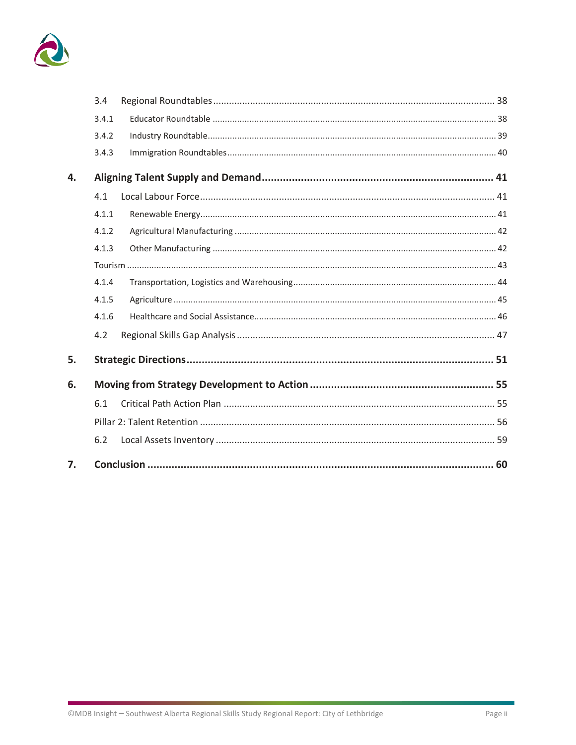| | | |
|---|---|---|
| 3.4 | Regional Roundtables | 38 |
| 3.4.1 | Educator Roundtable | 38 |
| 3.4.2 | Industry Roundtable | 39 |
| 3.4.3 | Immigration Roundtables | 40 |
| **4.** | **Aligning Talent Supply and Demand** | **41** |
| 4.1 | Local Labour Force | 41 |
| 4.1.1 | Renewable Energy | 41 |
| 4.1.2 | Agricultural Manufacturing | 42 |
| 4.1.3 | Other Manufacturing | 42 |
| | Tourism | 43 |
| 4.1.4 | Transportation, Logistics and Warehousing | 44 |
| 4.1.5 | Agriculture | 45 |
| 4.1.6 | Healthcare and Social Assistance | 46 |
| 4.2 | Regional Skills Gap Analysis | 47 |
| **5.** | **Strategic Directions** | **51** |
| **6.** | **Moving from Strategy Development to Action** | **55** |
| 6.1 | Critical Path Action Plan | 55 |
| | Pillar 2: Talent Retention | 56 |
| 6.2 | Local Assets Inventory | 59 |
| **7.** | **Conclusion** | **60** |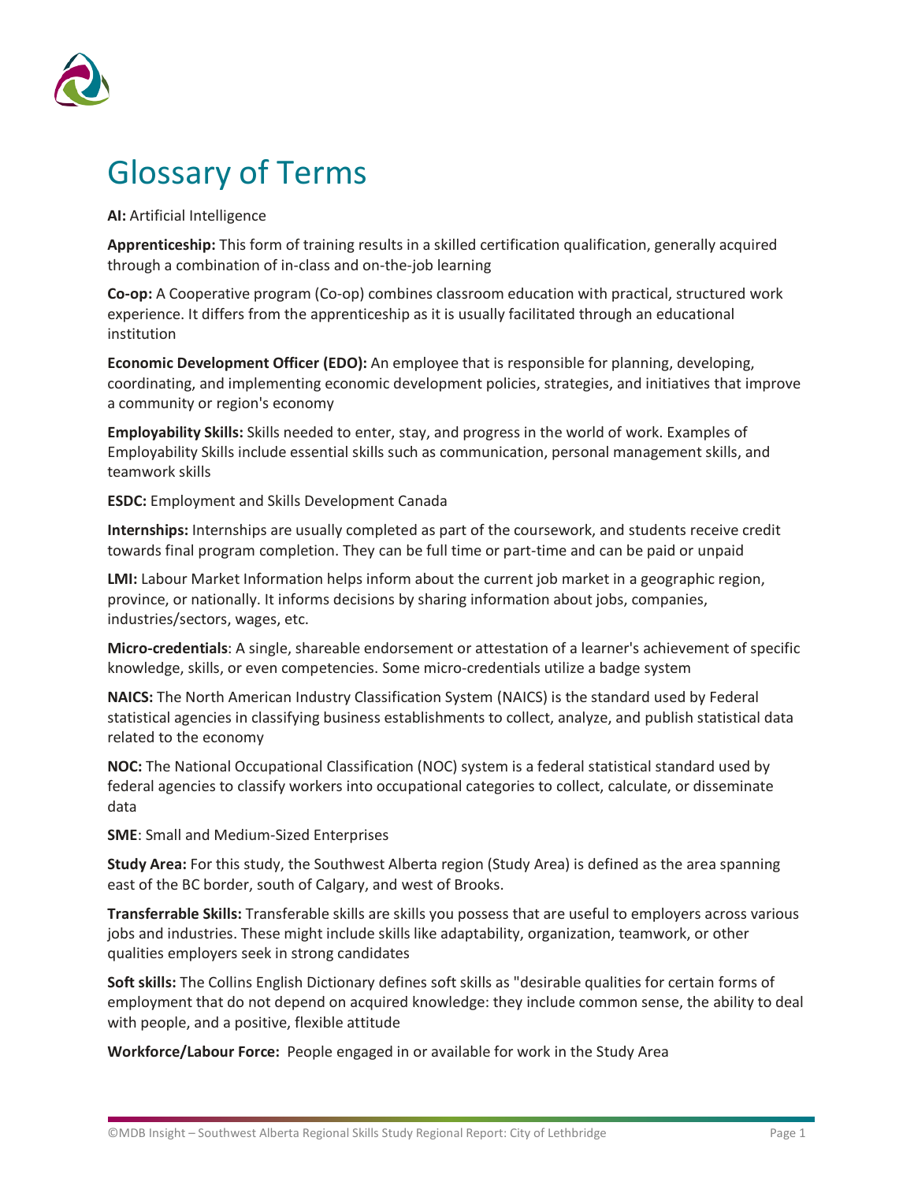# Glossary of Terms

**AI:** Artificial Intelligence

**Apprenticeship:** This form of training results in a skilled certification qualification, generally acquired through a combination of in-class and on-the-job learning

**Co-op:** A Cooperative program (Co-op) combines classroom education with practical, structured work experience. It differs from the apprenticeship as it is usually facilitated through an educational institution

**Economic Development Officer (EDO):** An employee that is responsible for planning, developing, coordinating, and implementing economic development policies, strategies, and initiatives that improve a community or region's economy

**Employability Skills:** Skills needed to enter, stay, and progress in the world of work. Examples of Employability Skills include essential skills such as communication, personal management skills, and teamwork skills

**ESDC:** Employment and Skills Development Canada

**Internships:** Internships are usually completed as part of the coursework, and students receive credit towards final program completion. They can be full time or part-time and can be paid or unpaid

**LMI:** Labour Market Information helps inform about the current job market in a geographic region, province, or nationally. It informs decisions by sharing information about jobs, companies, industries/sectors, wages, etc.

**Micro-credentials**: A single, shareable endorsement or attestation of a learner's achievement of specific knowledge, skills, or even competencies. Some micro-credentials utilize a badge system

**NAICS:** The North American Industry Classification System (NAICS) is the standard used by Federal statistical agencies in classifying business establishments to collect, analyze, and publish statistical data related to the economy

**NOC:** The National Occupational Classification (NOC) system is a federal statistical standard used by federal agencies to classify workers into occupational categories to collect, calculate, or disseminate data

**SME**: Small and Medium-Sized Enterprises

**Study Area:** For this study, the Southwest Alberta region (Study Area) is defined as the area spanning east of the BC border, south of Calgary, and west of Brooks.

**Transferrable Skills:** Transferable skills are skills you possess that are useful to employers across various jobs and industries. These might include skills like adaptability, organization, teamwork, or other qualities employers seek in strong candidates

**Soft skills:** The Collins English Dictionary defines soft skills as "desirable qualities for certain forms of employment that do not depend on acquired knowledge: they include common sense, the ability to deal with people, and a positive, flexible attitude

**Workforce/Labour Force:** People engaged in or available for work in the Study Area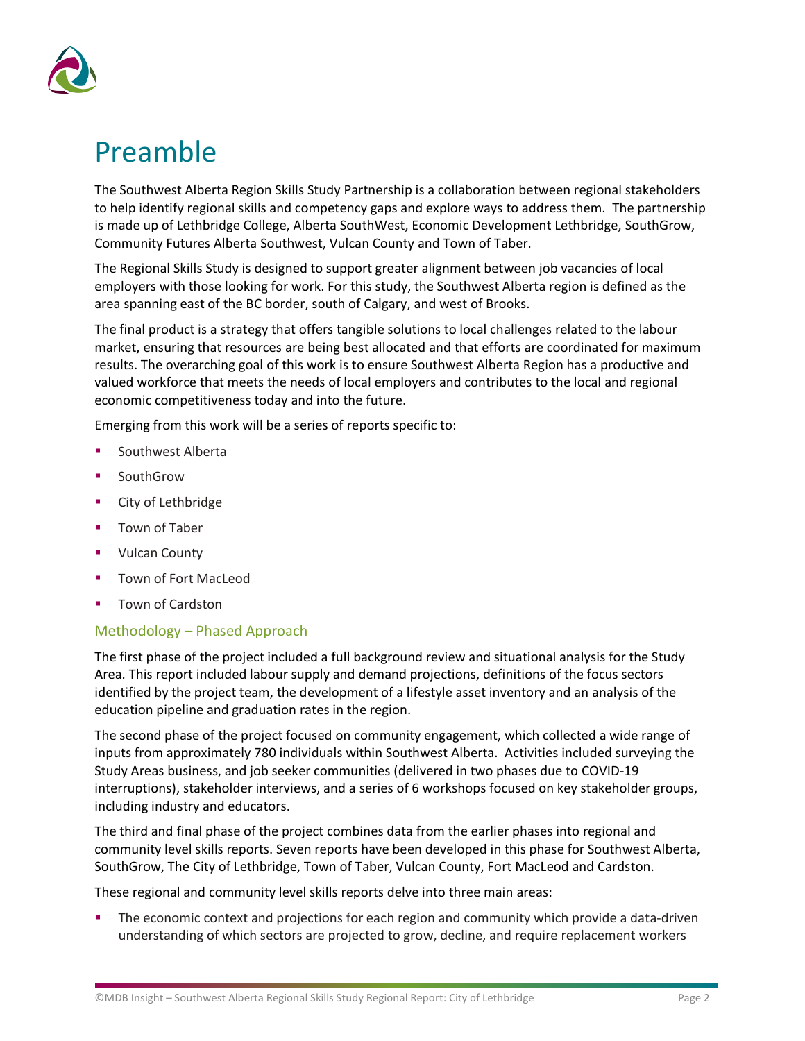# Preamble

The Southwest Alberta Region Skills Study Partnership is a collaboration between regional stakeholders to help identify regional skills and competency gaps and explore ways to address them. The partnership is made up of Lethbridge College, Alberta SouthWest, Economic Development Lethbridge, SouthGrow, Community Futures Alberta Southwest, Vulcan County and Town of Taber.

The Regional Skills Study is designed to support greater alignment between job vacancies of local employers with those looking for work. For this study, the Southwest Alberta region is defined as the area spanning east of the BC border, south of Calgary, and west of Brooks.

The final product is a strategy that offers tangible solutions to local challenges related to the labour market, ensuring that resources are being best allocated and that efforts are coordinated for maximum results. The overarching goal of this work is to ensure Southwest Alberta Region has a productive and valued workforce that meets the needs of local employers and contributes to the local and regional economic competitiveness today and into the future.

Emerging from this work will be a series of reports specific to:

- Southwest Alberta
- SouthGrow
- City of Lethbridge
- Town of Taber
- Vulcan County
- Town of Fort MacLeod
- Town of Cardston

## Methodology – Phased Approach

The first phase of the project included a full background review and situational analysis for the Study Area. This report included labour supply and demand projections, definitions of the focus sectors identified by the project team, the development of a lifestyle asset inventory and an analysis of the education pipeline and graduation rates in the region.

The second phase of the project focused on community engagement, which collected a wide range of inputs from approximately 780 individuals within Southwest Alberta. Activities included surveying the Study Areas business, and job seeker communities (delivered in two phases due to COVID-19 interruptions), stakeholder interviews, and a series of 6 workshops focused on key stakeholder groups, including industry and educators.

The third and final phase of the project combines data from the earlier phases into regional and community level skills reports. Seven reports have been developed in this phase for Southwest Alberta, SouthGrow, The City of Lethbridge, Town of Taber, Vulcan County, Fort MacLeod and Cardston.

These regional and community level skills reports delve into three main areas:

- The economic context and projections for each region and community which provide a data-driven understanding of which sectors are projected to grow, decline, and require replacement workers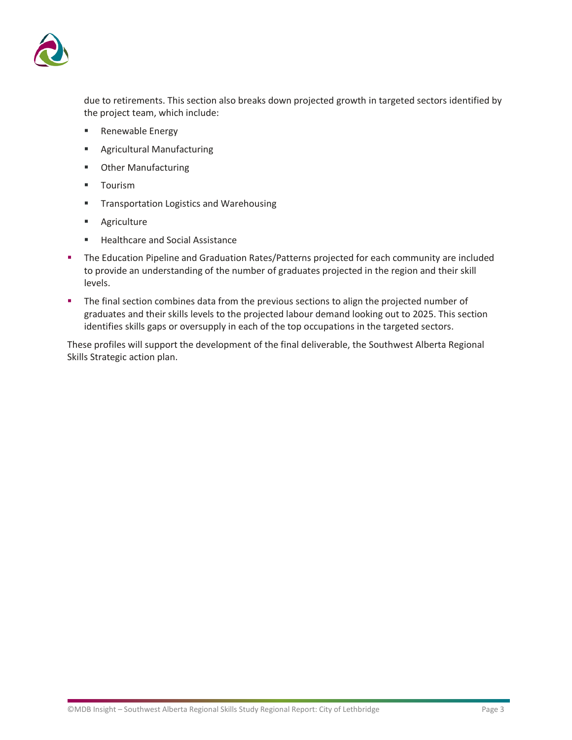due to retirements. This section also breaks down projected growth in targeted sectors identified by the project team, which include:

  - Renewable Energy
  - Agricultural Manufacturing
  - Other Manufacturing
  - Tourism
  - Transportation Logistics and Warehousing
  - Agriculture
  - Healthcare and Social Assistance

- The Education Pipeline and Graduation Rates/Patterns projected for each community are included to provide an understanding of the number of graduates projected in the region and their skill levels.
- The final section combines data from the previous sections to align the projected number of graduates and their skills levels to the projected labour demand looking out to 2025. This section identifies skills gaps or oversupply in each of the top occupations in the targeted sectors.

These profiles will support the development of the final deliverable, the Southwest Alberta Regional Skills Strategic action plan.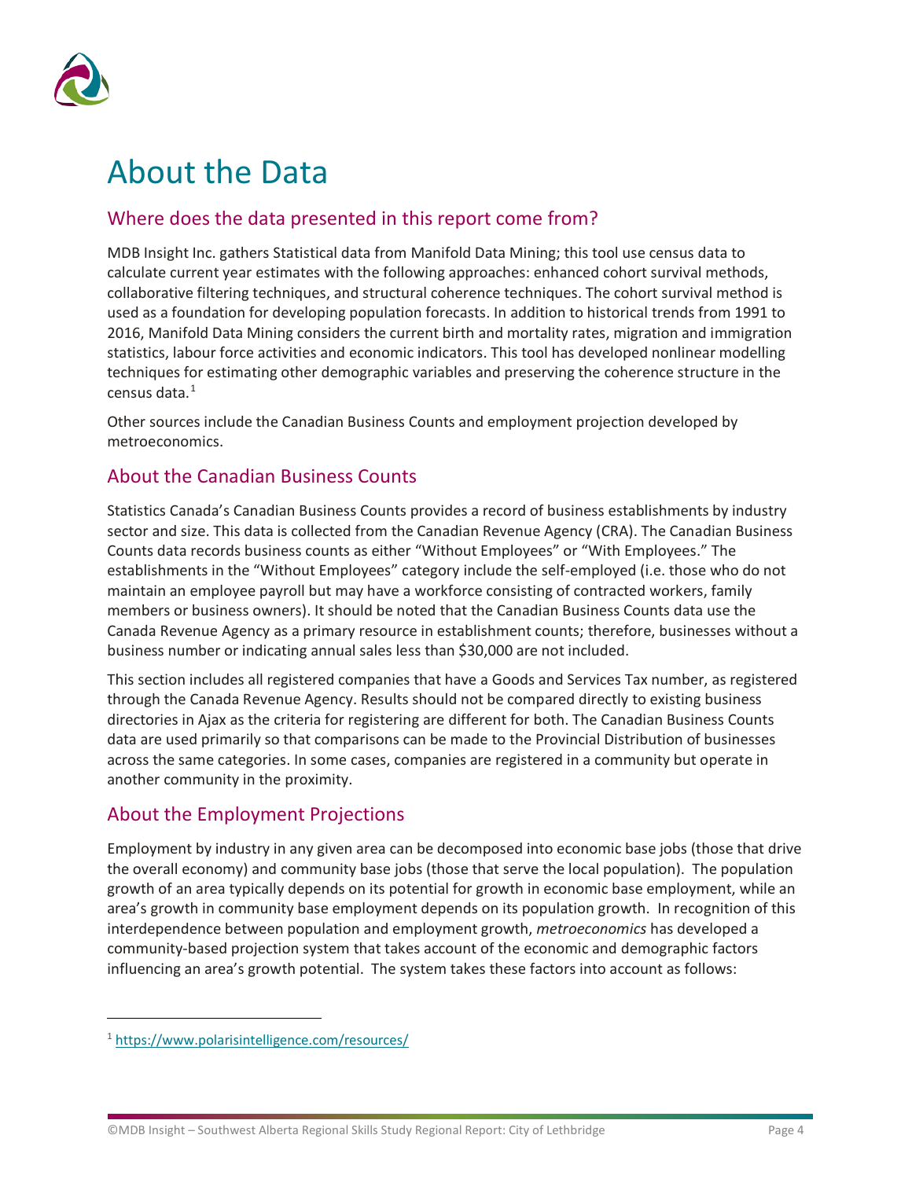# About the Data

## Where does the data presented in this report come from?

MDB Insight Inc. gathers Statistical data from Manifold Data Mining; this tool use census data to calculate current year estimates with the following approaches: enhanced cohort survival methods, collaborative filtering techniques, and structural coherence techniques. The cohort survival method is used as a foundation for developing population forecasts. In addition to historical trends from 1991 to 2016, Manifold Data Mining considers the current birth and mortality rates, migration and immigration statistics, labour force activities and economic indicators. This tool has developed nonlinear modelling techniques for estimating other demographic variables and preserving the coherence structure in the census data.[1]

Other sources include the Canadian Business Counts and employment projection developed by metroeconomics.

## About the Canadian Business Counts

Statistics Canada's Canadian Business Counts provides a record of business establishments by industry sector and size. This data is collected from the Canadian Revenue Agency (CRA). The Canadian Business Counts data records business counts as either "Without Employees" or "With Employees." The establishments in the "Without Employees" category include the self-employed (i.e. those who do not maintain an employee payroll but may have a workforce consisting of contracted workers, family members or business owners). It should be noted that the Canadian Business Counts data use the Canada Revenue Agency as a primary resource in establishment counts; therefore, businesses without a business number or indicating annual sales less than $30,000 are not included.

This section includes all registered companies that have a Goods and Services Tax number, as registered through the Canada Revenue Agency. Results should not be compared directly to existing business directories in Ajax as the criteria for registering are different for both. The Canadian Business Counts data are used primarily so that comparisons can be made to the Provincial Distribution of businesses across the same categories. In some cases, companies are registered in a community but operate in another community in the proximity.

## About the Employment Projections

Employment by industry in any given area can be decomposed into economic base jobs (those that drive the overall economy) and community base jobs (those that serve the local population). The population growth of an area typically depends on its potential for growth in economic base employment, while an area's growth in community base employment depends on its population growth. In recognition of this interdependence between population and employment growth, *metroeconomics* has developed a community-based projection system that takes account of the economic and demographic factors influencing an area's growth potential. The system takes these factors into account as follows:

---

[1] https://www.polarisintelligence.com/resources/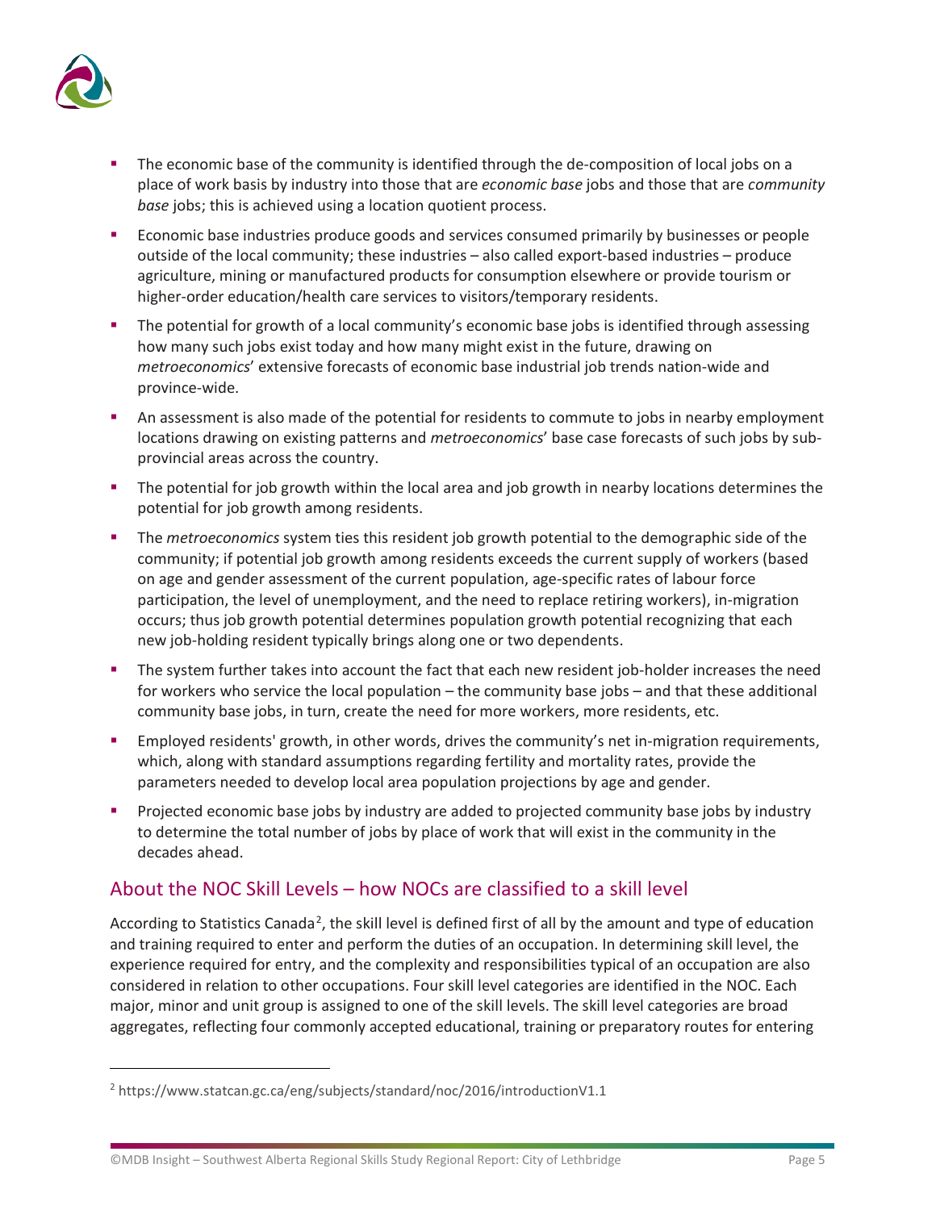- The economic base of the community is identified through the de-composition of local jobs on a place of work basis by industry into those that are *economic base* jobs and those that are *community base* jobs; this is achieved using a location quotient process.
- Economic base industries produce goods and services consumed primarily by businesses or people outside of the local community; these industries – also called export-based industries – produce agriculture, mining or manufactured products for consumption elsewhere or provide tourism or higher-order education/health care services to visitors/temporary residents.
- The potential for growth of a local community's economic base jobs is identified through assessing how many such jobs exist today and how many might exist in the future, drawing on *metroeconomics*' extensive forecasts of economic base industrial job trends nation-wide and province-wide.
- An assessment is also made of the potential for residents to commute to jobs in nearby employment locations drawing on existing patterns and *metroeconomics*' base case forecasts of such jobs by sub-provincial areas across the country.
- The potential for job growth within the local area and job growth in nearby locations determines the potential for job growth among residents.
- The *metroeconomics* system ties this resident job growth potential to the demographic side of the community; if potential job growth among residents exceeds the current supply of workers (based on age and gender assessment of the current population, age-specific rates of labour force participation, the level of unemployment, and the need to replace retiring workers), in-migration occurs; thus job growth potential determines population growth potential recognizing that each new job-holding resident typically brings along one or two dependents.
- The system further takes into account the fact that each new resident job-holder increases the need for workers who service the local population – the community base jobs – and that these additional community base jobs, in turn, create the need for more workers, more residents, etc.
- Employed residents' growth, in other words, drives the community's net in-migration requirements, which, along with standard assumptions regarding fertility and mortality rates, provide the parameters needed to develop local area population projections by age and gender.
- Projected economic base jobs by industry are added to projected community base jobs by industry to determine the total number of jobs by place of work that will exist in the community in the decades ahead.

## About the NOC Skill Levels – how NOCs are classified to a skill level

According to Statistics Canada[2], the skill level is defined first of all by the amount and type of education and training required to enter and perform the duties of an occupation. In determining skill level, the experience required for entry, and the complexity and responsibilities typical of an occupation are also considered in relation to other occupations. Four skill level categories are identified in the NOC. Each major, minor and unit group is assigned to one of the skill levels. The skill level categories are broad aggregates, reflecting four commonly accepted educational, training or preparatory routes for entering

[2] https://www.statcan.gc.ca/eng/subjects/standard/noc/2016/introductionV1.1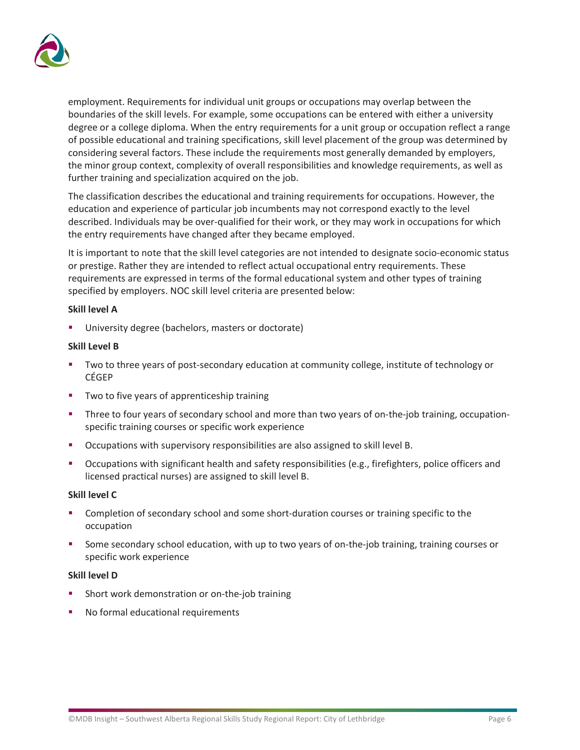employment. Requirements for individual unit groups or occupations may overlap between the boundaries of the skill levels. For example, some occupations can be entered with either a university degree or a college diploma. When the entry requirements for a unit group or occupation reflect a range of possible educational and training specifications, skill level placement of the group was determined by considering several factors. These include the requirements most generally demanded by employers, the minor group context, complexity of overall responsibilities and knowledge requirements, as well as further training and specialization acquired on the job.

The classification describes the educational and training requirements for occupations. However, the education and experience of particular job incumbents may not correspond exactly to the level described. Individuals may be over-qualified for their work, or they may work in occupations for which the entry requirements have changed after they became employed.

It is important to note that the skill level categories are not intended to designate socio-economic status or prestige. Rather they are intended to reflect actual occupational entry requirements. These requirements are expressed in terms of the formal educational system and other types of training specified by employers. NOC skill level criteria are presented below:

**Skill level A**

- University degree (bachelors, masters or doctorate)

**Skill Level B**

- Two to three years of post-secondary education at community college, institute of technology or CÉGEP
- Two to five years of apprenticeship training
- Three to four years of secondary school and more than two years of on-the-job training, occupation-specific training courses or specific work experience
- Occupations with supervisory responsibilities are also assigned to skill level B.
- Occupations with significant health and safety responsibilities (e.g., firefighters, police officers and licensed practical nurses) are assigned to skill level B.

**Skill level C**

- Completion of secondary school and some short-duration courses or training specific to the occupation
- Some secondary school education, with up to two years of on-the-job training, training courses or specific work experience

**Skill level D**

- Short work demonstration or on-the-job training
- No formal educational requirements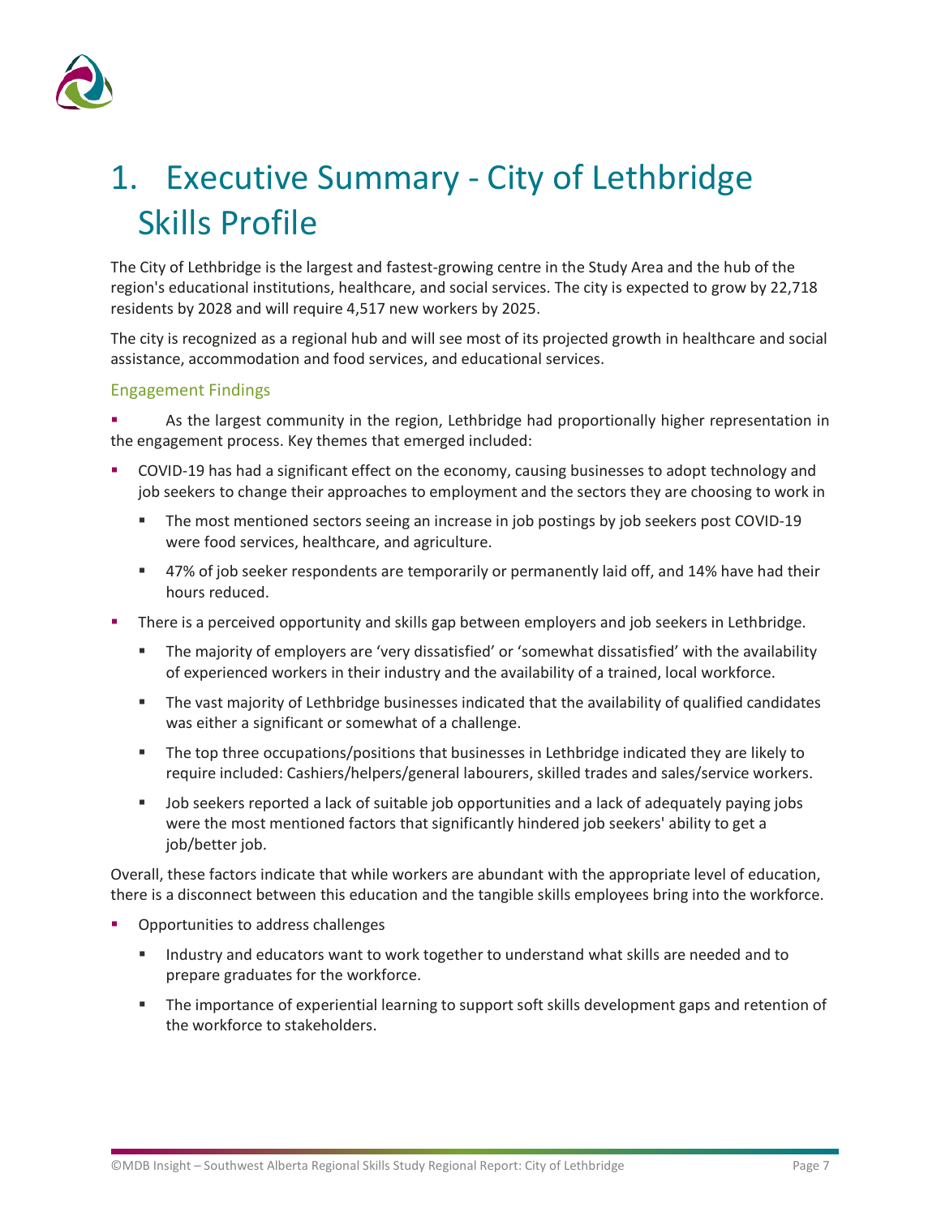# 1. Executive Summary - City of Lethbridge Skills Profile

The City of Lethbridge is the largest and fastest-growing centre in the Study Area and the hub of the region's educational institutions, healthcare, and social services. The city is expected to grow by 22,718 residents by 2028 and will require 4,517 new workers by 2025.

The city is recognized as a regional hub and will see most of its projected growth in healthcare and social assistance, accommodation and food services, and educational services.

## Engagement Findings

- As the largest community in the region, Lethbridge had proportionally higher representation in the engagement process. Key themes that emerged included:
- COVID-19 has had a significant effect on the economy, causing businesses to adopt technology and job seekers to change their approaches to employment and the sectors they are choosing to work in
  - The most mentioned sectors seeing an increase in job postings by job seekers post COVID-19 were food services, healthcare, and agriculture.
  - 47% of job seeker respondents are temporarily or permanently laid off, and 14% have had their hours reduced.
- There is a perceived opportunity and skills gap between employers and job seekers in Lethbridge.
  - The majority of employers are 'very dissatisfied' or 'somewhat dissatisfied' with the availability of experienced workers in their industry and the availability of a trained, local workforce.
  - The vast majority of Lethbridge businesses indicated that the availability of qualified candidates was either a significant or somewhat of a challenge.
  - The top three occupations/positions that businesses in Lethbridge indicated they are likely to require included: Cashiers/helpers/general labourers, skilled trades and sales/service workers.
  - Job seekers reported a lack of suitable job opportunities and a lack of adequately paying jobs were the most mentioned factors that significantly hindered job seekers' ability to get a job/better job.

Overall, these factors indicate that while workers are abundant with the appropriate level of education, there is a disconnect between this education and the tangible skills employees bring into the workforce.

- Opportunities to address challenges
  - Industry and educators want to work together to understand what skills are needed and to prepare graduates for the workforce.
  - The importance of experiential learning to support soft skills development gaps and retention of the workforce to stakeholders.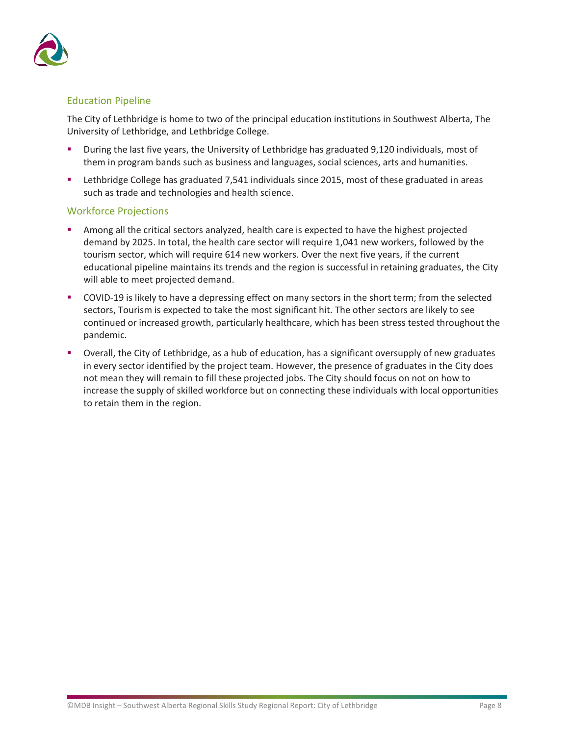## Education Pipeline

The City of Lethbridge is home to two of the principal education institutions in Southwest Alberta, The University of Lethbridge, and Lethbridge College.

- During the last five years, the University of Lethbridge has graduated 9,120 individuals, most of them in program bands such as business and languages, social sciences, arts and humanities.
- Lethbridge College has graduated 7,541 individuals since 2015, most of these graduated in areas such as trade and technologies and health science.

## Workforce Projections

- Among all the critical sectors analyzed, health care is expected to have the highest projected demand by 2025. In total, the health care sector will require 1,041 new workers, followed by the tourism sector, which will require 614 new workers. Over the next five years, if the current educational pipeline maintains its trends and the region is successful in retaining graduates, the City will able to meet projected demand.
- COVID-19 is likely to have a depressing effect on many sectors in the short term; from the selected sectors, Tourism is expected to take the most significant hit. The other sectors are likely to see continued or increased growth, particularly healthcare, which has been stress tested throughout the pandemic.
- Overall, the City of Lethbridge, as a hub of education, has a significant oversupply of new graduates in every sector identified by the project team. However, the presence of graduates in the City does not mean they will remain to fill these projected jobs. The City should focus on not on how to increase the supply of skilled workforce but on connecting these individuals with local opportunities to retain them in the region.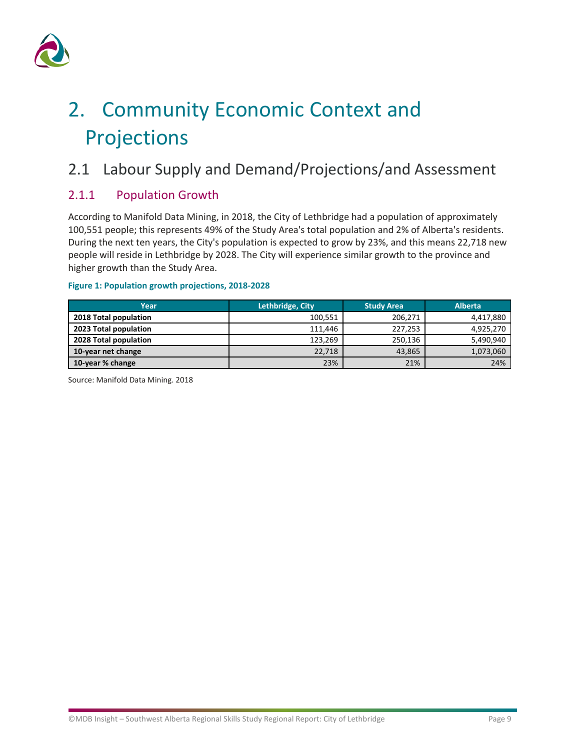# 2. Community Economic Context and Projections

## 2.1 Labour Supply and Demand/Projections/and Assessment

### 2.1.1 Population Growth

According to Manifold Data Mining, in 2018, the City of Lethbridge had a population of approximately 100,551 people; this represents 49% of the Study Area's total population and 2% of Alberta's residents. During the next ten years, the City's population is expected to grow by 23%, and this means 22,718 new people will reside in Lethbridge by 2028. The City will experience similar growth to the province and higher growth than the Study Area.

**Figure 1: Population growth projections, 2018-2028**

| Year | Lethbridge, City | Study Area | Alberta |
|---|---|---|---|
| **2018 Total population** | 100,551 | 206,271 | 4,417,880 |
| **2023 Total population** | 111,446 | 227,253 | 4,925,270 |
| **2028 Total population** | 123,269 | 250,136 | 5,490,940 |
| **10-year net change** | 22,718 | 43,865 | 1,073,060 |
| **10-year % change** | 23% | 21% | 24% |

Source: Manifold Data Mining. 2018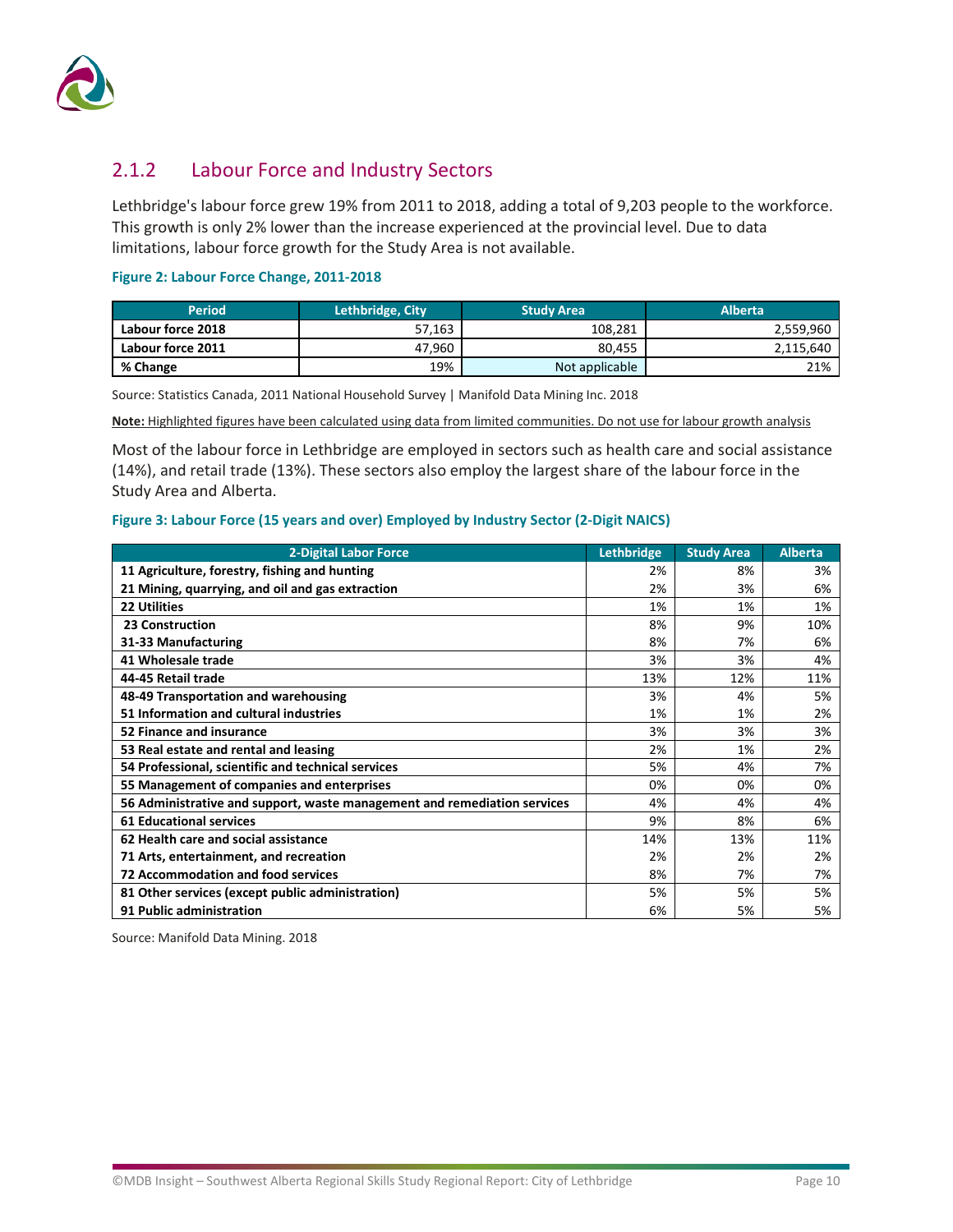### 2.1.2 Labour Force and Industry Sectors

Lethbridge's labour force grew 19% from 2011 to 2018, adding a total of 9,203 people to the workforce. This growth is only 2% lower than the increase experienced at the provincial level. Due to data limitations, labour force growth for the Study Area is not available.

**Figure 2: Labour Force Change, 2011-2018**

| Period | Lethbridge, City | Study Area | Alberta |
|---|---|---|---|
| **Labour force 2018** | 57,163 | 108,281 | 2,559,960 |
| **Labour force 2011** | 47,960 | 80,455 | 2,115,640 |
| **% Change** | 19% | Not applicable | 21% |

Source: Statistics Canada, 2011 National Household Survey | Manifold Data Mining Inc. 2018

**Note:** Highlighted figures have been calculated using data from limited communities. Do not use for labour growth analysis

Most of the labour force in Lethbridge are employed in sectors such as health care and social assistance (14%), and retail trade (13%). These sectors also employ the largest share of the labour force in the Study Area and Alberta.

**Figure 3: Labour Force (15 years and over) Employed by Industry Sector (2-Digit NAICS)**

| 2-Digital Labor Force | Lethbridge | Study Area | Alberta |
|---|---|---|---|
| **11 Agriculture, forestry, fishing and hunting** | 2% | 8% | 3% |
| **21 Mining, quarrying, and oil and gas extraction** | 2% | 3% | 6% |
| **22 Utilities** | 1% | 1% | 1% |
| **23 Construction** | 8% | 9% | 10% |
| **31-33 Manufacturing** | 8% | 7% | 6% |
| **41 Wholesale trade** | 3% | 3% | 4% |
| **44-45 Retail trade** | 13% | 12% | 11% |
| **48-49 Transportation and warehousing** | 3% | 4% | 5% |
| **51 Information and cultural industries** | 1% | 1% | 2% |
| **52 Finance and insurance** | 3% | 3% | 3% |
| **53 Real estate and rental and leasing** | 2% | 1% | 2% |
| **54 Professional, scientific and technical services** | 5% | 4% | 7% |
| **55 Management of companies and enterprises** | 0% | 0% | 0% |
| **56 Administrative and support, waste management and remediation services** | 4% | 4% | 4% |
| **61 Educational services** | 9% | 8% | 6% |
| **62 Health care and social assistance** | 14% | 13% | 11% |
| **71 Arts, entertainment, and recreation** | 2% | 2% | 2% |
| **72 Accommodation and food services** | 8% | 7% | 7% |
| **81 Other services (except public administration)** | 5% | 5% | 5% |
| **91 Public administration** | 6% | 5% | 5% |

Source: Manifold Data Mining. 2018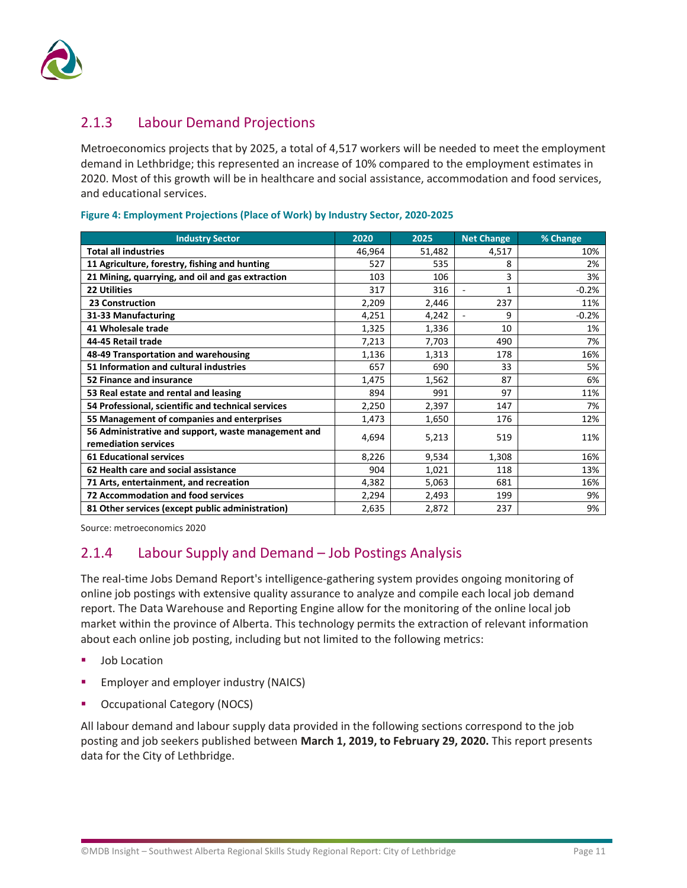### 2.1.3 Labour Demand Projections

Metroeconomics projects that by 2025, a total of 4,517 workers will be needed to meet the employment demand in Lethbridge; this represented an increase of 10% compared to the employment estimates in 2020. Most of this growth will be in healthcare and social assistance, accommodation and food services, and educational services.

**Figure 4: Employment Projections (Place of Work) by Industry Sector, 2020-2025**

| Industry Sector | 2020 | 2025 | Net Change | % Change |
|---|---|---|---|---|
| Total all industries | 46,964 | 51,482 | 4,517 | 10% |
| 11 Agriculture, forestry, fishing and hunting | 527 | 535 | 8 | 2% |
| 21 Mining, quarrying, and oil and gas extraction | 103 | 106 | 3 | 3% |
| 22 Utilities | 317 | 316 | - 1 | -0.2% |
| 23 Construction | 2,209 | 2,446 | 237 | 11% |
| 31-33 Manufacturing | 4,251 | 4,242 | - 9 | -0.2% |
| 41 Wholesale trade | 1,325 | 1,336 | 10 | 1% |
| 44-45 Retail trade | 7,213 | 7,703 | 490 | 7% |
| 48-49 Transportation and warehousing | 1,136 | 1,313 | 178 | 16% |
| 51 Information and cultural industries | 657 | 690 | 33 | 5% |
| 52 Finance and insurance | 1,475 | 1,562 | 87 | 6% |
| 53 Real estate and rental and leasing | 894 | 991 | 97 | 11% |
| 54 Professional, scientific and technical services | 2,250 | 2,397 | 147 | 7% |
| 55 Management of companies and enterprises | 1,473 | 1,650 | 176 | 12% |
| 56 Administrative and support, waste management and remediation services | 4,694 | 5,213 | 519 | 11% |
| 61 Educational services | 8,226 | 9,534 | 1,308 | 16% |
| 62 Health care and social assistance | 904 | 1,021 | 118 | 13% |
| 71 Arts, entertainment, and recreation | 4,382 | 5,063 | 681 | 16% |
| 72 Accommodation and food services | 2,294 | 2,493 | 199 | 9% |
| 81 Other services (except public administration) | 2,635 | 2,872 | 237 | 9% |

Source: metroeconomics 2020

### 2.1.4 Labour Supply and Demand – Job Postings Analysis

The real-time Jobs Demand Report's intelligence-gathering system provides ongoing monitoring of online job postings with extensive quality assurance to analyze and compile each local job demand report. The Data Warehouse and Reporting Engine allow for the monitoring of the online local job market within the province of Alberta. This technology permits the extraction of relevant information about each online job posting, including but not limited to the following metrics:

- Job Location
- Employer and employer industry (NAICS)
- Occupational Category (NOCS)

All labour demand and labour supply data provided in the following sections correspond to the job posting and job seekers published between **March 1, 2019, to February 29, 2020.** This report presents data for the City of Lethbridge.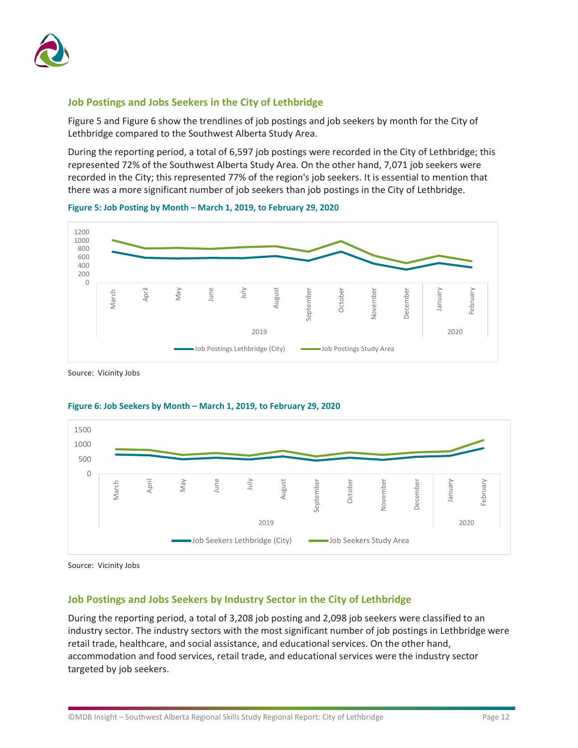## Job Postings and Jobs Seekers in the City of Lethbridge

Figure 5 and Figure 6 show the trendlines of job postings and job seekers by month for the City of Lethbridge compared to the Southwest Alberta Study Area.

During the reporting period, a total of 6,597 job postings were recorded in the City of Lethbridge; this represented 72% of the Southwest Alberta Study Area. On the other hand, 7,071 job seekers were recorded in the City; this represented 77% of the region's job seekers. It is essential to mention that there was a more significant number of job seekers than job postings in the City of Lethbridge.

**Figure 5: Job Posting by Month – March 1, 2019, to February 29, 2020**

Source: Vicinity Jobs

**Figure 6: Job Seekers by Month – March 1, 2019, to February 29, 2020**

Source: Vicinity Jobs

## Job Postings and Jobs Seekers by Industry Sector in the City of Lethbridge

During the reporting period, a total of 3,208 job posting and 2,098 job seekers were classified to an industry sector. The industry sectors with the most significant number of job postings in Lethbridge were retail trade, healthcare, and social assistance, and educational services. On the other hand, accommodation and food services, retail trade, and educational services were the industry sector targeted by job seekers.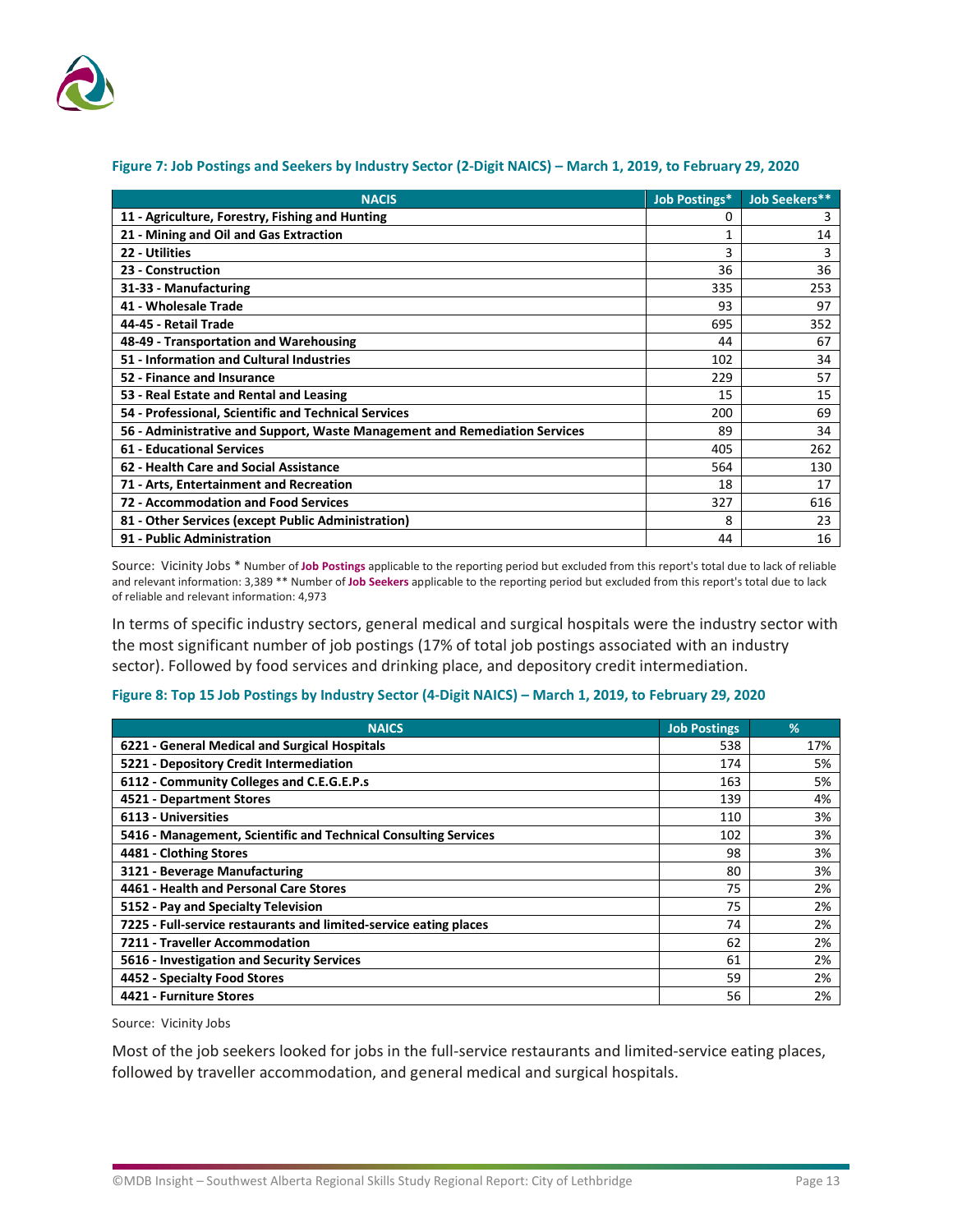**Figure 7: Job Postings and Seekers by Industry Sector (2-Digit NAICS) – March 1, 2019, to February 29, 2020**

| NACIS | Job Postings* | Job Seekers** |
|---|---|---|
| 11 - Agriculture, Forestry, Fishing and Hunting | 0 | 3 |
| 21 - Mining and Oil and Gas Extraction | 1 | 14 |
| 22 - Utilities | 3 | 3 |
| 23 - Construction | 36 | 36 |
| 31-33 - Manufacturing | 335 | 253 |
| 41 - Wholesale Trade | 93 | 97 |
| 44-45 - Retail Trade | 695 | 352 |
| 48-49 - Transportation and Warehousing | 44 | 67 |
| 51 - Information and Cultural Industries | 102 | 34 |
| 52 - Finance and Insurance | 229 | 57 |
| 53 - Real Estate and Rental and Leasing | 15 | 15 |
| 54 - Professional, Scientific and Technical Services | 200 | 69 |
| 56 - Administrative and Support, Waste Management and Remediation Services | 89 | 34 |
| 61 - Educational Services | 405 | 262 |
| 62 - Health Care and Social Assistance | 564 | 130 |
| 71 - Arts, Entertainment and Recreation | 18 | 17 |
| 72 - Accommodation and Food Services | 327 | 616 |
| 81 - Other Services (except Public Administration) | 8 | 23 |
| 91 - Public Administration | 44 | 16 |

Source: Vicinity Jobs * Number of **Job Postings** applicable to the reporting period but excluded from this report's total due to lack of reliable and relevant information: 3,389 ** Number of **Job Seekers** applicable to the reporting period but excluded from this report's total due to lack of reliable and relevant information: 4,973

In terms of specific industry sectors, general medical and surgical hospitals were the industry sector with the most significant number of job postings (17% of total job postings associated with an industry sector). Followed by food services and drinking place, and depository credit intermediation.

**Figure 8: Top 15 Job Postings by Industry Sector (4-Digit NAICS) – March 1, 2019, to February 29, 2020**

| NAICS | Job Postings | % |
|---|---|---|
| 6221 - General Medical and Surgical Hospitals | 538 | 17% |
| 5221 - Depository Credit Intermediation | 174 | 5% |
| 6112 - Community Colleges and C.E.G.E.P.s | 163 | 5% |
| 4521 - Department Stores | 139 | 4% |
| 6113 - Universities | 110 | 3% |
| 5416 - Management, Scientific and Technical Consulting Services | 102 | 3% |
| 4481 - Clothing Stores | 98 | 3% |
| 3121 - Beverage Manufacturing | 80 | 3% |
| 4461 - Health and Personal Care Stores | 75 | 2% |
| 5152 - Pay and Specialty Television | 75 | 2% |
| 7225 - Full-service restaurants and limited-service eating places | 74 | 2% |
| 7211 - Traveller Accommodation | 62 | 2% |
| 5616 - Investigation and Security Services | 61 | 2% |
| 4452 - Specialty Food Stores | 59 | 2% |
| 4421 - Furniture Stores | 56 | 2% |

Source: Vicinity Jobs

Most of the job seekers looked for jobs in the full-service restaurants and limited-service eating places, followed by traveller accommodation, and general medical and surgical hospitals.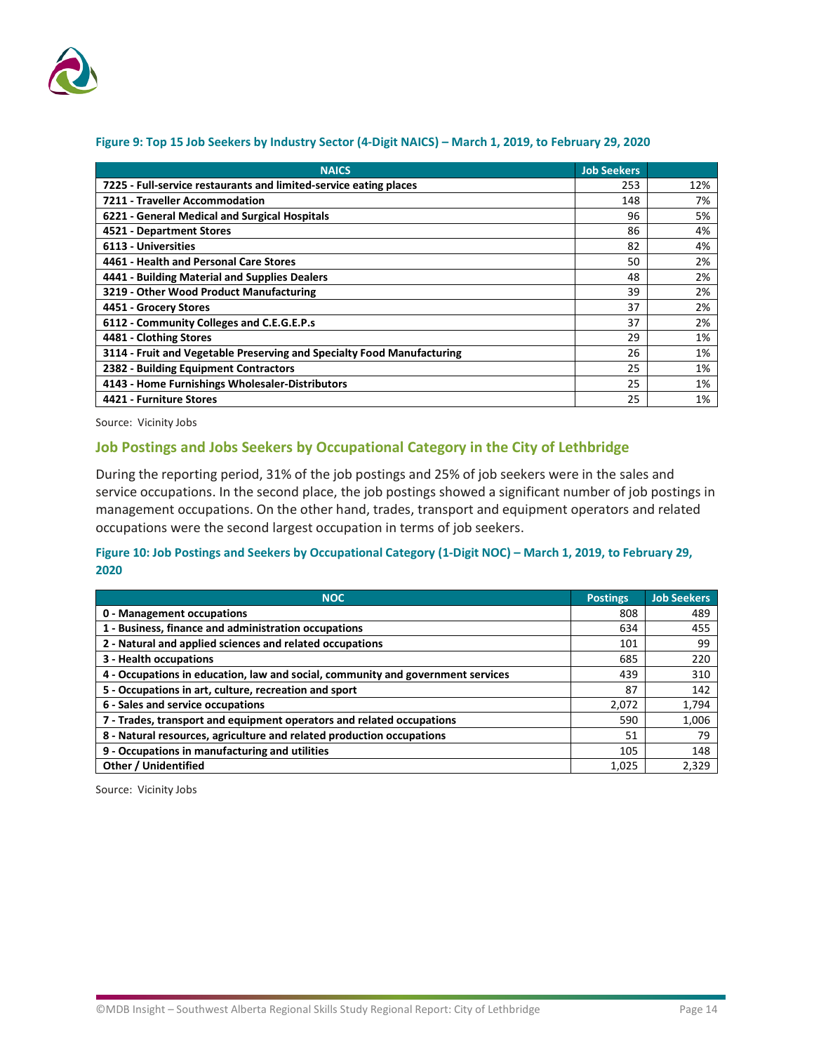#### Figure 9: Top 15 Job Seekers by Industry Sector (4-Digit NAICS) – March 1, 2019, to February 29, 2020

| NAICS | Job Seekers | |
|---|---|---|
| 7225 - Full-service restaurants and limited-service eating places | 253 | 12% |
| 7211 - Traveller Accommodation | 148 | 7% |
| 6221 - General Medical and Surgical Hospitals | 96 | 5% |
| 4521 - Department Stores | 86 | 4% |
| 6113 - Universities | 82 | 4% |
| 4461 - Health and Personal Care Stores | 50 | 2% |
| 4441 - Building Material and Supplies Dealers | 48 | 2% |
| 3219 - Other Wood Product Manufacturing | 39 | 2% |
| 4451 - Grocery Stores | 37 | 2% |
| 6112 - Community Colleges and C.E.G.E.P.s | 37 | 2% |
| 4481 - Clothing Stores | 29 | 1% |
| 3114 - Fruit and Vegetable Preserving and Specialty Food Manufacturing | 26 | 1% |
| 2382 - Building Equipment Contractors | 25 | 1% |
| 4143 - Home Furnishings Wholesaler-Distributors | 25 | 1% |
| 4421 - Furniture Stores | 25 | 1% |

Source: Vicinity Jobs

## Job Postings and Jobs Seekers by Occupational Category in the City of Lethbridge

During the reporting period, 31% of the job postings and 25% of job seekers were in the sales and service occupations. In the second place, the job postings showed a significant number of job postings in management occupations. On the other hand, trades, transport and equipment operators and related occupations were the second largest occupation in terms of job seekers.

#### Figure 10: Job Postings and Seekers by Occupational Category (1-Digit NOC) – March 1, 2019, to February 29, 2020

| NOC | Postings | Job Seekers |
|---|---|---|
| 0 - Management occupations | 808 | 489 |
| 1 - Business, finance and administration occupations | 634 | 455 |
| 2 - Natural and applied sciences and related occupations | 101 | 99 |
| 3 - Health occupations | 685 | 220 |
| 4 - Occupations in education, law and social, community and government services | 439 | 310 |
| 5 - Occupations in art, culture, recreation and sport | 87 | 142 |
| 6 - Sales and service occupations | 2,072 | 1,794 |
| 7 - Trades, transport and equipment operators and related occupations | 590 | 1,006 |
| 8 - Natural resources, agriculture and related production occupations | 51 | 79 |
| 9 - Occupations in manufacturing and utilities | 105 | 148 |
| Other / Unidentified | 1,025 | 2,329 |

Source: Vicinity Jobs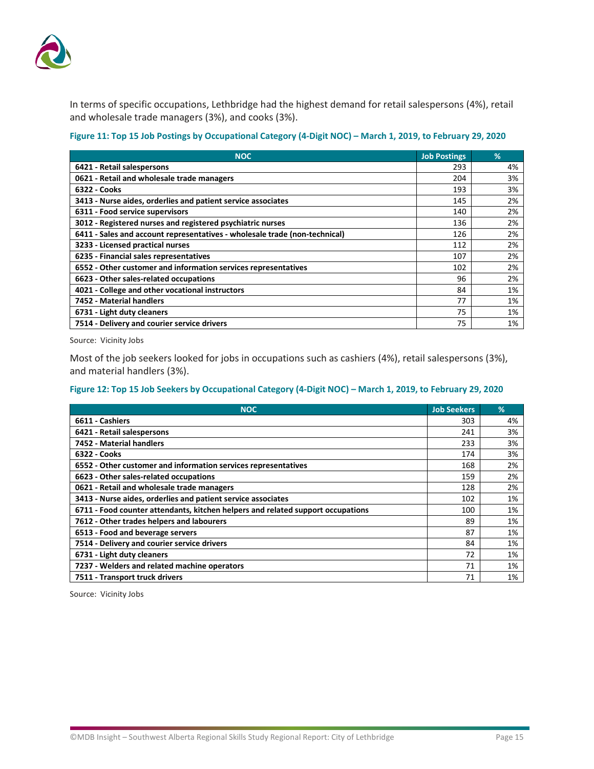In terms of specific occupations, Lethbridge had the highest demand for retail salespersons (4%), retail and wholesale trade managers (3%), and cooks (3%).

**Figure 11: Top 15 Job Postings by Occupational Category (4-Digit NOC) – March 1, 2019, to February 29, 2020**

| NOC | Job Postings | % |
|---|---|---|
| **6421 - Retail salespersons** | 293 | 4% |
| **0621 - Retail and wholesale trade managers** | 204 | 3% |
| **6322 - Cooks** | 193 | 3% |
| **3413 - Nurse aides, orderlies and patient service associates** | 145 | 2% |
| **6311 - Food service supervisors** | 140 | 2% |
| **3012 - Registered nurses and registered psychiatric nurses** | 136 | 2% |
| **6411 - Sales and account representatives - wholesale trade (non-technical)** | 126 | 2% |
| **3233 - Licensed practical nurses** | 112 | 2% |
| **6235 - Financial sales representatives** | 107 | 2% |
| **6552 - Other customer and information services representatives** | 102 | 2% |
| **6623 - Other sales-related occupations** | 96 | 2% |
| **4021 - College and other vocational instructors** | 84 | 1% |
| **7452 - Material handlers** | 77 | 1% |
| **6731 - Light duty cleaners** | 75 | 1% |
| **7514 - Delivery and courier service drivers** | 75 | 1% |

Source: Vicinity Jobs

Most of the job seekers looked for jobs in occupations such as cashiers (4%), retail salespersons (3%), and material handlers (3%).

**Figure 12: Top 15 Job Seekers by Occupational Category (4-Digit NOC) – March 1, 2019, to February 29, 2020**

| NOC | Job Seekers | % |
|---|---|---|
| **6611 - Cashiers** | 303 | 4% |
| **6421 - Retail salespersons** | 241 | 3% |
| **7452 - Material handlers** | 233 | 3% |
| **6322 - Cooks** | 174 | 3% |
| **6552 - Other customer and information services representatives** | 168 | 2% |
| **6623 - Other sales-related occupations** | 159 | 2% |
| **0621 - Retail and wholesale trade managers** | 128 | 2% |
| **3413 - Nurse aides, orderlies and patient service associates** | 102 | 1% |
| **6711 - Food counter attendants, kitchen helpers and related support occupations** | 100 | 1% |
| **7612 - Other trades helpers and labourers** | 89 | 1% |
| **6513 - Food and beverage servers** | 87 | 1% |
| **7514 - Delivery and courier service drivers** | 84 | 1% |
| **6731 - Light duty cleaners** | 72 | 1% |
| **7237 - Welders and related machine operators** | 71 | 1% |
| **7511 - Transport truck drivers** | 71 | 1% |

Source: Vicinity Jobs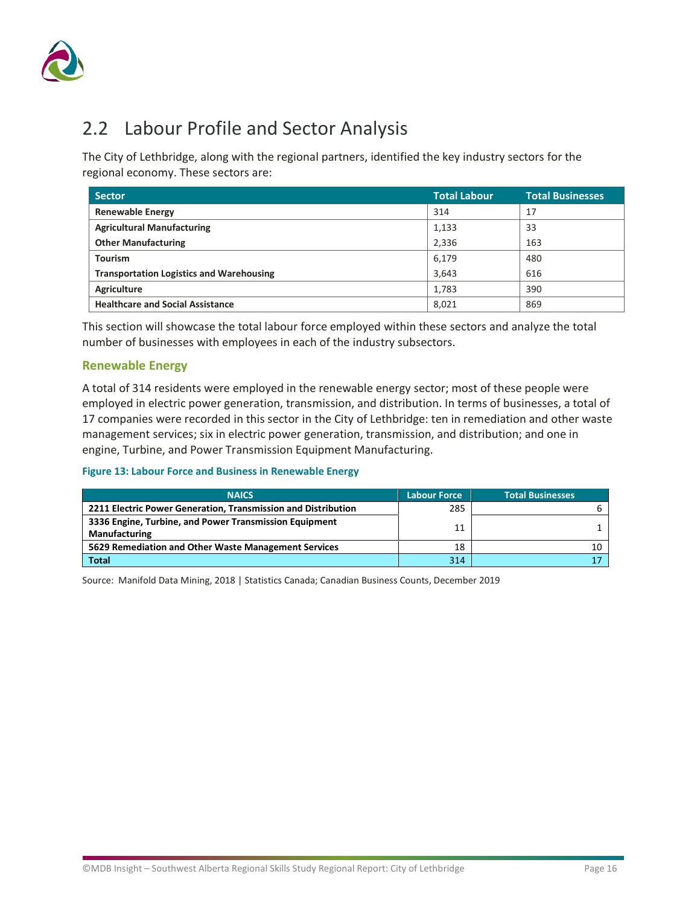## 2.2 Labour Profile and Sector Analysis

The City of Lethbridge, along with the regional partners, identified the key industry sectors for the regional economy. These sectors are:

| Sector | Total Labour | Total Businesses |
|---|---|---|
| **Renewable Energy** | 314 | 17 |
| **Agricultural Manufacturing** | 1,133 | 33 |
| **Other Manufacturing** | 2,336 | 163 |
| **Tourism** | 6,179 | 480 |
| **Transportation Logistics and Warehousing** | 3,643 | 616 |
| **Agriculture** | 1,783 | 390 |
| **Healthcare and Social Assistance** | 8,021 | 869 |

This section will showcase the total labour force employed within these sectors and analyze the total number of businesses with employees in each of the industry subsectors.

### Renewable Energy

A total of 314 residents were employed in the renewable energy sector; most of these people were employed in electric power generation, transmission, and distribution. In terms of businesses, a total of 17 companies were recorded in this sector in the City of Lethbridge: ten in remediation and other waste management services; six in electric power generation, transmission, and distribution; and one in engine, Turbine, and Power Transmission Equipment Manufacturing.

**Figure 13: Labour Force and Business in Renewable Energy**

| NAICS | Labour Force | Total Businesses |
|---|---|---|
| **2211 Electric Power Generation, Transmission and Distribution** | 285 | 6 |
| **3336 Engine, Turbine, and Power Transmission Equipment Manufacturing** | 11 | 1 |
| **5629 Remediation and Other Waste Management Services** | 18 | 10 |
| **Total** | 314 | 17 |

Source: Manifold Data Mining, 2018 | Statistics Canada; Canadian Business Counts, December 2019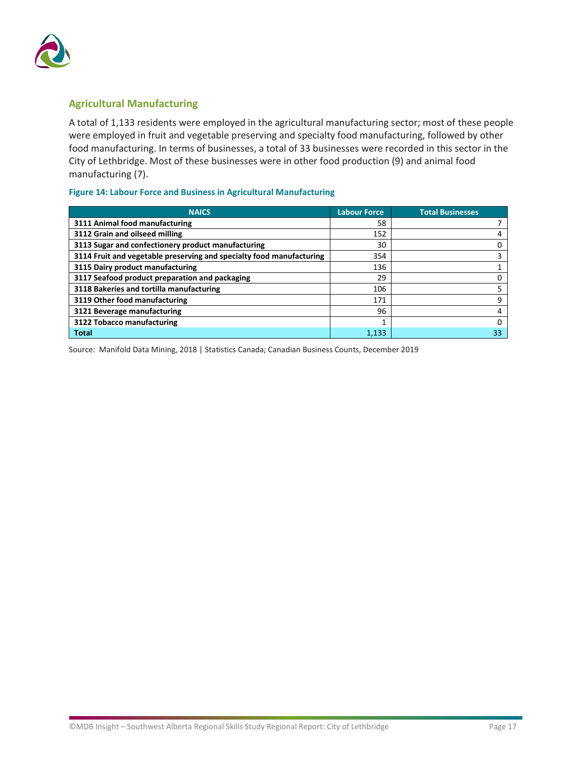## Agricultural Manufacturing

A total of 1,133 residents were employed in the agricultural manufacturing sector; most of these people were employed in fruit and vegetable preserving and specialty food manufacturing, followed by other food manufacturing. In terms of businesses, a total of 33 businesses were recorded in this sector in the City of Lethbridge. Most of these businesses were in other food production (9) and animal food manufacturing (7).

**Figure 14: Labour Force and Business in Agricultural Manufacturing**

| NAICS | Labour Force | Total Businesses |
|---|---|---|
| **3111 Animal food manufacturing** | 58 | 7 |
| **3112 Grain and oilseed milling** | 152 | 4 |
| **3113 Sugar and confectionery product manufacturing** | 30 | 0 |
| **3114 Fruit and vegetable preserving and specialty food manufacturing** | 354 | 3 |
| **3115 Dairy product manufacturing** | 136 | 1 |
| **3117 Seafood product preparation and packaging** | 29 | 0 |
| **3118 Bakeries and tortilla manufacturing** | 106 | 5 |
| **3119 Other food manufacturing** | 171 | 9 |
| **3121 Beverage manufacturing** | 96 | 4 |
| **3122 Tobacco manufacturing** | 1 | 0 |
| **Total** | 1,133 | 33 |

Source: Manifold Data Mining, 2018 | Statistics Canada; Canadian Business Counts, December 2019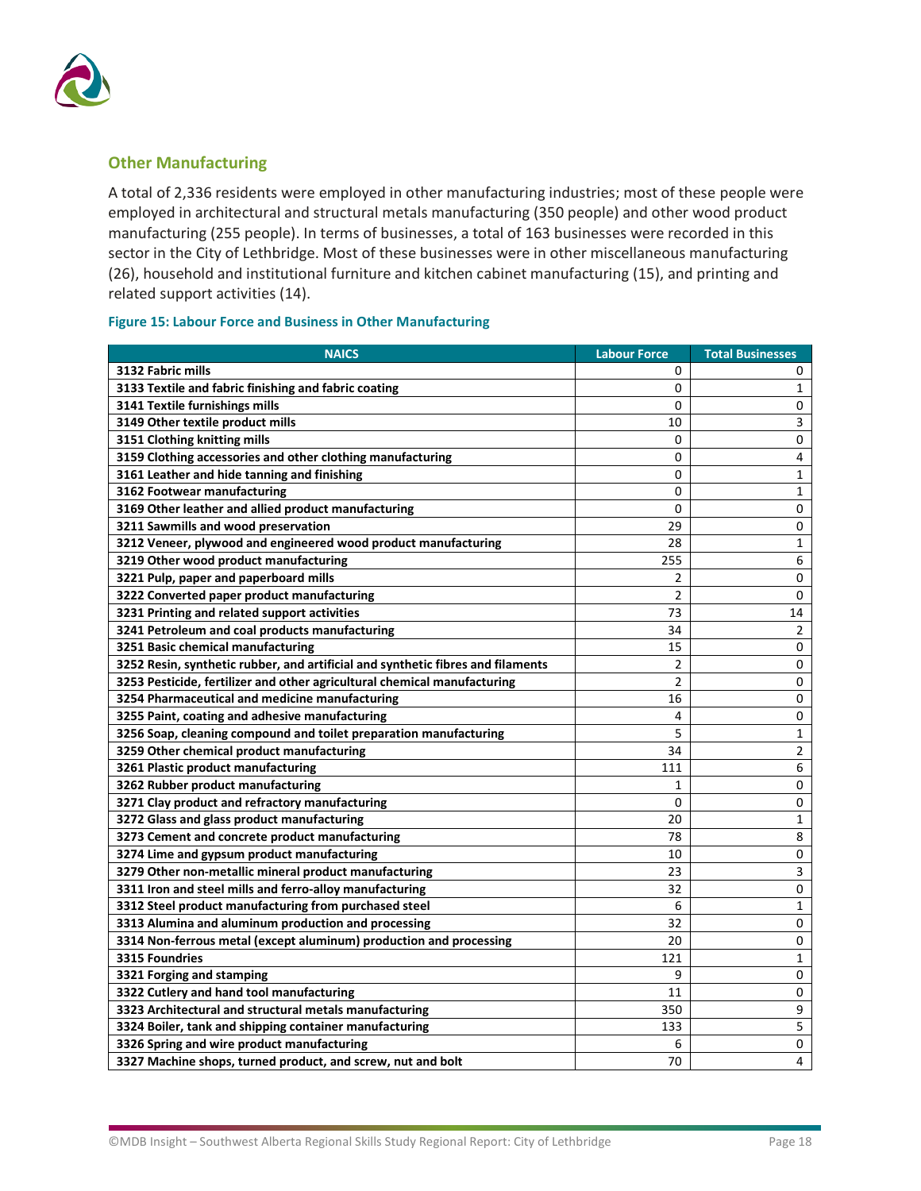## Other Manufacturing

A total of 2,336 residents were employed in other manufacturing industries; most of these people were employed in architectural and structural metals manufacturing (350 people) and other wood product manufacturing (255 people). In terms of businesses, a total of 163 businesses were recorded in this sector in the City of Lethbridge. Most of these businesses were in other miscellaneous manufacturing (26), household and institutional furniture and kitchen cabinet manufacturing (15), and printing and related support activities (14).

**Figure 15: Labour Force and Business in Other Manufacturing**

| NAICS | Labour Force | Total Businesses |
|---|---|---|
| **3132 Fabric mills** | 0 | 0 |
| **3133 Textile and fabric finishing and fabric coating** | 0 | 1 |
| **3141 Textile furnishings mills** | 0 | 0 |
| **3149 Other textile product mills** | 10 | 3 |
| **3151 Clothing knitting mills** | 0 | 0 |
| **3159 Clothing accessories and other clothing manufacturing** | 0 | 4 |
| **3161 Leather and hide tanning and finishing** | 0 | 1 |
| **3162 Footwear manufacturing** | 0 | 1 |
| **3169 Other leather and allied product manufacturing** | 0 | 0 |
| **3211 Sawmills and wood preservation** | 29 | 0 |
| **3212 Veneer, plywood and engineered wood product manufacturing** | 28 | 1 |
| **3219 Other wood product manufacturing** | 255 | 6 |
| **3221 Pulp, paper and paperboard mills** | 2 | 0 |
| **3222 Converted paper product manufacturing** | 2 | 0 |
| **3231 Printing and related support activities** | 73 | 14 |
| **3241 Petroleum and coal products manufacturing** | 34 | 2 |
| **3251 Basic chemical manufacturing** | 15 | 0 |
| **3252 Resin, synthetic rubber, and artificial and synthetic fibres and filaments** | 2 | 0 |
| **3253 Pesticide, fertilizer and other agricultural chemical manufacturing** | 2 | 0 |
| **3254 Pharmaceutical and medicine manufacturing** | 16 | 0 |
| **3255 Paint, coating and adhesive manufacturing** | 4 | 0 |
| **3256 Soap, cleaning compound and toilet preparation manufacturing** | 5 | 1 |
| **3259 Other chemical product manufacturing** | 34 | 2 |
| **3261 Plastic product manufacturing** | 111 | 6 |
| **3262 Rubber product manufacturing** | 1 | 0 |
| **3271 Clay product and refractory manufacturing** | 0 | 0 |
| **3272 Glass and glass product manufacturing** | 20 | 1 |
| **3273 Cement and concrete product manufacturing** | 78 | 8 |
| **3274 Lime and gypsum product manufacturing** | 10 | 0 |
| **3279 Other non-metallic mineral product manufacturing** | 23 | 3 |
| **3311 Iron and steel mills and ferro-alloy manufacturing** | 32 | 0 |
| **3312 Steel product manufacturing from purchased steel** | 6 | 1 |
| **3313 Alumina and aluminum production and processing** | 32 | 0 |
| **3314 Non-ferrous metal (except aluminum) production and processing** | 20 | 0 |
| **3315 Foundries** | 121 | 1 |
| **3321 Forging and stamping** | 9 | 0 |
| **3322 Cutlery and hand tool manufacturing** | 11 | 0 |
| **3323 Architectural and structural metals manufacturing** | 350 | 9 |
| **3324 Boiler, tank and shipping container manufacturing** | 133 | 5 |
| **3326 Spring and wire product manufacturing** | 6 | 0 |
| **3327 Machine shops, turned product, and screw, nut and bolt** | 70 | 4 |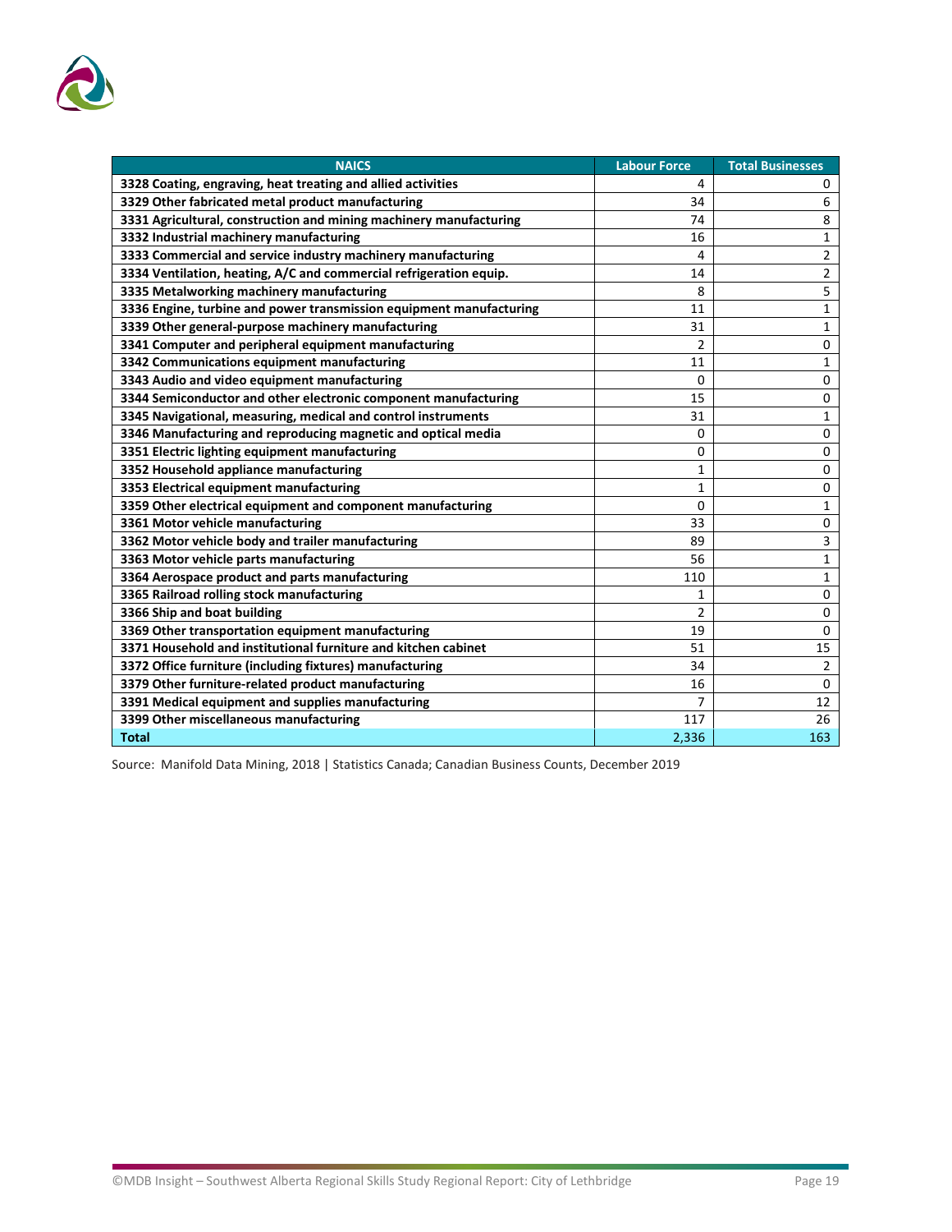| NAICS | Labour Force | Total Businesses |
|---|---|---|
| **3328 Coating, engraving, heat treating and allied activities** | 4 | 0 |
| **3329 Other fabricated metal product manufacturing** | 34 | 6 |
| **3331 Agricultural, construction and mining machinery manufacturing** | 74 | 8 |
| **3332 Industrial machinery manufacturing** | 16 | 1 |
| **3333 Commercial and service industry machinery manufacturing** | 4 | 2 |
| **3334 Ventilation, heating, A/C and commercial refrigeration equip.** | 14 | 2 |
| **3335 Metalworking machinery manufacturing** | 8 | 5 |
| **3336 Engine, turbine and power transmission equipment manufacturing** | 11 | 1 |
| **3339 Other general-purpose machinery manufacturing** | 31 | 1 |
| **3341 Computer and peripheral equipment manufacturing** | 2 | 0 |
| **3342 Communications equipment manufacturing** | 11 | 1 |
| **3343 Audio and video equipment manufacturing** | 0 | 0 |
| **3344 Semiconductor and other electronic component manufacturing** | 15 | 0 |
| **3345 Navigational, measuring, medical and control instruments** | 31 | 1 |
| **3346 Manufacturing and reproducing magnetic and optical media** | 0 | 0 |
| **3351 Electric lighting equipment manufacturing** | 0 | 0 |
| **3352 Household appliance manufacturing** | 1 | 0 |
| **3353 Electrical equipment manufacturing** | 1 | 0 |
| **3359 Other electrical equipment and component manufacturing** | 0 | 1 |
| **3361 Motor vehicle manufacturing** | 33 | 0 |
| **3362 Motor vehicle body and trailer manufacturing** | 89 | 3 |
| **3363 Motor vehicle parts manufacturing** | 56 | 1 |
| **3364 Aerospace product and parts manufacturing** | 110 | 1 |
| **3365 Railroad rolling stock manufacturing** | 1 | 0 |
| **3366 Ship and boat building** | 2 | 0 |
| **3369 Other transportation equipment manufacturing** | 19 | 0 |
| **3371 Household and institutional furniture and kitchen cabinet** | 51 | 15 |
| **3372 Office furniture (including fixtures) manufacturing** | 34 | 2 |
| **3379 Other furniture-related product manufacturing** | 16 | 0 |
| **3391 Medical equipment and supplies manufacturing** | 7 | 12 |
| **3399 Other miscellaneous manufacturing** | 117 | 26 |
| **Total** | 2,336 | 163 |

Source: Manifold Data Mining, 2018 | Statistics Canada; Canadian Business Counts, December 2019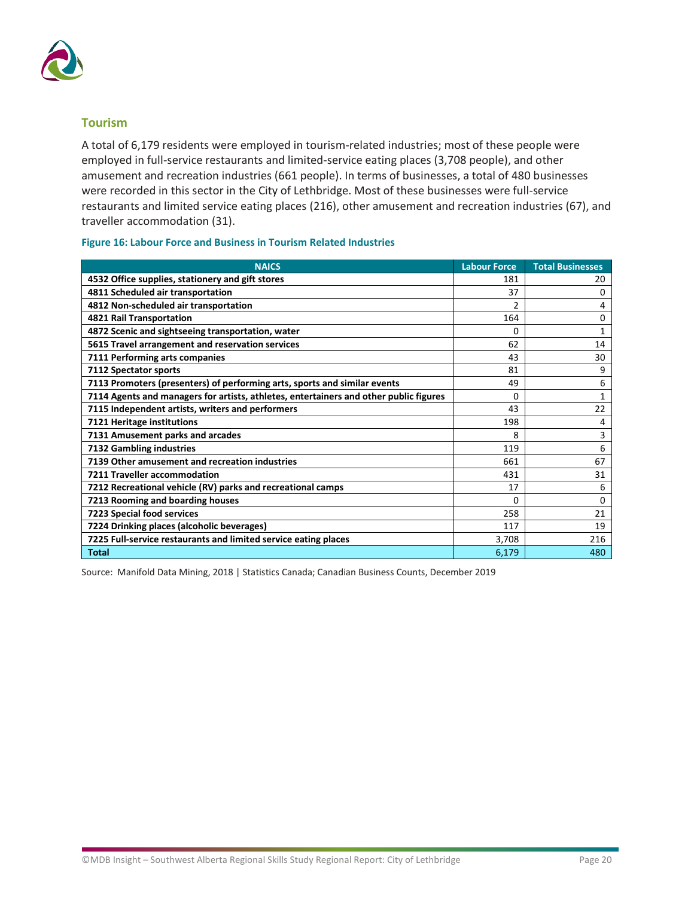## Tourism

A total of 6,179 residents were employed in tourism-related industries; most of these people were employed in full-service restaurants and limited-service eating places (3,708 people), and other amusement and recreation industries (661 people). In terms of businesses, a total of 480 businesses were recorded in this sector in the City of Lethbridge. Most of these businesses were full-service restaurants and limited service eating places (216), other amusement and recreation industries (67), and traveller accommodation (31).

**Figure 16: Labour Force and Business in Tourism Related Industries**

| NAICS | Labour Force | Total Businesses |
|---|---|---|
| **4532 Office supplies, stationery and gift stores** | 181 | 20 |
| **4811 Scheduled air transportation** | 37 | 0 |
| **4812 Non-scheduled air transportation** | 2 | 4 |
| **4821 Rail Transportation** | 164 | 0 |
| **4872 Scenic and sightseeing transportation, water** | 0 | 1 |
| **5615 Travel arrangement and reservation services** | 62 | 14 |
| **7111 Performing arts companies** | 43 | 30 |
| **7112 Spectator sports** | 81 | 9 |
| **7113 Promoters (presenters) of performing arts, sports and similar events** | 49 | 6 |
| **7114 Agents and managers for artists, athletes, entertainers and other public figures** | 0 | 1 |
| **7115 Independent artists, writers and performers** | 43 | 22 |
| **7121 Heritage institutions** | 198 | 4 |
| **7131 Amusement parks and arcades** | 8 | 3 |
| **7132 Gambling industries** | 119 | 6 |
| **7139 Other amusement and recreation industries** | 661 | 67 |
| **7211 Traveller accommodation** | 431 | 31 |
| **7212 Recreational vehicle (RV) parks and recreational camps** | 17 | 6 |
| **7213 Rooming and boarding houses** | 0 | 0 |
| **7223 Special food services** | 258 | 21 |
| **7224 Drinking places (alcoholic beverages)** | 117 | 19 |
| **7225 Full-service restaurants and limited service eating places** | 3,708 | 216 |
| **Total** | 6,179 | 480 |

Source: Manifold Data Mining, 2018 | Statistics Canada; Canadian Business Counts, December 2019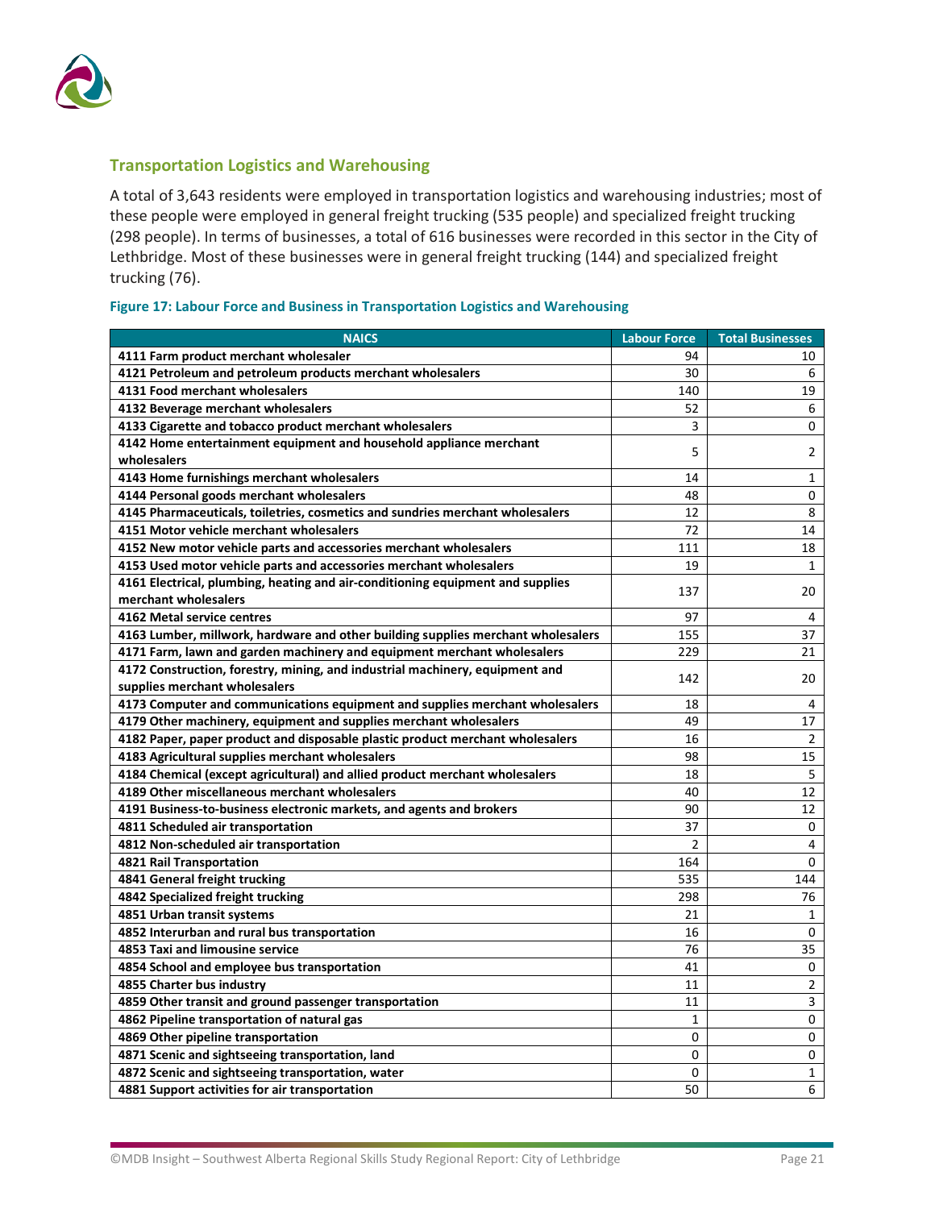## Transportation Logistics and Warehousing

A total of 3,643 residents were employed in transportation logistics and warehousing industries; most of these people were employed in general freight trucking (535 people) and specialized freight trucking (298 people). In terms of businesses, a total of 616 businesses were recorded in this sector in the City of Lethbridge. Most of these businesses were in general freight trucking (144) and specialized freight trucking (76).

**Figure 17: Labour Force and Business in Transportation Logistics and Warehousing**

| NAICS | Labour Force | Total Businesses |
|---|---|---|
| **4111 Farm product merchant wholesaler** | 94 | 10 |
| **4121 Petroleum and petroleum products merchant wholesalers** | 30 | 6 |
| **4131 Food merchant wholesalers** | 140 | 19 |
| **4132 Beverage merchant wholesalers** | 52 | 6 |
| **4133 Cigarette and tobacco product merchant wholesalers** | 3 | 0 |
| **4142 Home entertainment equipment and household appliance merchant wholesalers** | 5 | 2 |
| **4143 Home furnishings merchant wholesalers** | 14 | 1 |
| **4144 Personal goods merchant wholesalers** | 48 | 0 |
| **4145 Pharmaceuticals, toiletries, cosmetics and sundries merchant wholesalers** | 12 | 8 |
| **4151 Motor vehicle merchant wholesalers** | 72 | 14 |
| **4152 New motor vehicle parts and accessories merchant wholesalers** | 111 | 18 |
| **4153 Used motor vehicle parts and accessories merchant wholesalers** | 19 | 1 |
| **4161 Electrical, plumbing, heating and air-conditioning equipment and supplies merchant wholesalers** | 137 | 20 |
| **4162 Metal service centres** | 97 | 4 |
| **4163 Lumber, millwork, hardware and other building supplies merchant wholesalers** | 155 | 37 |
| **4171 Farm, lawn and garden machinery and equipment merchant wholesalers** | 229 | 21 |
| **4172 Construction, forestry, mining, and industrial machinery, equipment and supplies merchant wholesalers** | 142 | 20 |
| **4173 Computer and communications equipment and supplies merchant wholesalers** | 18 | 4 |
| **4179 Other machinery, equipment and supplies merchant wholesalers** | 49 | 17 |
| **4182 Paper, paper product and disposable plastic product merchant wholesalers** | 16 | 2 |
| **4183 Agricultural supplies merchant wholesalers** | 98 | 15 |
| **4184 Chemical (except agricultural) and allied product merchant wholesalers** | 18 | 5 |
| **4189 Other miscellaneous merchant wholesalers** | 40 | 12 |
| **4191 Business-to-business electronic markets, and agents and brokers** | 90 | 12 |
| **4811 Scheduled air transportation** | 37 | 0 |
| **4812 Non-scheduled air transportation** | 2 | 4 |
| **4821 Rail Transportation** | 164 | 0 |
| **4841 General freight trucking** | 535 | 144 |
| **4842 Specialized freight trucking** | 298 | 76 |
| **4851 Urban transit systems** | 21 | 1 |
| **4852 Interurban and rural bus transportation** | 16 | 0 |
| **4853 Taxi and limousine service** | 76 | 35 |
| **4854 School and employee bus transportation** | 41 | 0 |
| **4855 Charter bus industry** | 11 | 2 |
| **4859 Other transit and ground passenger transportation** | 11 | 3 |
| **4862 Pipeline transportation of natural gas** | 1 | 0 |
| **4869 Other pipeline transportation** | 0 | 0 |
| **4871 Scenic and sightseeing transportation, land** | 0 | 0 |
| **4872 Scenic and sightseeing transportation, water** | 0 | 1 |
| **4881 Support activities for air transportation** | 50 | 6 |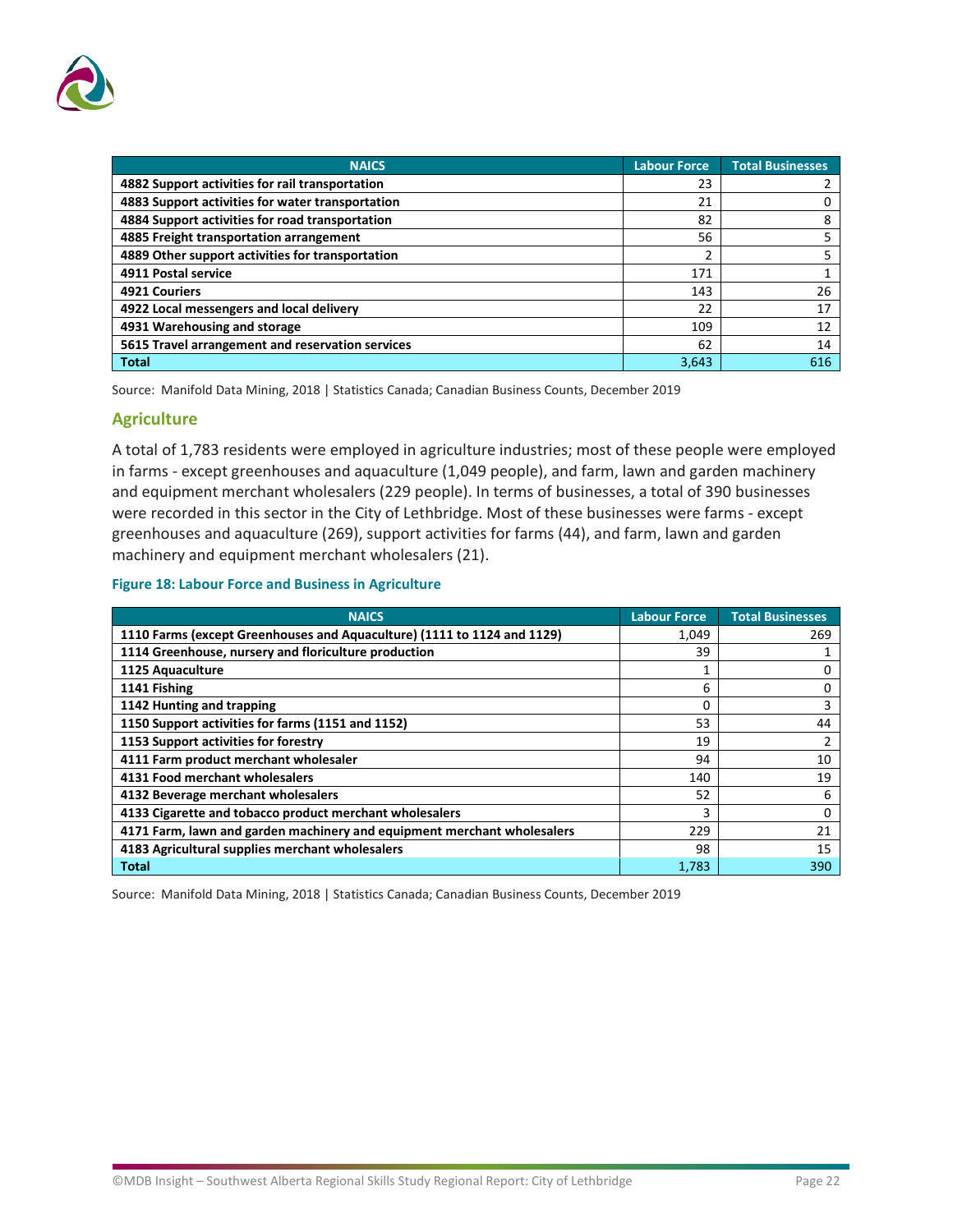| NAICS | Labour Force | Total Businesses |
|---|---|---|
| **4882 Support activities for rail transportation** | 23 | 2 |
| **4883 Support activities for water transportation** | 21 | 0 |
| **4884 Support activities for road transportation** | 82 | 8 |
| **4885 Freight transportation arrangement** | 56 | 5 |
| **4889 Other support activities for transportation** | 2 | 5 |
| **4911 Postal service** | 171 | 1 |
| **4921 Couriers** | 143 | 26 |
| **4922 Local messengers and local delivery** | 22 | 17 |
| **4931 Warehousing and storage** | 109 | 12 |
| **5615 Travel arrangement and reservation services** | 62 | 14 |
| **Total** | 3,643 | 616 |

Source: Manifold Data Mining, 2018 | Statistics Canada; Canadian Business Counts, December 2019

## Agriculture

A total of 1,783 residents were employed in agriculture industries; most of these people were employed in farms - except greenhouses and aquaculture (1,049 people), and farm, lawn and garden machinery and equipment merchant wholesalers (229 people). In terms of businesses, a total of 390 businesses were recorded in this sector in the City of Lethbridge. Most of these businesses were farms - except greenhouses and aquaculture (269), support activities for farms (44), and farm, lawn and garden machinery and equipment merchant wholesalers (21).

**Figure 18: Labour Force and Business in Agriculture**

| NAICS | Labour Force | Total Businesses |
|---|---|---|
| **1110 Farms (except Greenhouses and Aquaculture) (1111 to 1124 and 1129)** | 1,049 | 269 |
| **1114 Greenhouse, nursery and floriculture production** | 39 | 1 |
| **1125 Aquaculture** | 1 | 0 |
| **1141 Fishing** | 6 | 0 |
| **1142 Hunting and trapping** | 0 | 3 |
| **1150 Support activities for farms (1151 and 1152)** | 53 | 44 |
| **1153 Support activities for forestry** | 19 | 2 |
| **4111 Farm product merchant wholesaler** | 94 | 10 |
| **4131 Food merchant wholesalers** | 140 | 19 |
| **4132 Beverage merchant wholesalers** | 52 | 6 |
| **4133 Cigarette and tobacco product merchant wholesalers** | 3 | 0 |
| **4171 Farm, lawn and garden machinery and equipment merchant wholesalers** | 229 | 21 |
| **4183 Agricultural supplies merchant wholesalers** | 98 | 15 |
| **Total** | 1,783 | 390 |

Source: Manifold Data Mining, 2018 | Statistics Canada; Canadian Business Counts, December 2019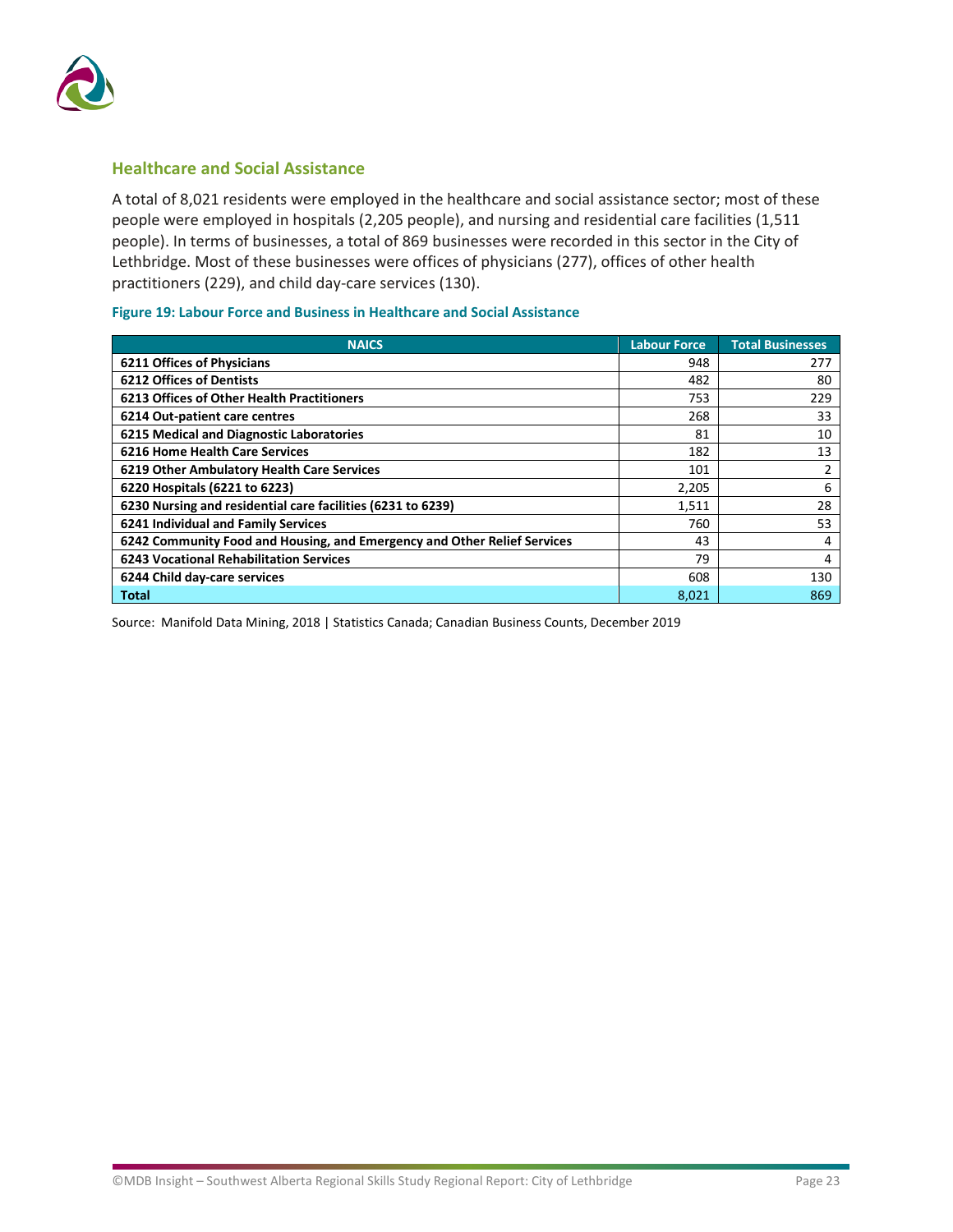## Healthcare and Social Assistance

A total of 8,021 residents were employed in the healthcare and social assistance sector; most of these people were employed in hospitals (2,205 people), and nursing and residential care facilities (1,511 people). In terms of businesses, a total of 869 businesses were recorded in this sector in the City of Lethbridge. Most of these businesses were offices of physicians (277), offices of other health practitioners (229), and child day-care services (130).

**Figure 19: Labour Force and Business in Healthcare and Social Assistance**

| NAICS | Labour Force | Total Businesses |
|---|---|---|
| **6211 Offices of Physicians** | 948 | 277 |
| **6212 Offices of Dentists** | 482 | 80 |
| **6213 Offices of Other Health Practitioners** | 753 | 229 |
| **6214 Out-patient care centres** | 268 | 33 |
| **6215 Medical and Diagnostic Laboratories** | 81 | 10 |
| **6216 Home Health Care Services** | 182 | 13 |
| **6219 Other Ambulatory Health Care Services** | 101 | 2 |
| **6220 Hospitals (6221 to 6223)** | 2,205 | 6 |
| **6230 Nursing and residential care facilities (6231 to 6239)** | 1,511 | 28 |
| **6241 Individual and Family Services** | 760 | 53 |
| **6242 Community Food and Housing, and Emergency and Other Relief Services** | 43 | 4 |
| **6243 Vocational Rehabilitation Services** | 79 | 4 |
| **6244 Child day-care services** | 608 | 130 |
| **Total** | 8,021 | 869 |

Source: Manifold Data Mining, 2018 | Statistics Canada; Canadian Business Counts, December 2019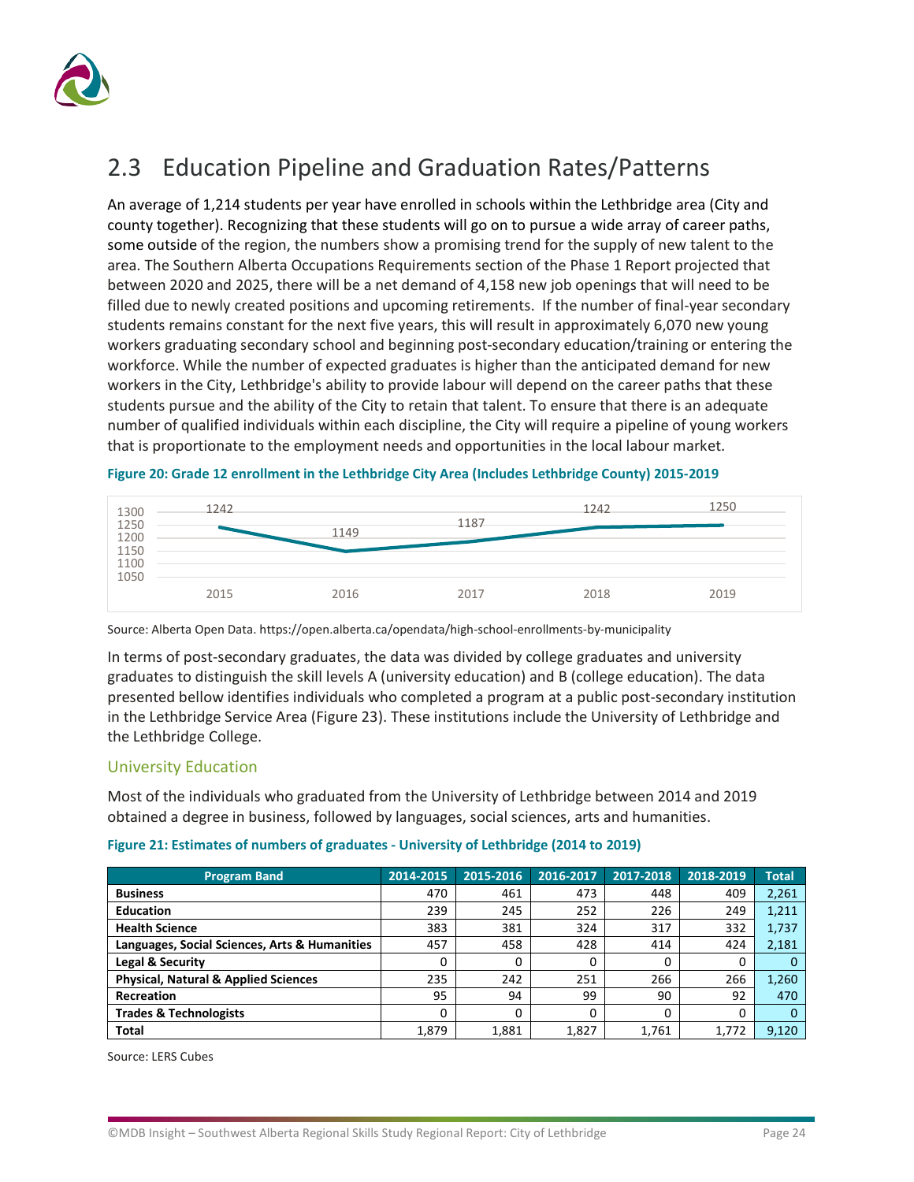## 2.3 Education Pipeline and Graduation Rates/Patterns

An average of 1,214 students per year have enrolled in schools within the Lethbridge area (City and county together). Recognizing that these students will go on to pursue a wide array of career paths, some outside of the region, the numbers show a promising trend for the supply of new talent to the area. The Southern Alberta Occupations Requirements section of the Phase 1 Report projected that between 2020 and 2025, there will be a net demand of 4,158 new job openings that will need to be filled due to newly created positions and upcoming retirements. If the number of final-year secondary students remains constant for the next five years, this will result in approximately 6,070 new young workers graduating secondary school and beginning post-secondary education/training or entering the workforce. While the number of expected graduates is higher than the anticipated demand for new workers in the City, Lethbridge's ability to provide labour will depend on the career paths that these students pursue and the ability of the City to retain that talent. To ensure that there is an adequate number of qualified individuals within each discipline, the City will require a pipeline of young workers that is proportionate to the employment needs and opportunities in the local labour market.

**Figure 20: Grade 12 enrollment in the Lethbridge City Area (Includes Lethbridge County) 2015-2019**

| Year | Enrollment |
|---|---|
| 2015 | 1242 |
| 2016 | 1149 |
| 2017 | 1187 |
| 2018 | 1242 |
| 2019 | 1250 |

Source: Alberta Open Data. https://open.alberta.ca/opendata/high-school-enrollments-by-municipality

In terms of post-secondary graduates, the data was divided by college graduates and university graduates to distinguish the skill levels A (university education) and B (college education). The data presented bellow identifies individuals who completed a program at a public post-secondary institution in the Lethbridge Service Area (Figure 23). These institutions include the University of Lethbridge and the Lethbridge College.

### University Education

Most of the individuals who graduated from the University of Lethbridge between 2014 and 2019 obtained a degree in business, followed by languages, social sciences, arts and humanities.

**Figure 21: Estimates of numbers of graduates - University of Lethbridge (2014 to 2019)**

| Program Band | 2014-2015 | 2015-2016 | 2016-2017 | 2017-2018 | 2018-2019 | Total |
|---|---|---|---|---|---|---|
| **Business** | 470 | 461 | 473 | 448 | 409 | 2,261 |
| **Education** | 239 | 245 | 252 | 226 | 249 | 1,211 |
| **Health Science** | 383 | 381 | 324 | 317 | 332 | 1,737 |
| **Languages, Social Sciences, Arts & Humanities** | 457 | 458 | 428 | 414 | 424 | 2,181 |
| **Legal & Security** | 0 | 0 | 0 | 0 | 0 | 0 |
| **Physical, Natural & Applied Sciences** | 235 | 242 | 251 | 266 | 266 | 1,260 |
| **Recreation** | 95 | 94 | 99 | 90 | 92 | 470 |
| **Trades & Technologists** | 0 | 0 | 0 | 0 | 0 | 0 |
| **Total** | 1,879 | 1,881 | 1,827 | 1,761 | 1,772 | 9,120 |

Source: LERS Cubes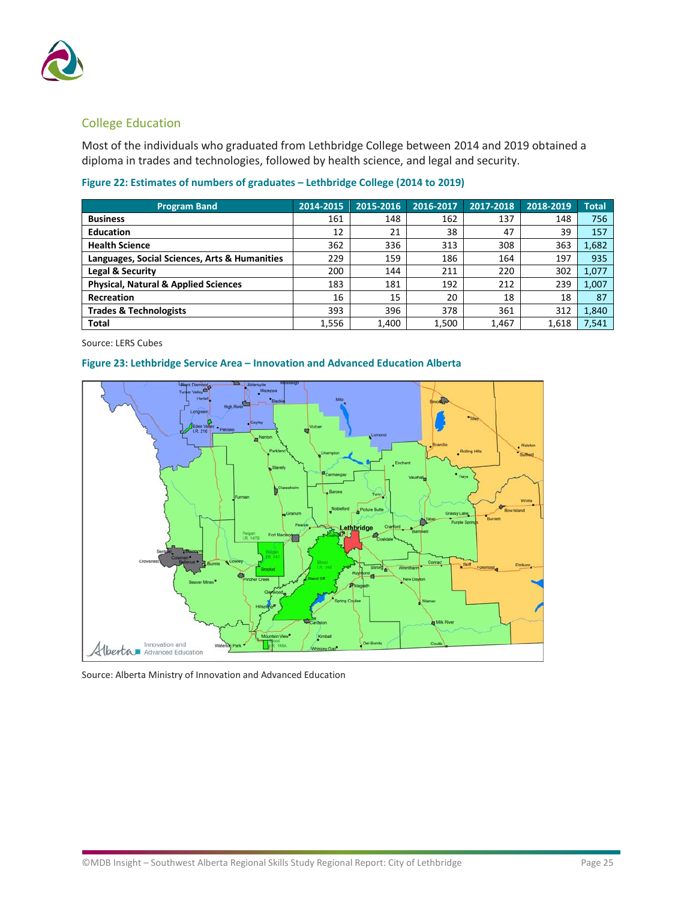## College Education

Most of the individuals who graduated from Lethbridge College between 2014 and 2019 obtained a diploma in trades and technologies, followed by health science, and legal and security.

**Figure 22: Estimates of numbers of graduates – Lethbridge College (2014 to 2019)**

| Program Band | 2014-2015 | 2015-2016 | 2016-2017 | 2017-2018 | 2018-2019 | Total |
|---|---|---|---|---|---|---|
| **Business** | 161 | 148 | 162 | 137 | 148 | 756 |
| **Education** | 12 | 21 | 38 | 47 | 39 | 157 |
| **Health Science** | 362 | 336 | 313 | 308 | 363 | 1,682 |
| **Languages, Social Sciences, Arts & Humanities** | 229 | 159 | 186 | 164 | 197 | 935 |
| **Legal & Security** | 200 | 144 | 211 | 220 | 302 | 1,077 |
| **Physical, Natural & Applied Sciences** | 183 | 181 | 192 | 212 | 239 | 1,007 |
| **Recreation** | 16 | 15 | 20 | 18 | 18 | 87 |
| **Trades & Technologists** | 393 | 396 | 378 | 361 | 312 | 1,840 |
| **Total** | 1,556 | 1,400 | 1,500 | 1,467 | 1,618 | 7,541 |

Source: LERS Cubes

**Figure 23: Lethbridge Service Area – Innovation and Advanced Education Alberta**

Source: Alberta Ministry of Innovation and Advanced Education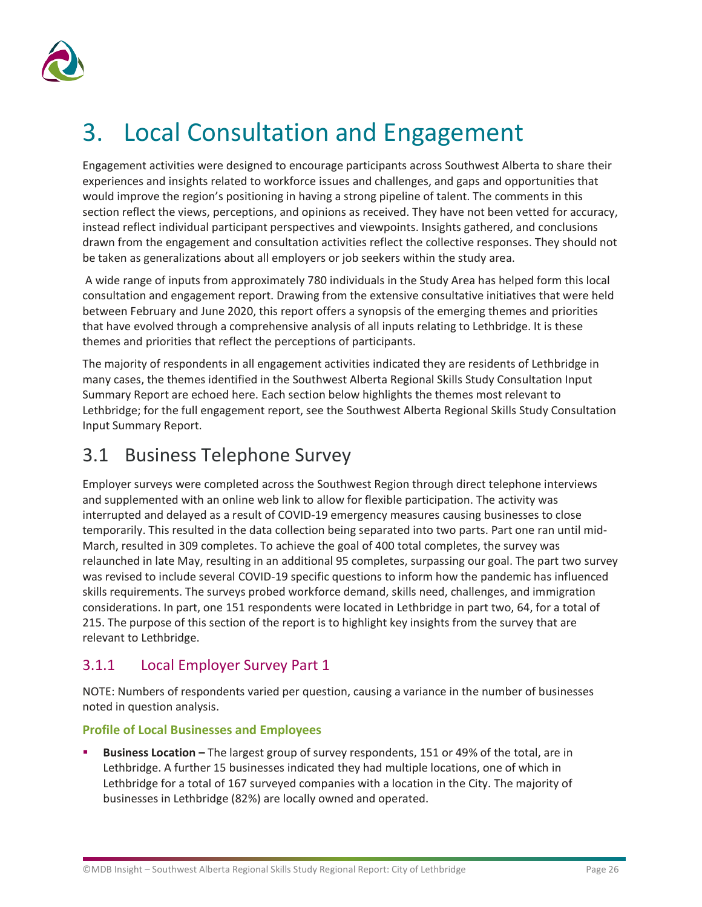# 3. Local Consultation and Engagement

Engagement activities were designed to encourage participants across Southwest Alberta to share their experiences and insights related to workforce issues and challenges, and gaps and opportunities that would improve the region's positioning in having a strong pipeline of talent. The comments in this section reflect the views, perceptions, and opinions as received. They have not been vetted for accuracy, instead reflect individual participant perspectives and viewpoints. Insights gathered, and conclusions drawn from the engagement and consultation activities reflect the collective responses. They should not be taken as generalizations about all employers or job seekers within the study area.

A wide range of inputs from approximately 780 individuals in the Study Area has helped form this local consultation and engagement report. Drawing from the extensive consultative initiatives that were held between February and June 2020, this report offers a synopsis of the emerging themes and priorities that have evolved through a comprehensive analysis of all inputs relating to Lethbridge. It is these themes and priorities that reflect the perceptions of participants.

The majority of respondents in all engagement activities indicated they are residents of Lethbridge in many cases, the themes identified in the Southwest Alberta Regional Skills Study Consultation Input Summary Report are echoed here. Each section below highlights the themes most relevant to Lethbridge; for the full engagement report, see the Southwest Alberta Regional Skills Study Consultation Input Summary Report.

## 3.1 Business Telephone Survey

Employer surveys were completed across the Southwest Region through direct telephone interviews and supplemented with an online web link to allow for flexible participation. The activity was interrupted and delayed as a result of COVID-19 emergency measures causing businesses to close temporarily. This resulted in the data collection being separated into two parts. Part one ran until mid-March, resulted in 309 completes. To achieve the goal of 400 total completes, the survey was relaunched in late May, resulting in an additional 95 completes, surpassing our goal. The part two survey was revised to include several COVID-19 specific questions to inform how the pandemic has influenced skills requirements. The surveys probed workforce demand, skills need, challenges, and immigration considerations. In part, one 151 respondents were located in Lethbridge in part two, 64, for a total of 215. The purpose of this section of the report is to highlight key insights from the survey that are relevant to Lethbridge.

### 3.1.1 Local Employer Survey Part 1

NOTE: Numbers of respondents varied per question, causing a variance in the number of businesses noted in question analysis.

#### Profile of Local Businesses and Employees

- **Business Location –** The largest group of survey respondents, 151 or 49% of the total, are in Lethbridge. A further 15 businesses indicated they had multiple locations, one of which in Lethbridge for a total of 167 surveyed companies with a location in the City. The majority of businesses in Lethbridge (82%) are locally owned and operated.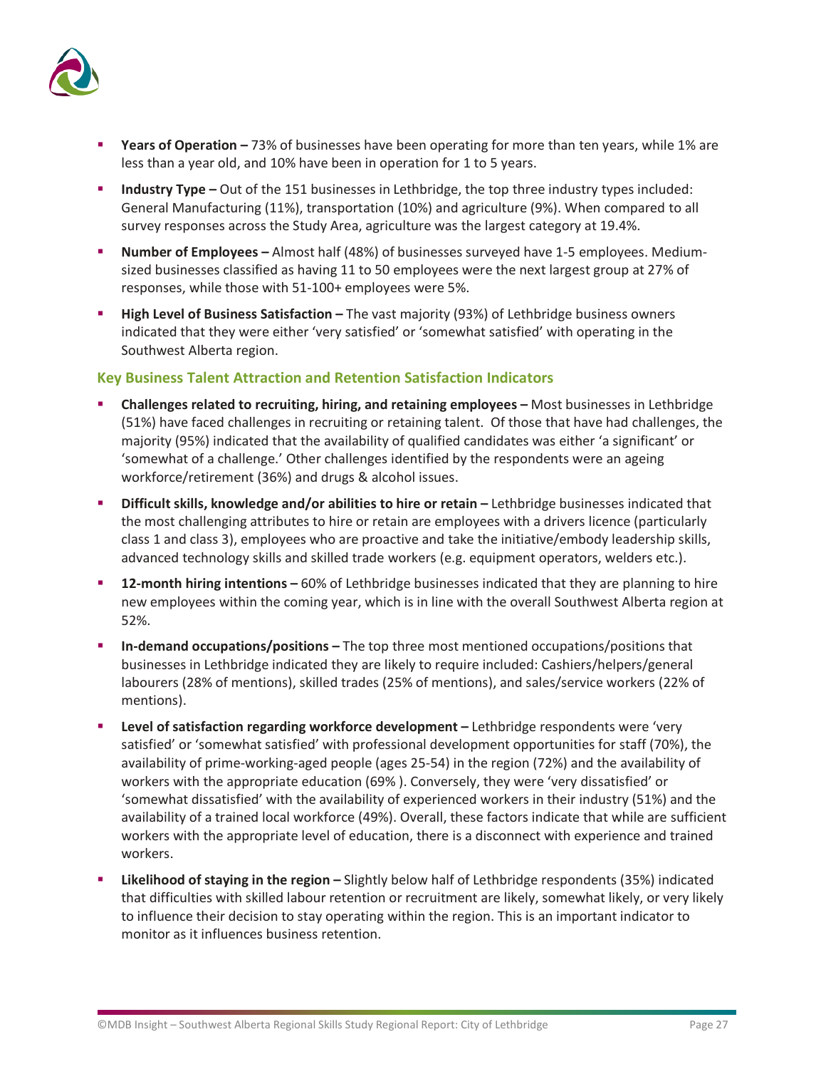- **Years of Operation –** 73% of businesses have been operating for more than ten years, while 1% are less than a year old, and 10% have been in operation for 1 to 5 years.
- **Industry Type –** Out of the 151 businesses in Lethbridge, the top three industry types included: General Manufacturing (11%), transportation (10%) and agriculture (9%). When compared to all survey responses across the Study Area, agriculture was the largest category at 19.4%.
- **Number of Employees –** Almost half (48%) of businesses surveyed have 1-5 employees. Medium-sized businesses classified as having 11 to 50 employees were the next largest group at 27% of responses, while those with 51-100+ employees were 5%.
- **High Level of Business Satisfaction –** The vast majority (93%) of Lethbridge business owners indicated that they were either 'very satisfied' or 'somewhat satisfied' with operating in the Southwest Alberta region.

### Key Business Talent Attraction and Retention Satisfaction Indicators

- **Challenges related to recruiting, hiring, and retaining employees –** Most businesses in Lethbridge (51%) have faced challenges in recruiting or retaining talent. Of those that have had challenges, the majority (95%) indicated that the availability of qualified candidates was either 'a significant' or 'somewhat of a challenge.' Other challenges identified by the respondents were an ageing workforce/retirement (36%) and drugs & alcohol issues.
- **Difficult skills, knowledge and/or abilities to hire or retain –** Lethbridge businesses indicated that the most challenging attributes to hire or retain are employees with a drivers licence (particularly class 1 and class 3), employees who are proactive and take the initiative/embody leadership skills, advanced technology skills and skilled trade workers (e.g. equipment operators, welders etc.).
- **12-month hiring intentions –** 60% of Lethbridge businesses indicated that they are planning to hire new employees within the coming year, which is in line with the overall Southwest Alberta region at 52%.
- **In-demand occupations/positions –** The top three most mentioned occupations/positions that businesses in Lethbridge indicated they are likely to require included: Cashiers/helpers/general labourers (28% of mentions), skilled trades (25% of mentions), and sales/service workers (22% of mentions).
- **Level of satisfaction regarding workforce development –** Lethbridge respondents were 'very satisfied' or 'somewhat satisfied' with professional development opportunities for staff (70%), the availability of prime-working-aged people (ages 25-54) in the region (72%) and the availability of workers with the appropriate education (69% ). Conversely, they were 'very dissatisfied' or 'somewhat dissatisfied' with the availability of experienced workers in their industry (51%) and the availability of a trained local workforce (49%). Overall, these factors indicate that while are sufficient workers with the appropriate level of education, there is a disconnect with experience and trained workers.
- **Likelihood of staying in the region –** Slightly below half of Lethbridge respondents (35%) indicated that difficulties with skilled labour retention or recruitment are likely, somewhat likely, or very likely to influence their decision to stay operating within the region. This is an important indicator to monitor as it influences business retention.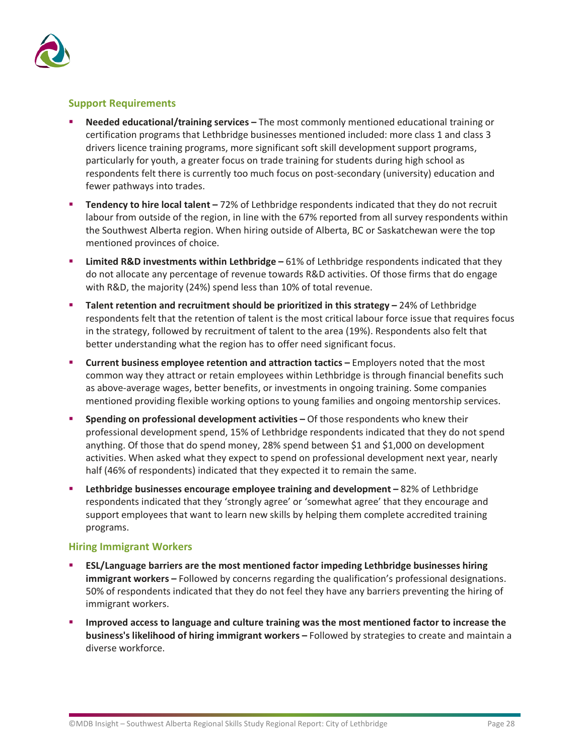### Support Requirements

- **Needed educational/training services –** The most commonly mentioned educational training or certification programs that Lethbridge businesses mentioned included: more class 1 and class 3 drivers licence training programs, more significant soft skill development support programs, particularly for youth, a greater focus on trade training for students during high school as respondents felt there is currently too much focus on post-secondary (university) education and fewer pathways into trades.
- **Tendency to hire local talent –** 72% of Lethbridge respondents indicated that they do not recruit labour from outside of the region, in line with the 67% reported from all survey respondents within the Southwest Alberta region. When hiring outside of Alberta, BC or Saskatchewan were the top mentioned provinces of choice.
- **Limited R&D investments within Lethbridge –** 61% of Lethbridge respondents indicated that they do not allocate any percentage of revenue towards R&D activities. Of those firms that do engage with R&D, the majority (24%) spend less than 10% of total revenue.
- **Talent retention and recruitment should be prioritized in this strategy –** 24% of Lethbridge respondents felt that the retention of talent is the most critical labour force issue that requires focus in the strategy, followed by recruitment of talent to the area (19%). Respondents also felt that better understanding what the region has to offer need significant focus.
- **Current business employee retention and attraction tactics –** Employers noted that the most common way they attract or retain employees within Lethbridge is through financial benefits such as above-average wages, better benefits, or investments in ongoing training. Some companies mentioned providing flexible working options to young families and ongoing mentorship services.
- **Spending on professional development activities –** Of those respondents who knew their professional development spend, 15% of Lethbridge respondents indicated that they do not spend anything. Of those that do spend money, 28% spend between $1 and $1,000 on development activities. When asked what they expect to spend on professional development next year, nearly half (46% of respondents) indicated that they expected it to remain the same.
- **Lethbridge businesses encourage employee training and development –** 82% of Lethbridge respondents indicated that they 'strongly agree' or 'somewhat agree' that they encourage and support employees that want to learn new skills by helping them complete accredited training programs.

### Hiring Immigrant Workers

- **ESL/Language barriers are the most mentioned factor impeding Lethbridge businesses hiring immigrant workers –** Followed by concerns regarding the qualification's professional designations. 50% of respondents indicated that they do not feel they have any barriers preventing the hiring of immigrant workers.
- **Improved access to language and culture training was the most mentioned factor to increase the business's likelihood of hiring immigrant workers –** Followed by strategies to create and maintain a diverse workforce.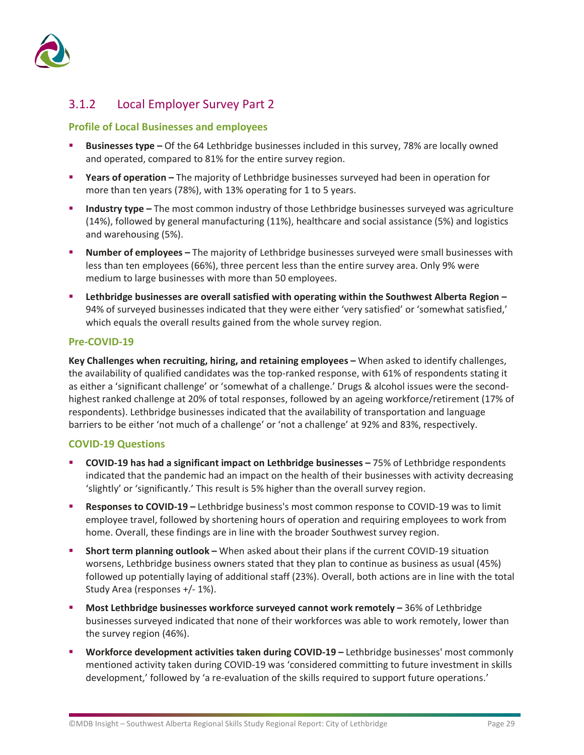## 3.1.2 Local Employer Survey Part 2

### Profile of Local Businesses and employees

- **Businesses type –** Of the 64 Lethbridge businesses included in this survey, 78% are locally owned and operated, compared to 81% for the entire survey region.
- **Years of operation –** The majority of Lethbridge businesses surveyed had been in operation for more than ten years (78%), with 13% operating for 1 to 5 years.
- **Industry type –** The most common industry of those Lethbridge businesses surveyed was agriculture (14%), followed by general manufacturing (11%), healthcare and social assistance (5%) and logistics and warehousing (5%).
- **Number of employees –** The majority of Lethbridge businesses surveyed were small businesses with less than ten employees (66%), three percent less than the entire survey area. Only 9% were medium to large businesses with more than 50 employees.
- **Lethbridge businesses are overall satisfied with operating within the Southwest Alberta Region –** 94% of surveyed businesses indicated that they were either 'very satisfied' or 'somewhat satisfied,' which equals the overall results gained from the whole survey region.

### Pre-COVID-19

**Key Challenges when recruiting, hiring, and retaining employees –** When asked to identify challenges, the availability of qualified candidates was the top-ranked response, with 61% of respondents stating it as either a 'significant challenge' or 'somewhat of a challenge.' Drugs & alcohol issues were the second-highest ranked challenge at 20% of total responses, followed by an ageing workforce/retirement (17% of respondents). Lethbridge businesses indicated that the availability of transportation and language barriers to be either 'not much of a challenge' or 'not a challenge' at 92% and 83%, respectively.

### COVID-19 Questions

- **COVID-19 has had a significant impact on Lethbridge businesses –** 75% of Lethbridge respondents indicated that the pandemic had an impact on the health of their businesses with activity decreasing 'slightly' or 'significantly.' This result is 5% higher than the overall survey region.
- **Responses to COVID-19 –** Lethbridge business's most common response to COVID-19 was to limit employee travel, followed by shortening hours of operation and requiring employees to work from home. Overall, these findings are in line with the broader Southwest survey region.
- **Short term planning outlook –** When asked about their plans if the current COVID-19 situation worsens, Lethbridge business owners stated that they plan to continue as business as usual (45%) followed up potentially laying of additional staff (23%). Overall, both actions are in line with the total Study Area (responses +/- 1%).
- **Most Lethbridge businesses workforce surveyed cannot work remotely –** 36% of Lethbridge businesses surveyed indicated that none of their workforces was able to work remotely, lower than the survey region (46%).
- **Workforce development activities taken during COVID-19 –** Lethbridge businesses' most commonly mentioned activity taken during COVID-19 was 'considered committing to future investment in skills development,' followed by 'a re-evaluation of the skills required to support future operations.'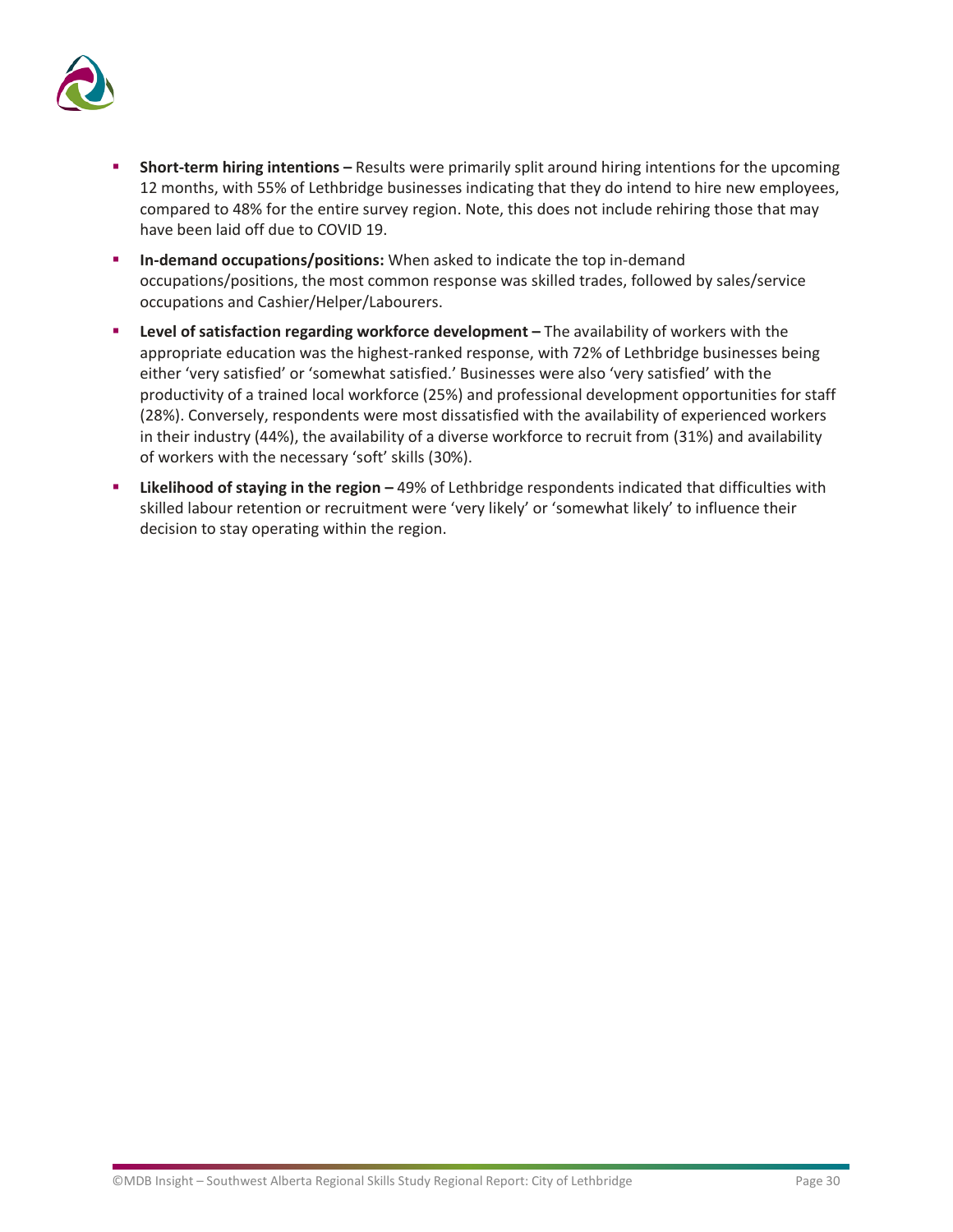- **Short-term hiring intentions –** Results were primarily split around hiring intentions for the upcoming 12 months, with 55% of Lethbridge businesses indicating that they do intend to hire new employees, compared to 48% for the entire survey region. Note, this does not include rehiring those that may have been laid off due to COVID 19.
- **In-demand occupations/positions:** When asked to indicate the top in-demand occupations/positions, the most common response was skilled trades, followed by sales/service occupations and Cashier/Helper/Labourers.
- **Level of satisfaction regarding workforce development –** The availability of workers with the appropriate education was the highest-ranked response, with 72% of Lethbridge businesses being either 'very satisfied' or 'somewhat satisfied.' Businesses were also 'very satisfied' with the productivity of a trained local workforce (25%) and professional development opportunities for staff (28%). Conversely, respondents were most dissatisfied with the availability of experienced workers in their industry (44%), the availability of a diverse workforce to recruit from (31%) and availability of workers with the necessary 'soft' skills (30%).
- **Likelihood of staying in the region –** 49% of Lethbridge respondents indicated that difficulties with skilled labour retention or recruitment were 'very likely' or 'somewhat likely' to influence their decision to stay operating within the region.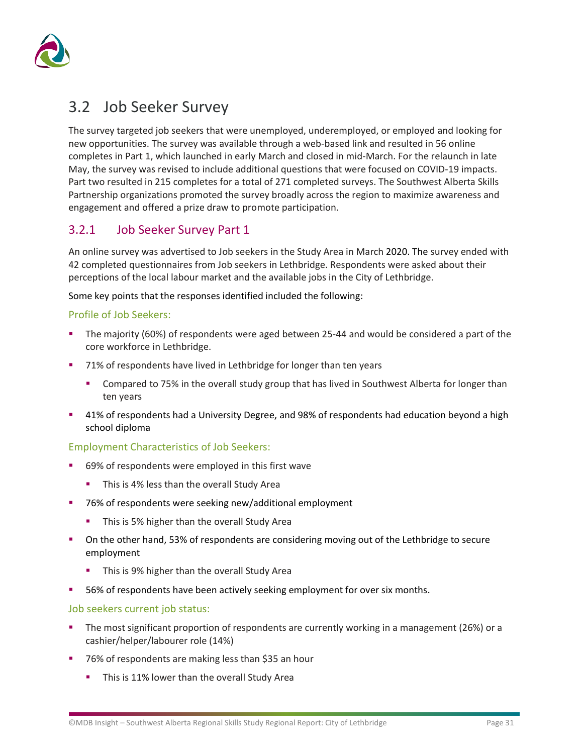## 3.2 Job Seeker Survey

The survey targeted job seekers that were unemployed, underemployed, or employed and looking for new opportunities. The survey was available through a web-based link and resulted in 56 online completes in Part 1, which launched in early March and closed in mid-March. For the relaunch in late May, the survey was revised to include additional questions that were focused on COVID-19 impacts. Part two resulted in 215 completes for a total of 271 completed surveys. The Southwest Alberta Skills Partnership organizations promoted the survey broadly across the region to maximize awareness and engagement and offered a prize draw to promote participation.

### 3.2.1 Job Seeker Survey Part 1

An online survey was advertised to Job seekers in the Study Area in March 2020. The survey ended with 42 completed questionnaires from Job seekers in Lethbridge. Respondents were asked about their perceptions of the local labour market and the available jobs in the City of Lethbridge.

Some key points that the responses identified included the following:

#### Profile of Job Seekers:

- The majority (60%) of respondents were aged between 25-44 and would be considered a part of the core workforce in Lethbridge.
- 71% of respondents have lived in Lethbridge for longer than ten years
  - Compared to 75% in the overall study group that has lived in Southwest Alberta for longer than ten years
- 41% of respondents had a University Degree, and 98% of respondents had education beyond a high school diploma

#### Employment Characteristics of Job Seekers:

- 69% of respondents were employed in this first wave
  - This is 4% less than the overall Study Area
- 76% of respondents were seeking new/additional employment
  - This is 5% higher than the overall Study Area
- On the other hand, 53% of respondents are considering moving out of the Lethbridge to secure employment
  - This is 9% higher than the overall Study Area
- 56% of respondents have been actively seeking employment for over six months.

#### Job seekers current job status:

- The most significant proportion of respondents are currently working in a management (26%) or a cashier/helper/labourer role (14%)
- 76% of respondents are making less than $35 an hour
  - This is 11% lower than the overall Study Area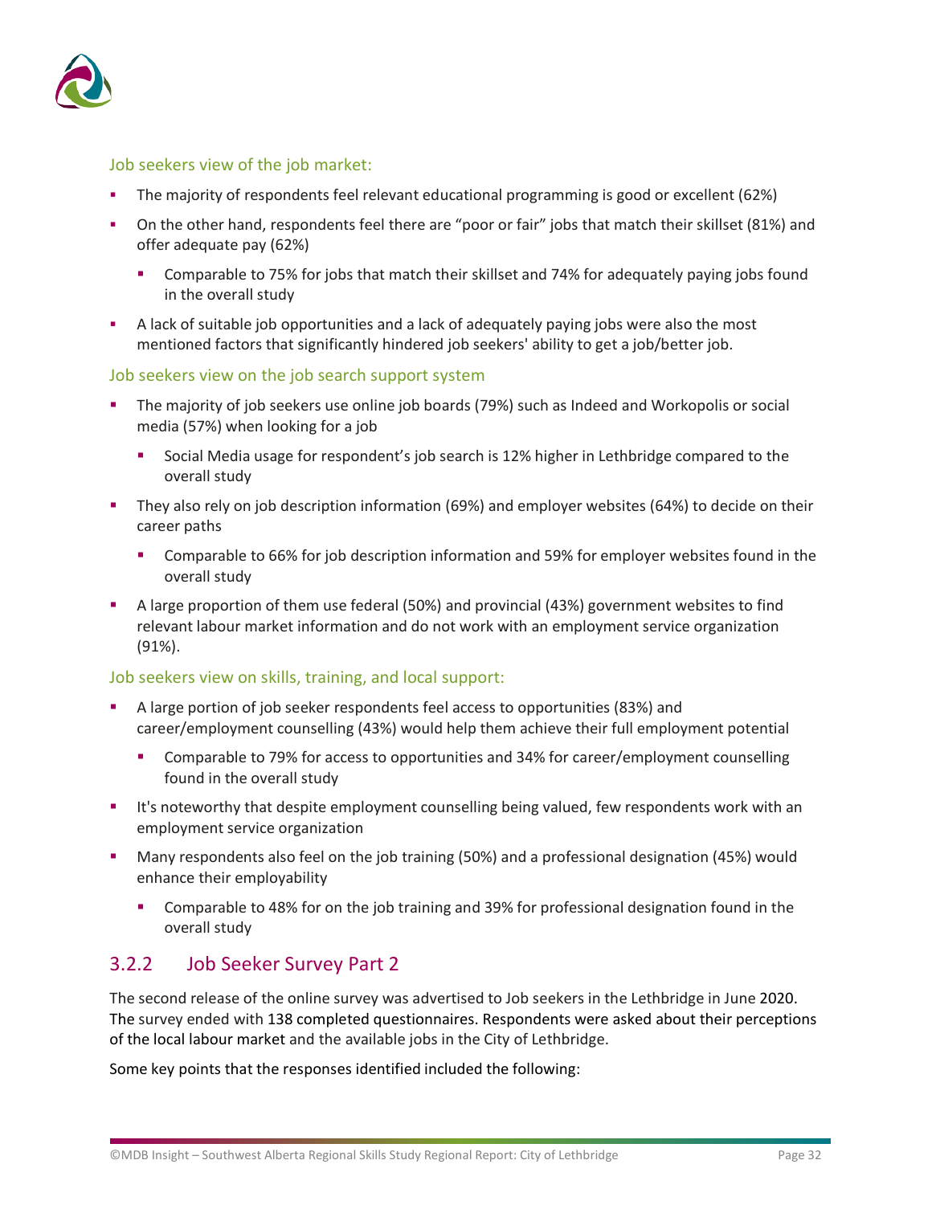### Job seekers view of the job market:

- The majority of respondents feel relevant educational programming is good or excellent (62%)
- On the other hand, respondents feel there are "poor or fair" jobs that match their skillset (81%) and offer adequate pay (62%)
  - Comparable to 75% for jobs that match their skillset and 74% for adequately paying jobs found in the overall study
- A lack of suitable job opportunities and a lack of adequately paying jobs were also the most mentioned factors that significantly hindered job seekers' ability to get a job/better job.

### Job seekers view on the job search support system

- The majority of job seekers use online job boards (79%) such as Indeed and Workopolis or social media (57%) when looking for a job
  - Social Media usage for respondent's job search is 12% higher in Lethbridge compared to the overall study
- They also rely on job description information (69%) and employer websites (64%) to decide on their career paths
  - Comparable to 66% for job description information and 59% for employer websites found in the overall study
- A large proportion of them use federal (50%) and provincial (43%) government websites to find relevant labour market information and do not work with an employment service organization (91%).

### Job seekers view on skills, training, and local support:

- A large portion of job seeker respondents feel access to opportunities (83%) and career/employment counselling (43%) would help them achieve their full employment potential
  - Comparable to 79% for access to opportunities and 34% for career/employment counselling found in the overall study
- It's noteworthy that despite employment counselling being valued, few respondents work with an employment service organization
- Many respondents also feel on the job training (50%) and a professional designation (45%) would enhance their employability
  - Comparable to 48% for on the job training and 39% for professional designation found in the overall study

## 3.2.2 Job Seeker Survey Part 2

The second release of the online survey was advertised to Job seekers in the Lethbridge in June 2020. The survey ended with 138 completed questionnaires. Respondents were asked about their perceptions of the local labour market and the available jobs in the City of Lethbridge.

Some key points that the responses identified included the following: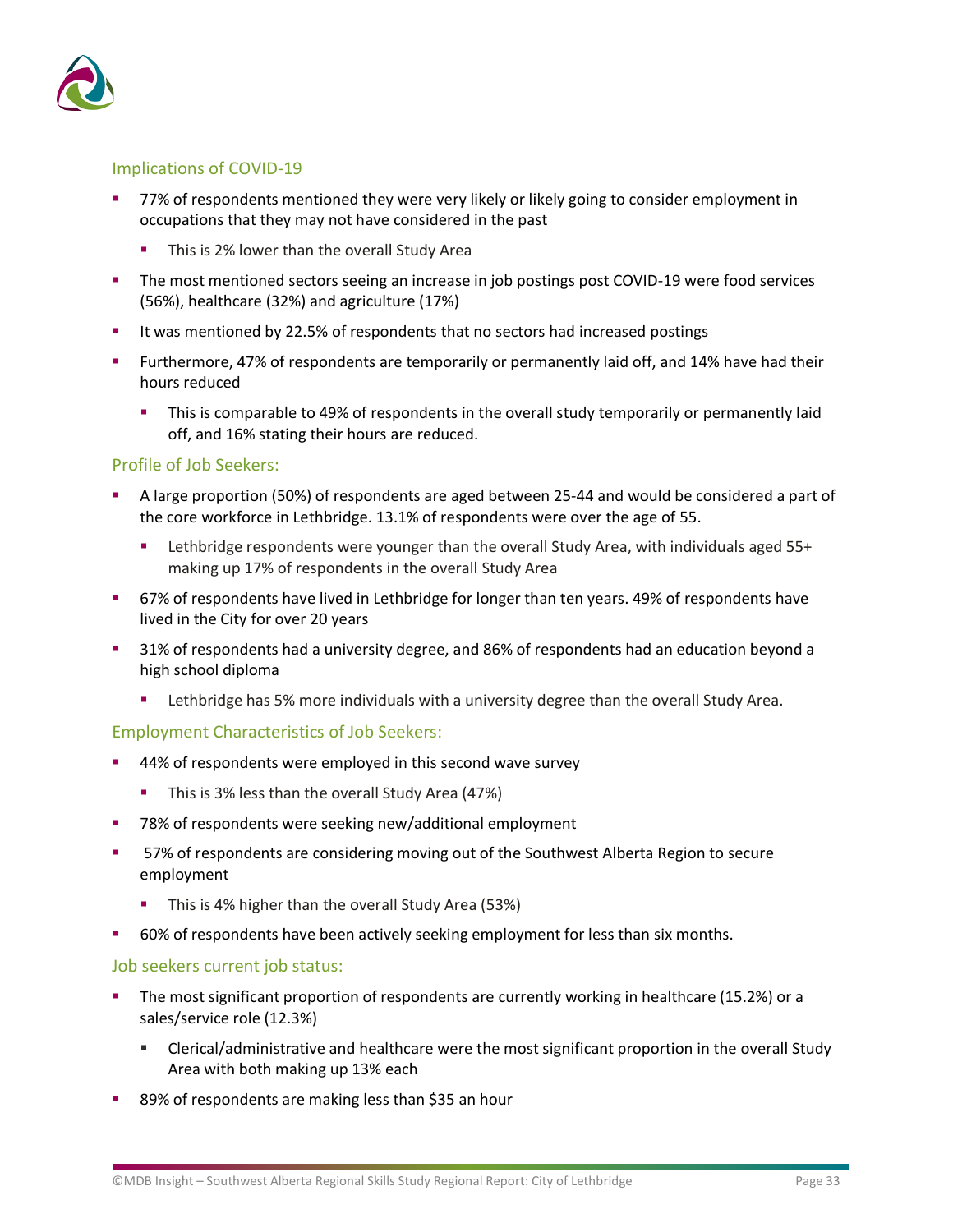### Implications of COVID-19

- 77% of respondents mentioned they were very likely or likely going to consider employment in occupations that they may not have considered in the past
  - This is 2% lower than the overall Study Area
- The most mentioned sectors seeing an increase in job postings post COVID-19 were food services (56%), healthcare (32%) and agriculture (17%)
- It was mentioned by 22.5% of respondents that no sectors had increased postings
- Furthermore, 47% of respondents are temporarily or permanently laid off, and 14% have had their hours reduced
  - This is comparable to 49% of respondents in the overall study temporarily or permanently laid off, and 16% stating their hours are reduced.

### Profile of Job Seekers:

- A large proportion (50%) of respondents are aged between 25-44 and would be considered a part of the core workforce in Lethbridge. 13.1% of respondents were over the age of 55.
  - Lethbridge respondents were younger than the overall Study Area, with individuals aged 55+ making up 17% of respondents in the overall Study Area
- 67% of respondents have lived in Lethbridge for longer than ten years. 49% of respondents have lived in the City for over 20 years
- 31% of respondents had a university degree, and 86% of respondents had an education beyond a high school diploma
  - Lethbridge has 5% more individuals with a university degree than the overall Study Area.

### Employment Characteristics of Job Seekers:

- 44% of respondents were employed in this second wave survey
  - This is 3% less than the overall Study Area (47%)
- 78% of respondents were seeking new/additional employment
- 57% of respondents are considering moving out of the Southwest Alberta Region to secure employment
  - This is 4% higher than the overall Study Area (53%)
- 60% of respondents have been actively seeking employment for less than six months.

### Job seekers current job status:

- The most significant proportion of respondents are currently working in healthcare (15.2%) or a sales/service role (12.3%)
  - Clerical/administrative and healthcare were the most significant proportion in the overall Study Area with both making up 13% each
- 89% of respondents are making less than $35 an hour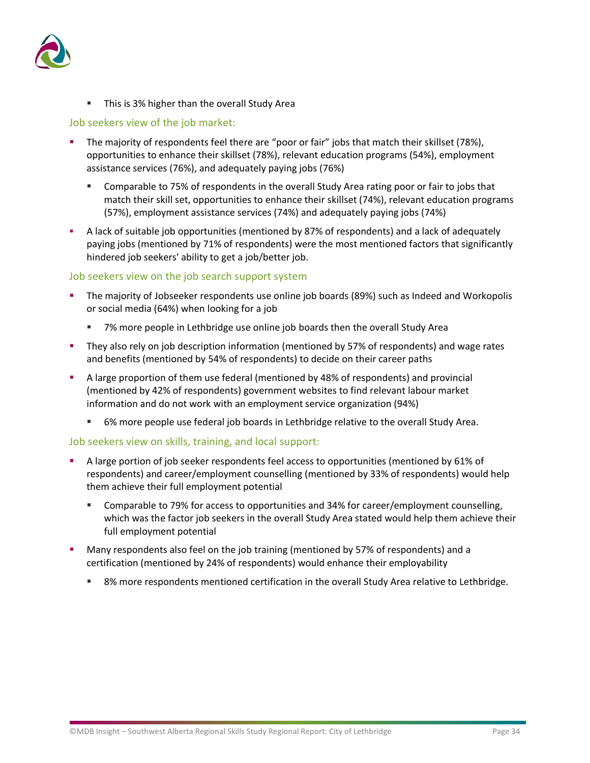- This is 3% higher than the overall Study Area

### Job seekers view of the job market:

- The majority of respondents feel there are "poor or fair" jobs that match their skillset (78%), opportunities to enhance their skillset (78%), relevant education programs (54%), employment assistance services (76%), and adequately paying jobs (76%)
  - Comparable to 75% of respondents in the overall Study Area rating poor or fair to jobs that match their skill set, opportunities to enhance their skillset (74%), relevant education programs (57%), employment assistance services (74%) and adequately paying jobs (74%)
- A lack of suitable job opportunities (mentioned by 87% of respondents) and a lack of adequately paying jobs (mentioned by 71% of respondents) were the most mentioned factors that significantly hindered job seekers' ability to get a job/better job.

### Job seekers view on the job search support system

- The majority of Jobseeker respondents use online job boards (89%) such as Indeed and Workopolis or social media (64%) when looking for a job
  - 7% more people in Lethbridge use online job boards then the overall Study Area
- They also rely on job description information (mentioned by 57% of respondents) and wage rates and benefits (mentioned by 54% of respondents) to decide on their career paths
- A large proportion of them use federal (mentioned by 48% of respondents) and provincial (mentioned by 42% of respondents) government websites to find relevant labour market information and do not work with an employment service organization (94%)
  - 6% more people use federal job boards in Lethbridge relative to the overall Study Area.

### Job seekers view on skills, training, and local support:

- A large portion of job seeker respondents feel access to opportunities (mentioned by 61% of respondents) and career/employment counselling (mentioned by 33% of respondents) would help them achieve their full employment potential
  - Comparable to 79% for access to opportunities and 34% for career/employment counselling, which was the factor job seekers in the overall Study Area stated would help them achieve their full employment potential
- Many respondents also feel on the job training (mentioned by 57% of respondents) and a certification (mentioned by 24% of respondents) would enhance their employability
  - 8% more respondents mentioned certification in the overall Study Area relative to Lethbridge.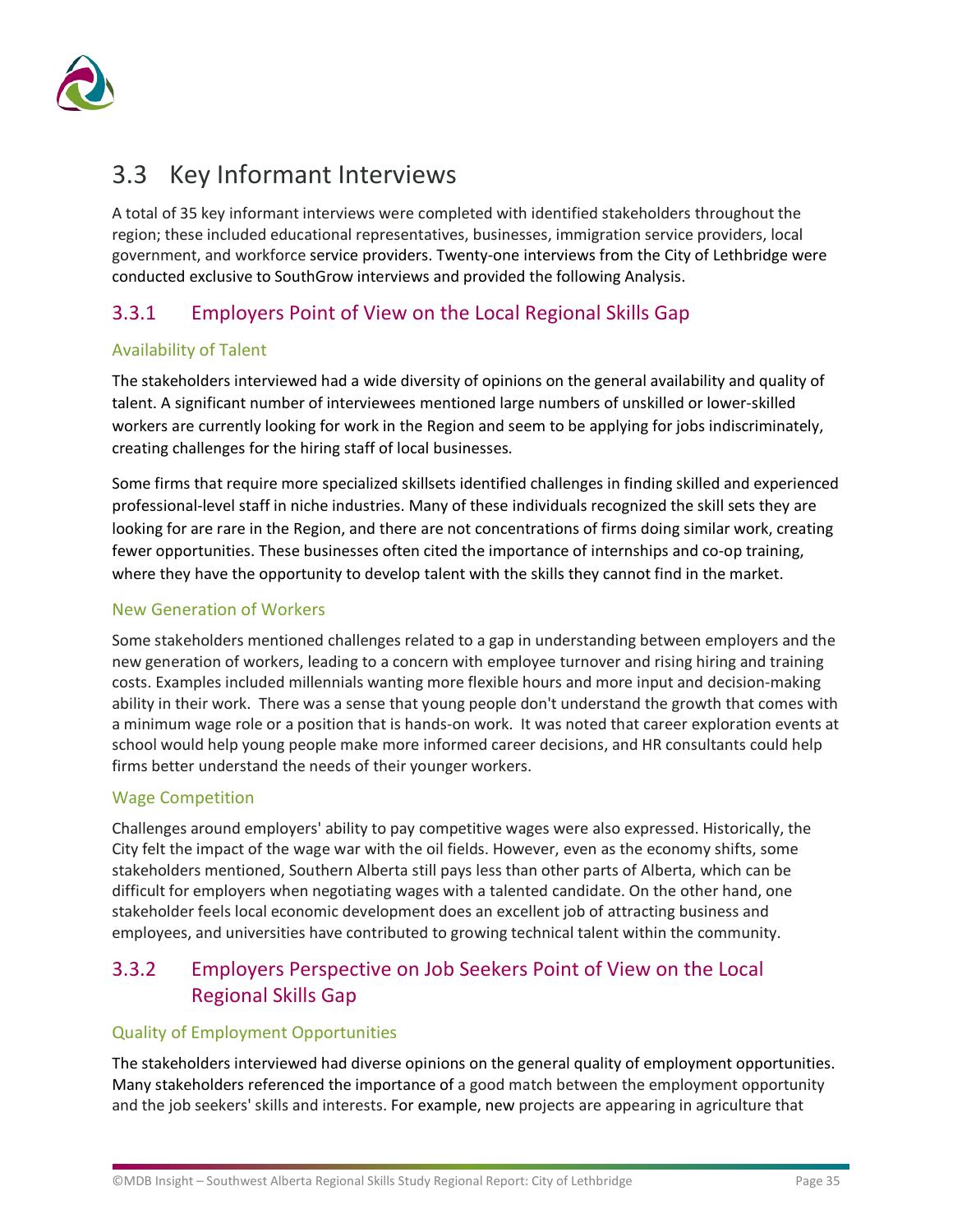## 3.3 Key Informant Interviews

A total of 35 key informant interviews were completed with identified stakeholders throughout the region; these included educational representatives, businesses, immigration service providers, local government, and workforce service providers. Twenty-one interviews from the City of Lethbridge were conducted exclusive to SouthGrow interviews and provided the following Analysis.

### 3.3.1 Employers Point of View on the Local Regional Skills Gap

#### Availability of Talent

The stakeholders interviewed had a wide diversity of opinions on the general availability and quality of talent. A significant number of interviewees mentioned large numbers of unskilled or lower-skilled workers are currently looking for work in the Region and seem to be applying for jobs indiscriminately, creating challenges for the hiring staff of local businesses.

Some firms that require more specialized skillsets identified challenges in finding skilled and experienced professional-level staff in niche industries. Many of these individuals recognized the skill sets they are looking for are rare in the Region, and there are not concentrations of firms doing similar work, creating fewer opportunities. These businesses often cited the importance of internships and co-op training, where they have the opportunity to develop talent with the skills they cannot find in the market.

#### New Generation of Workers

Some stakeholders mentioned challenges related to a gap in understanding between employers and the new generation of workers, leading to a concern with employee turnover and rising hiring and training costs. Examples included millennials wanting more flexible hours and more input and decision-making ability in their work. There was a sense that young people don't understand the growth that comes with a minimum wage role or a position that is hands-on work. It was noted that career exploration events at school would help young people make more informed career decisions, and HR consultants could help firms better understand the needs of their younger workers.

#### Wage Competition

Challenges around employers' ability to pay competitive wages were also expressed. Historically, the City felt the impact of the wage war with the oil fields. However, even as the economy shifts, some stakeholders mentioned, Southern Alberta still pays less than other parts of Alberta, which can be difficult for employers when negotiating wages with a talented candidate. On the other hand, one stakeholder feels local economic development does an excellent job of attracting business and employees, and universities have contributed to growing technical talent within the community.

### 3.3.2 Employers Perspective on Job Seekers Point of View on the Local Regional Skills Gap

#### Quality of Employment Opportunities

The stakeholders interviewed had diverse opinions on the general quality of employment opportunities. Many stakeholders referenced the importance of a good match between the employment opportunity and the job seekers' skills and interests. For example, new projects are appearing in agriculture that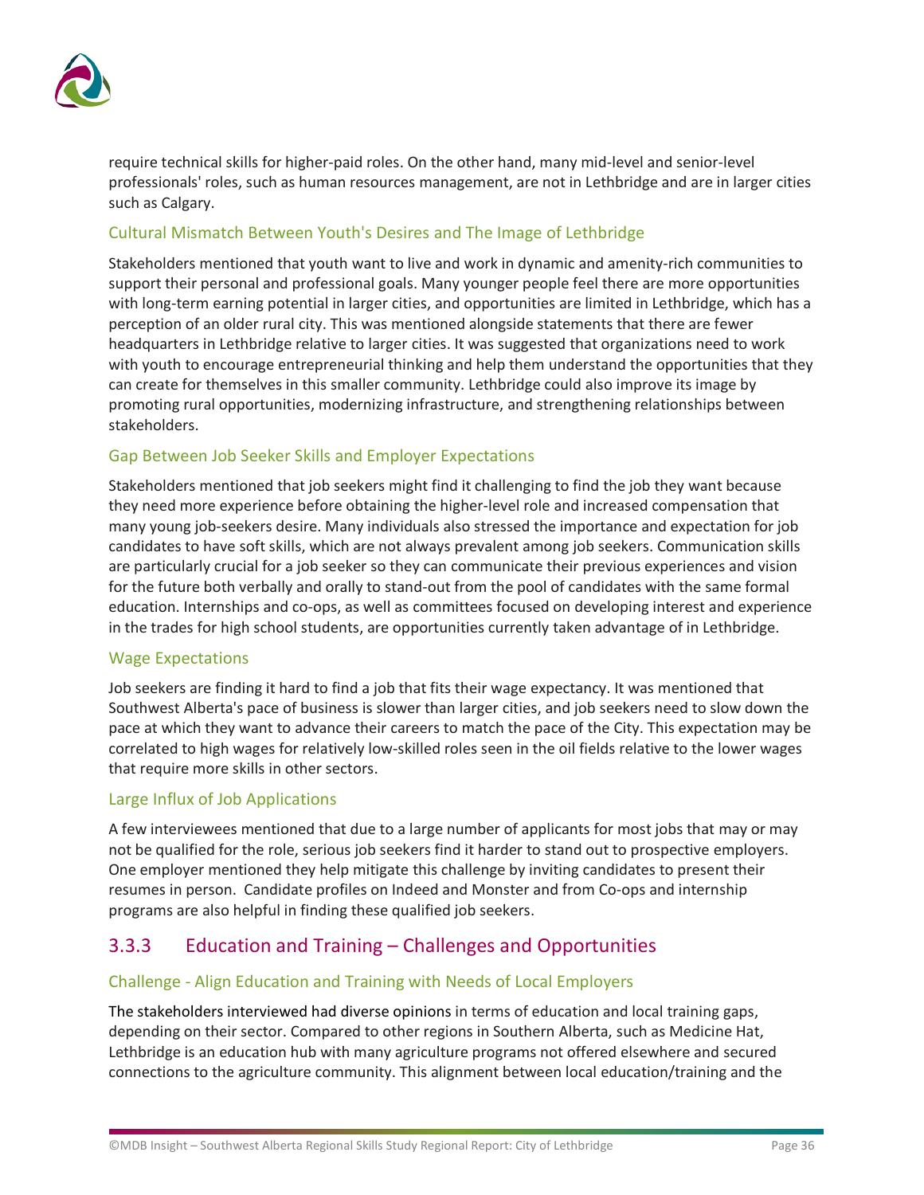require technical skills for higher-paid roles. On the other hand, many mid-level and senior-level professionals' roles, such as human resources management, are not in Lethbridge and are in larger cities such as Calgary.

#### Cultural Mismatch Between Youth's Desires and The Image of Lethbridge

Stakeholders mentioned that youth want to live and work in dynamic and amenity-rich communities to support their personal and professional goals. Many younger people feel there are more opportunities with long-term earning potential in larger cities, and opportunities are limited in Lethbridge, which has a perception of an older rural city. This was mentioned alongside statements that there are fewer headquarters in Lethbridge relative to larger cities. It was suggested that organizations need to work with youth to encourage entrepreneurial thinking and help them understand the opportunities that they can create for themselves in this smaller community. Lethbridge could also improve its image by promoting rural opportunities, modernizing infrastructure, and strengthening relationships between stakeholders.

#### Gap Between Job Seeker Skills and Employer Expectations

Stakeholders mentioned that job seekers might find it challenging to find the job they want because they need more experience before obtaining the higher-level role and increased compensation that many young job-seekers desire. Many individuals also stressed the importance and expectation for job candidates to have soft skills, which are not always prevalent among job seekers. Communication skills are particularly crucial for a job seeker so they can communicate their previous experiences and vision for the future both verbally and orally to stand-out from the pool of candidates with the same formal education. Internships and co-ops, as well as committees focused on developing interest and experience in the trades for high school students, are opportunities currently taken advantage of in Lethbridge.

#### Wage Expectations

Job seekers are finding it hard to find a job that fits their wage expectancy. It was mentioned that Southwest Alberta's pace of business is slower than larger cities, and job seekers need to slow down the pace at which they want to advance their careers to match the pace of the City. This expectation may be correlated to high wages for relatively low-skilled roles seen in the oil fields relative to the lower wages that require more skills in other sectors.

#### Large Influx of Job Applications

A few interviewees mentioned that due to a large number of applicants for most jobs that may or may not be qualified for the role, serious job seekers find it harder to stand out to prospective employers. One employer mentioned they help mitigate this challenge by inviting candidates to present their resumes in person. Candidate profiles on Indeed and Monster and from Co-ops and internship programs are also helpful in finding these qualified job seekers.

### 3.3.3 Education and Training – Challenges and Opportunities

#### Challenge - Align Education and Training with Needs of Local Employers

The stakeholders interviewed had diverse opinions in terms of education and local training gaps, depending on their sector. Compared to other regions in Southern Alberta, such as Medicine Hat, Lethbridge is an education hub with many agriculture programs not offered elsewhere and secured connections to the agriculture community. This alignment between local education/training and the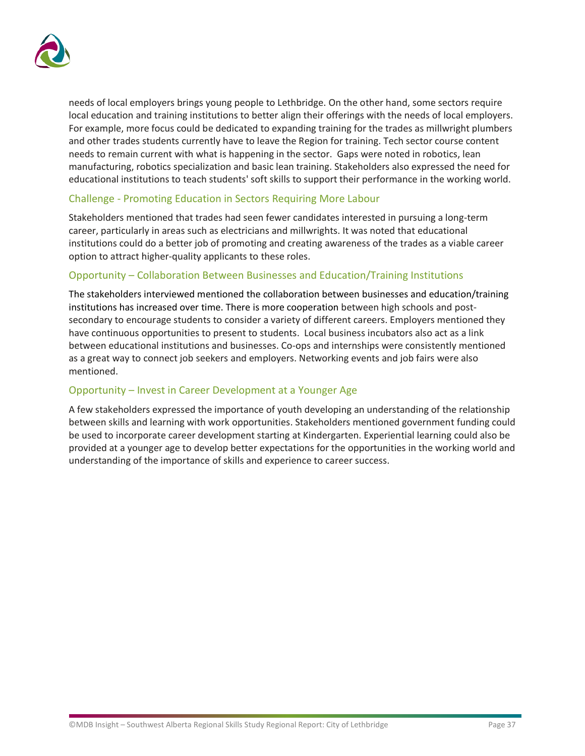needs of local employers brings young people to Lethbridge. On the other hand, some sectors require local education and training institutions to better align their offerings with the needs of local employers. For example, more focus could be dedicated to expanding training for the trades as millwright plumbers and other trades students currently have to leave the Region for training. Tech sector course content needs to remain current with what is happening in the sector. Gaps were noted in robotics, lean manufacturing, robotics specialization and basic lean training. Stakeholders also expressed the need for educational institutions to teach students' soft skills to support their performance in the working world.

### Challenge - Promoting Education in Sectors Requiring More Labour

Stakeholders mentioned that trades had seen fewer candidates interested in pursuing a long-term career, particularly in areas such as electricians and millwrights. It was noted that educational institutions could do a better job of promoting and creating awareness of the trades as a viable career option to attract higher-quality applicants to these roles.

### Opportunity – Collaboration Between Businesses and Education/Training Institutions

The stakeholders interviewed mentioned the collaboration between businesses and education/training institutions has increased over time. There is more cooperation between high schools and post-secondary to encourage students to consider a variety of different careers. Employers mentioned they have continuous opportunities to present to students. Local business incubators also act as a link between educational institutions and businesses. Co-ops and internships were consistently mentioned as a great way to connect job seekers and employers. Networking events and job fairs were also mentioned.

### Opportunity – Invest in Career Development at a Younger Age

A few stakeholders expressed the importance of youth developing an understanding of the relationship between skills and learning with work opportunities. Stakeholders mentioned government funding could be used to incorporate career development starting at Kindergarten. Experiential learning could also be provided at a younger age to develop better expectations for the opportunities in the working world and understanding of the importance of skills and experience to career success.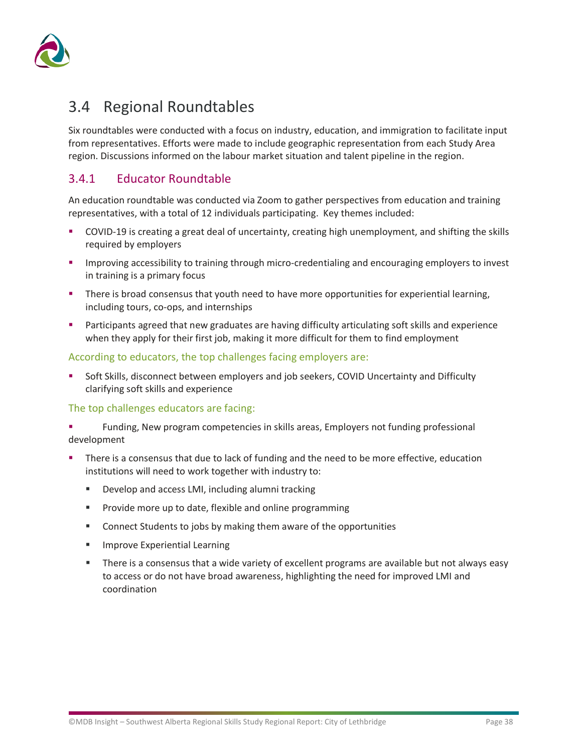## 3.4 Regional Roundtables

Six roundtables were conducted with a focus on industry, education, and immigration to facilitate input from representatives. Efforts were made to include geographic representation from each Study Area region. Discussions informed on the labour market situation and talent pipeline in the region.

### 3.4.1 Educator Roundtable

An education roundtable was conducted via Zoom to gather perspectives from education and training representatives, with a total of 12 individuals participating. Key themes included:

- COVID-19 is creating a great deal of uncertainty, creating high unemployment, and shifting the skills required by employers
- Improving accessibility to training through micro-credentialing and encouraging employers to invest in training is a primary focus
- There is broad consensus that youth need to have more opportunities for experiential learning, including tours, co-ops, and internships
- Participants agreed that new graduates are having difficulty articulating soft skills and experience when they apply for their first job, making it more difficult for them to find employment

#### According to educators, the top challenges facing employers are:

- Soft Skills, disconnect between employers and job seekers, COVID Uncertainty and Difficulty clarifying soft skills and experience

#### The top challenges educators are facing:

- Funding, New program competencies in skills areas, Employers not funding professional development
- There is a consensus that due to lack of funding and the need to be more effective, education institutions will need to work together with industry to:
  - Develop and access LMI, including alumni tracking
  - Provide more up to date, flexible and online programming
  - Connect Students to jobs by making them aware of the opportunities
  - Improve Experiential Learning
  - There is a consensus that a wide variety of excellent programs are available but not always easy to access or do not have broad awareness, highlighting the need for improved LMI and coordination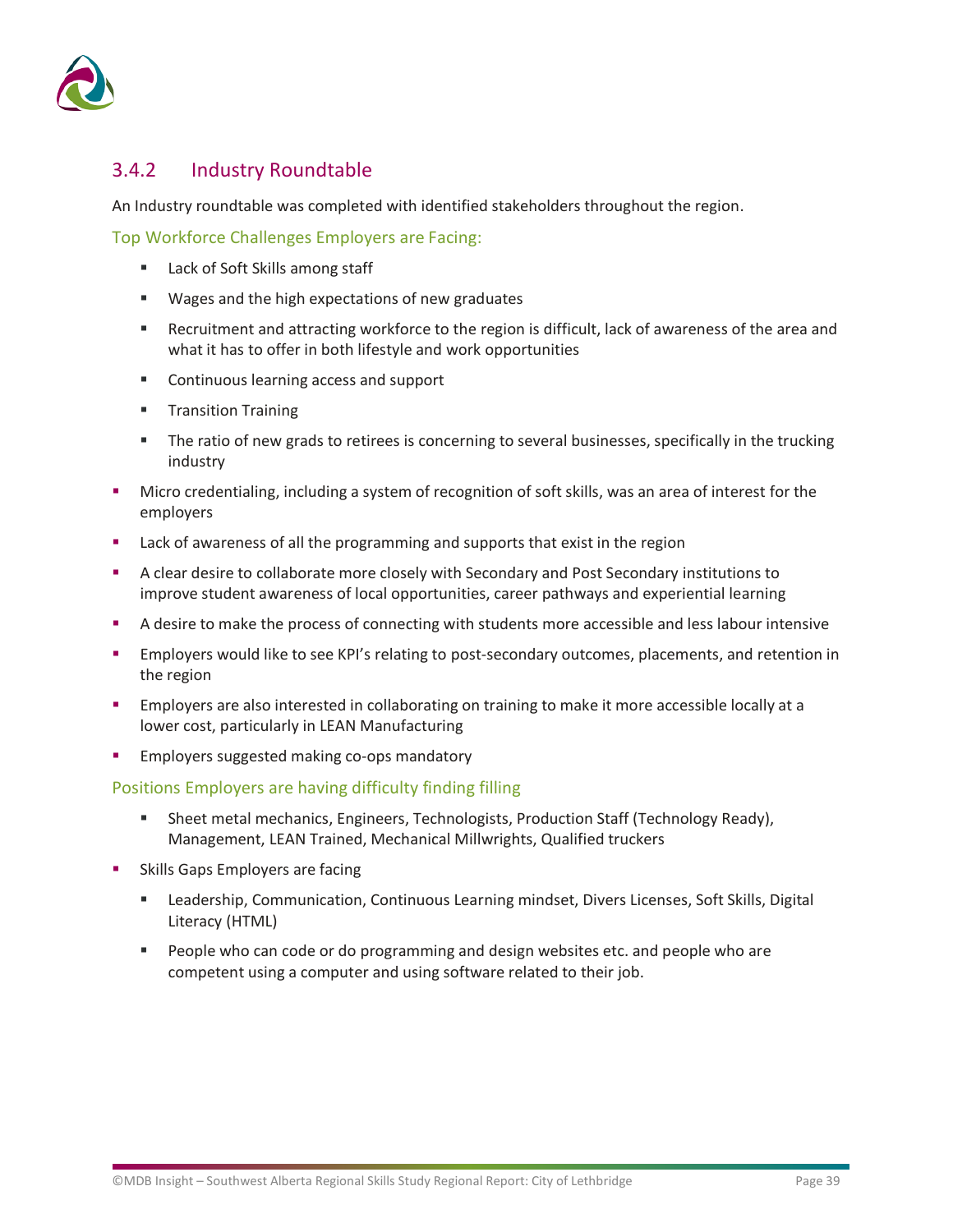### 3.4.2 Industry Roundtable

An Industry roundtable was completed with identified stakeholders throughout the region.

#### Top Workforce Challenges Employers are Facing:

  - Lack of Soft Skills among staff
  - Wages and the high expectations of new graduates
  - Recruitment and attracting workforce to the region is difficult, lack of awareness of the area and what it has to offer in both lifestyle and work opportunities
  - Continuous learning access and support
  - Transition Training
  - The ratio of new grads to retirees is concerning to several businesses, specifically in the trucking industry
- Micro credentialing, including a system of recognition of soft skills, was an area of interest for the employers
- Lack of awareness of all the programming and supports that exist in the region
- A clear desire to collaborate more closely with Secondary and Post Secondary institutions to improve student awareness of local opportunities, career pathways and experiential learning
- A desire to make the process of connecting with students more accessible and less labour intensive
- Employers would like to see KPI's relating to post-secondary outcomes, placements, and retention in the region
- Employers are also interested in collaborating on training to make it more accessible locally at a lower cost, particularly in LEAN Manufacturing
- Employers suggested making co-ops mandatory

#### Positions Employers are having difficulty finding filling

  - Sheet metal mechanics, Engineers, Technologists, Production Staff (Technology Ready), Management, LEAN Trained, Mechanical Millwrights, Qualified truckers
- Skills Gaps Employers are facing
  - Leadership, Communication, Continuous Learning mindset, Divers Licenses, Soft Skills, Digital Literacy (HTML)
  - People who can code or do programming and design websites etc. and people who are competent using a computer and using software related to their job.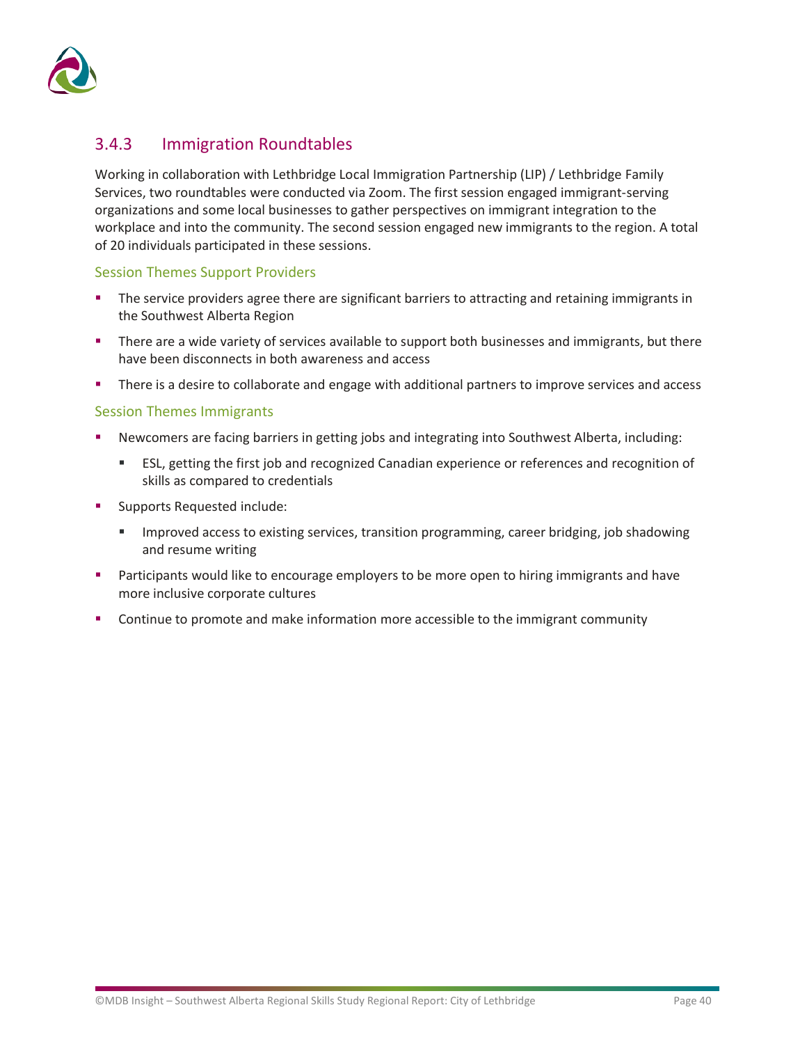### 3.4.3 Immigration Roundtables

Working in collaboration with Lethbridge Local Immigration Partnership (LIP) / Lethbridge Family Services, two roundtables were conducted via Zoom. The first session engaged immigrant-serving organizations and some local businesses to gather perspectives on immigrant integration to the workplace and into the community. The second session engaged new immigrants to the region. A total of 20 individuals participated in these sessions.

#### Session Themes Support Providers

- The service providers agree there are significant barriers to attracting and retaining immigrants in the Southwest Alberta Region
- There are a wide variety of services available to support both businesses and immigrants, but there have been disconnects in both awareness and access
- There is a desire to collaborate and engage with additional partners to improve services and access

#### Session Themes Immigrants

- Newcomers are facing barriers in getting jobs and integrating into Southwest Alberta, including:
  - ESL, getting the first job and recognized Canadian experience or references and recognition of skills as compared to credentials
- Supports Requested include:
  - Improved access to existing services, transition programming, career bridging, job shadowing and resume writing
- Participants would like to encourage employers to be more open to hiring immigrants and have more inclusive corporate cultures
- Continue to promote and make information more accessible to the immigrant community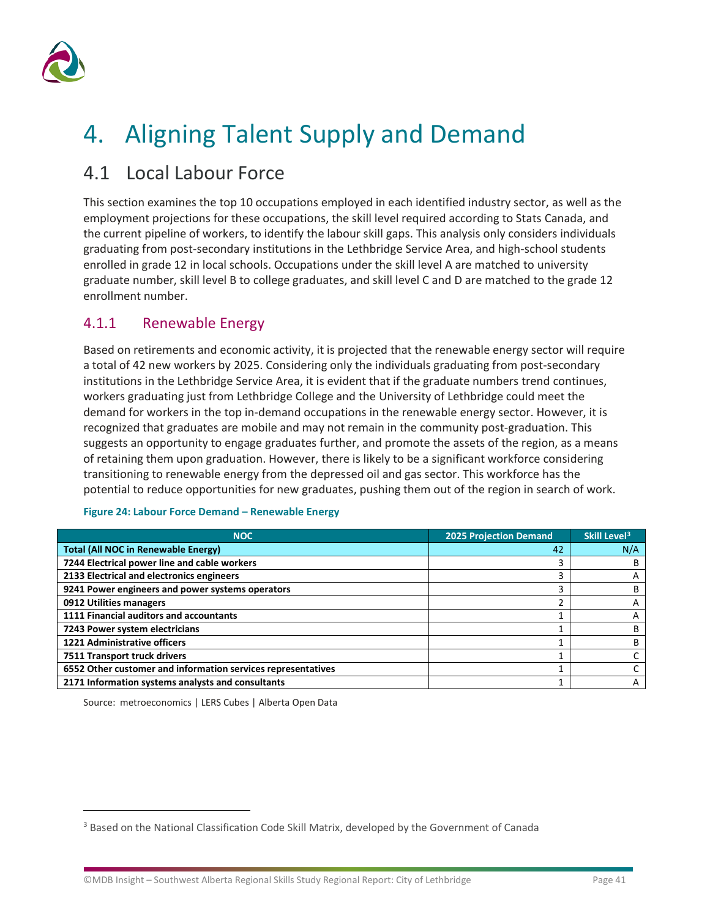# 4. Aligning Talent Supply and Demand

## 4.1 Local Labour Force

This section examines the top 10 occupations employed in each identified industry sector, as well as the employment projections for these occupations, the skill level required according to Stats Canada, and the current pipeline of workers, to identify the labour skill gaps. This analysis only considers individuals graduating from post-secondary institutions in the Lethbridge Service Area, and high-school students enrolled in grade 12 in local schools. Occupations under the skill level A are matched to university graduate number, skill level B to college graduates, and skill level C and D are matched to the grade 12 enrollment number.

### 4.1.1 Renewable Energy

Based on retirements and economic activity, it is projected that the renewable energy sector will require a total of 42 new workers by 2025. Considering only the individuals graduating from post-secondary institutions in the Lethbridge Service Area, it is evident that if the graduate numbers trend continues, workers graduating just from Lethbridge College and the University of Lethbridge could meet the demand for workers in the top in-demand occupations in the renewable energy sector. However, it is recognized that graduates are mobile and may not remain in the community post-graduation. This suggests an opportunity to engage graduates further, and promote the assets of the region, as a means of retaining them upon graduation. However, there is likely to be a significant workforce considering transitioning to renewable energy from the depressed oil and gas sector. This workforce has the potential to reduce opportunities for new graduates, pushing them out of the region in search of work.

**Figure 24: Labour Force Demand – Renewable Energy**

| NOC | 2025 Projection Demand | Skill Level[3] |
|---|---|---|
| **Total (All NOC in Renewable Energy)** | 42 | N/A |
| **7244 Electrical power line and cable workers** | 3 | B |
| **2133 Electrical and electronics engineers** | 3 | A |
| **9241 Power engineers and power systems operators** | 3 | B |
| **0912 Utilities managers** | 2 | A |
| **1111 Financial auditors and accountants** | 1 | A |
| **7243 Power system electricians** | 1 | B |
| **1221 Administrative officers** | 1 | B |
| **7511 Transport truck drivers** | 1 | C |
| **6552 Other customer and information services representatives** | 1 | C |
| **2171 Information systems analysts and consultants** | 1 | A |

Source: metroeconomics | LERS Cubes | Alberta Open Data

[3] Based on the National Classification Code Skill Matrix, developed by the Government of Canada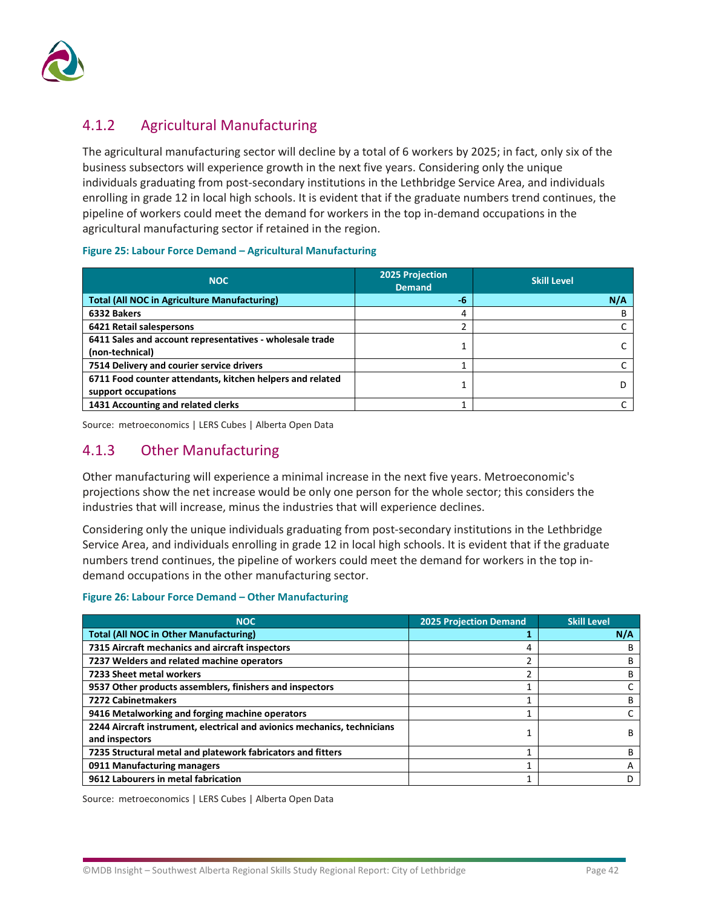### 4.1.2 Agricultural Manufacturing

The agricultural manufacturing sector will decline by a total of 6 workers by 2025; in fact, only six of the business subsectors will experience growth in the next five years. Considering only the unique individuals graduating from post-secondary institutions in the Lethbridge Service Area, and individuals enrolling in grade 12 in local high schools. It is evident that if the graduate numbers trend continues, the pipeline of workers could meet the demand for workers in the top in-demand occupations in the agricultural manufacturing sector if retained in the region.

**Figure 25: Labour Force Demand – Agricultural Manufacturing**

| NOC | 2025 Projection Demand | Skill Level |
|---|---|---|
| **Total (All NOC in Agriculture Manufacturing)** | **-6** | **N/A** |
| **6332 Bakers** | 4 | B |
| **6421 Retail salespersons** | 2 | C |
| **6411 Sales and account representatives - wholesale trade (non-technical)** | 1 | C |
| **7514 Delivery and courier service drivers** | 1 | C |
| **6711 Food counter attendants, kitchen helpers and related support occupations** | 1 | D |
| **1431 Accounting and related clerks** | 1 | C |

Source: metroeconomics | LERS Cubes | Alberta Open Data

### 4.1.3 Other Manufacturing

Other manufacturing will experience a minimal increase in the next five years. Metroeconomic's projections show the net increase would be only one person for the whole sector; this considers the industries that will increase, minus the industries that will experience declines.

Considering only the unique individuals graduating from post-secondary institutions in the Lethbridge Service Area, and individuals enrolling in grade 12 in local high schools. It is evident that if the graduate numbers trend continues, the pipeline of workers could meet the demand for workers in the top in-demand occupations in the other manufacturing sector.

**Figure 26: Labour Force Demand – Other Manufacturing**

| NOC | 2025 Projection Demand | Skill Level |
|---|---|---|
| **Total (All NOC in Other Manufacturing)** | **1** | **N/A** |
| **7315 Aircraft mechanics and aircraft inspectors** | 4 | B |
| **7237 Welders and related machine operators** | 2 | B |
| **7233 Sheet metal workers** | 2 | B |
| **9537 Other products assemblers, finishers and inspectors** | 1 | C |
| **7272 Cabinetmakers** | 1 | B |
| **9416 Metalworking and forging machine operators** | 1 | C |
| **2244 Aircraft instrument, electrical and avionics mechanics, technicians and inspectors** | 1 | B |
| **7235 Structural metal and platework fabricators and fitters** | 1 | B |
| **0911 Manufacturing managers** | 1 | A |
| **9612 Labourers in metal fabrication** | 1 | D |

Source: metroeconomics | LERS Cubes | Alberta Open Data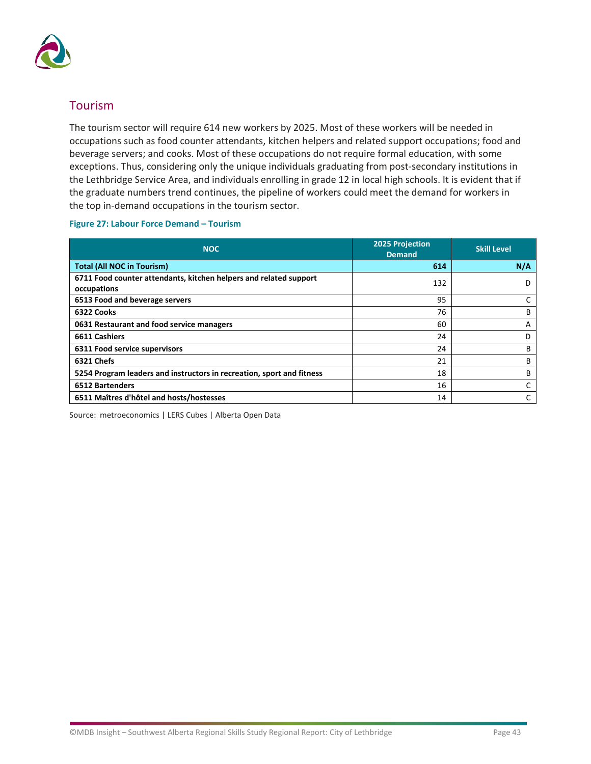## Tourism

The tourism sector will require 614 new workers by 2025. Most of these workers will be needed in occupations such as food counter attendants, kitchen helpers and related support occupations; food and beverage servers; and cooks. Most of these occupations do not require formal education, with some exceptions. Thus, considering only the unique individuals graduating from post-secondary institutions in the Lethbridge Service Area, and individuals enrolling in grade 12 in local high schools. It is evident that if the graduate numbers trend continues, the pipeline of workers could meet the demand for workers in the top in-demand occupations in the tourism sector.

**Figure 27: Labour Force Demand – Tourism**

| NOC | 2025 Projection Demand | Skill Level |
|---|---|---|
| **Total (All NOC in Tourism)** | **614** | **N/A** |
| **6711 Food counter attendants, kitchen helpers and related support occupations** | 132 | D |
| **6513 Food and beverage servers** | 95 | C |
| **6322 Cooks** | 76 | B |
| **0631 Restaurant and food service managers** | 60 | A |
| **6611 Cashiers** | 24 | D |
| **6311 Food service supervisors** | 24 | B |
| **6321 Chefs** | 21 | B |
| **5254 Program leaders and instructors in recreation, sport and fitness** | 18 | B |
| **6512 Bartenders** | 16 | C |
| **6511 Maîtres d'hôtel and hosts/hostesses** | 14 | C |

Source: metroeconomics | LERS Cubes | Alberta Open Data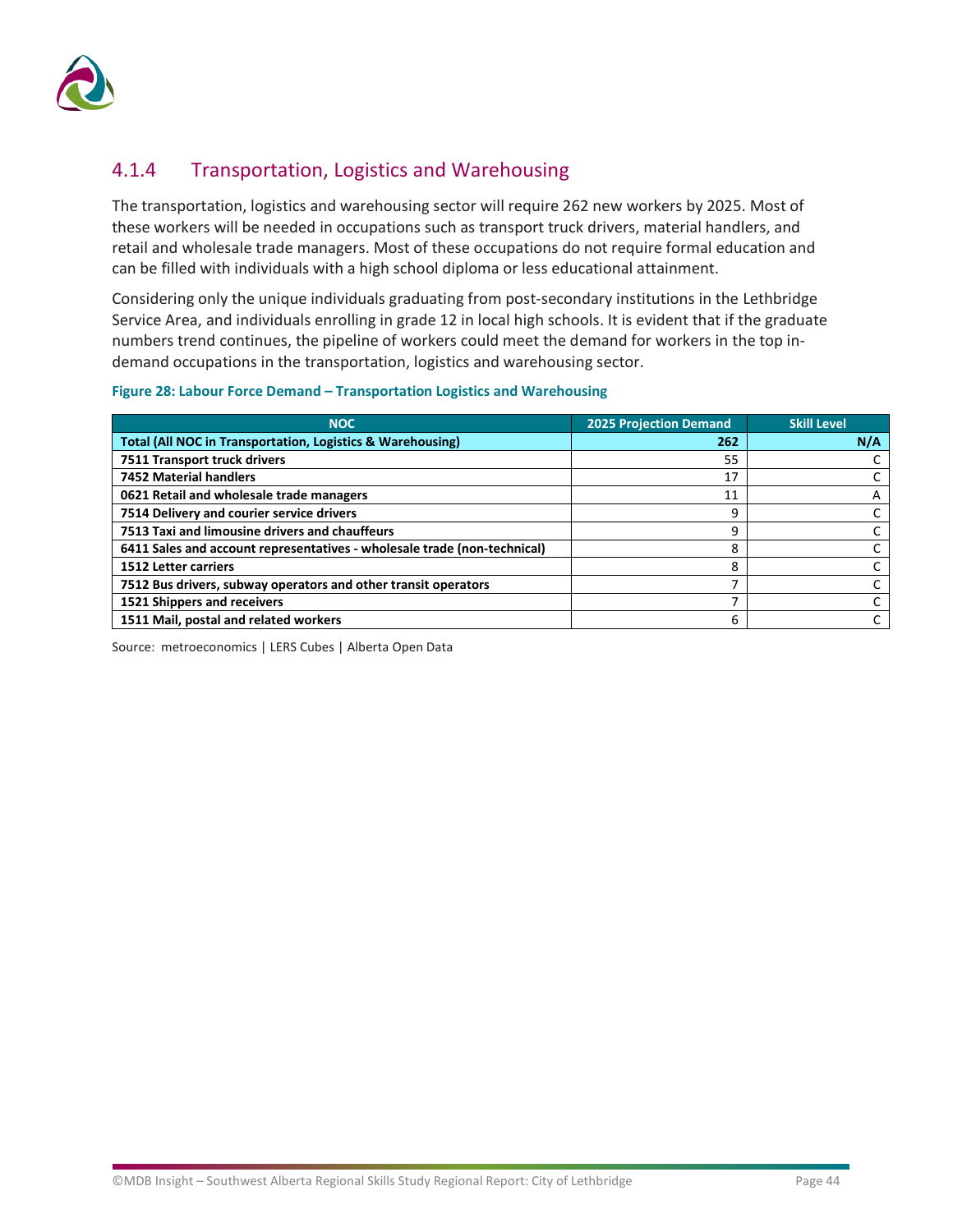### 4.1.4 Transportation, Logistics and Warehousing

The transportation, logistics and warehousing sector will require 262 new workers by 2025. Most of these workers will be needed in occupations such as transport truck drivers, material handlers, and retail and wholesale trade managers. Most of these occupations do not require formal education and can be filled with individuals with a high school diploma or less educational attainment.

Considering only the unique individuals graduating from post-secondary institutions in the Lethbridge Service Area, and individuals enrolling in grade 12 in local high schools. It is evident that if the graduate numbers trend continues, the pipeline of workers could meet the demand for workers in the top in-demand occupations in the transportation, logistics and warehousing sector.

**Figure 28: Labour Force Demand – Transportation Logistics and Warehousing**

| NOC | 2025 Projection Demand | Skill Level |
|---|---|---|
| **Total (All NOC in Transportation, Logistics & Warehousing)** | **262** | **N/A** |
| **7511 Transport truck drivers** | 55 | C |
| **7452 Material handlers** | 17 | C |
| **0621 Retail and wholesale trade managers** | 11 | A |
| **7514 Delivery and courier service drivers** | 9 | C |
| **7513 Taxi and limousine drivers and chauffeurs** | 9 | C |
| **6411 Sales and account representatives - wholesale trade (non-technical)** | 8 | C |
| **1512 Letter carriers** | 8 | C |
| **7512 Bus drivers, subway operators and other transit operators** | 7 | C |
| **1521 Shippers and receivers** | 7 | C |
| **1511 Mail, postal and related workers** | 6 | C |

Source: metroeconomics | LERS Cubes | Alberta Open Data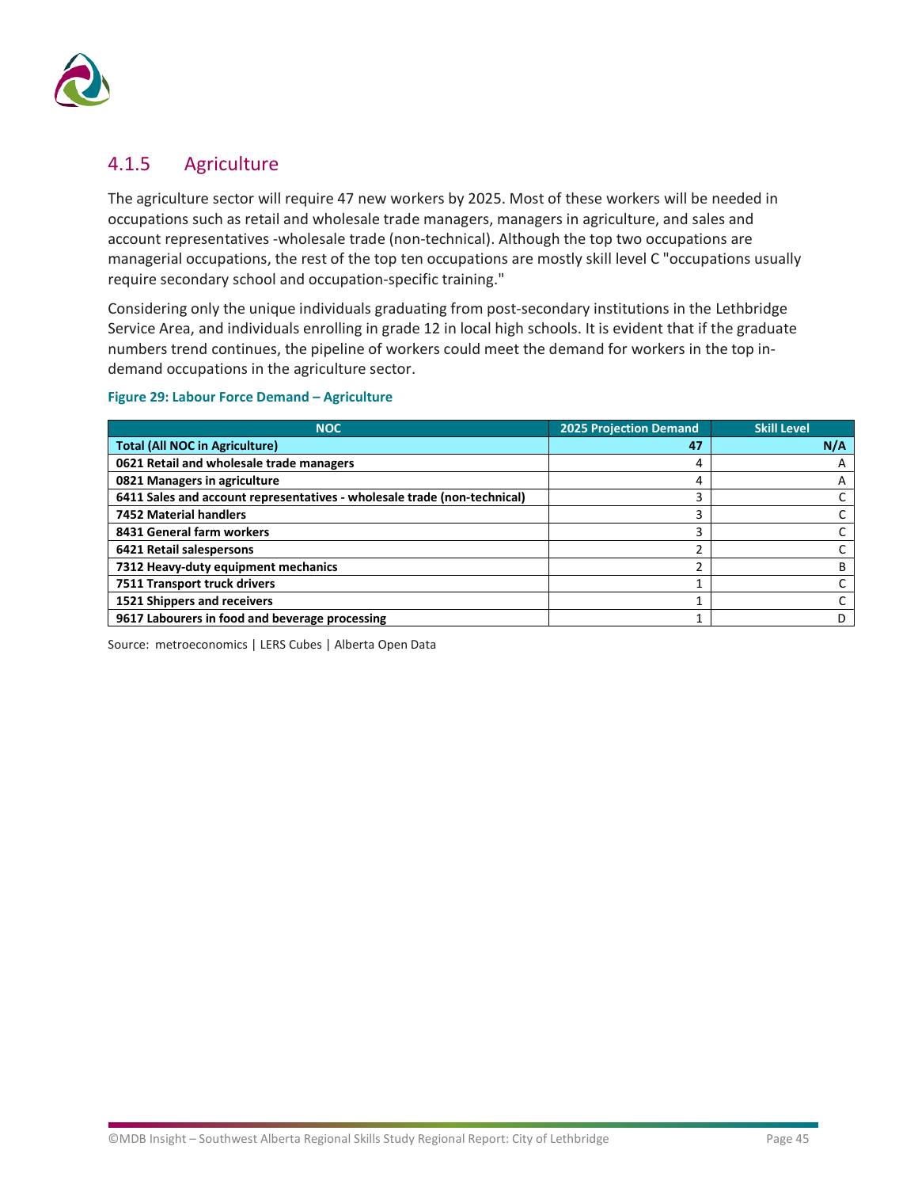## 4.1.5 Agriculture

The agriculture sector will require 47 new workers by 2025. Most of these workers will be needed in occupations such as retail and wholesale trade managers, managers in agriculture, and sales and account representatives -wholesale trade (non-technical). Although the top two occupations are managerial occupations, the rest of the top ten occupations are mostly skill level C "occupations usually require secondary school and occupation-specific training."

Considering only the unique individuals graduating from post-secondary institutions in the Lethbridge Service Area, and individuals enrolling in grade 12 in local high schools. It is evident that if the graduate numbers trend continues, the pipeline of workers could meet the demand for workers in the top in-demand occupations in the agriculture sector.

**Figure 29: Labour Force Demand – Agriculture**

| NOC | 2025 Projection Demand | Skill Level |
|---|---|---|
| **Total (All NOC in Agriculture)** | **47** | **N/A** |
| **0621 Retail and wholesale trade managers** | 4 | A |
| **0821 Managers in agriculture** | 4 | A |
| **6411 Sales and account representatives - wholesale trade (non-technical)** | 3 | C |
| **7452 Material handlers** | 3 | C |
| **8431 General farm workers** | 3 | C |
| **6421 Retail salespersons** | 2 | C |
| **7312 Heavy-duty equipment mechanics** | 2 | B |
| **7511 Transport truck drivers** | 1 | C |
| **1521 Shippers and receivers** | 1 | C |
| **9617 Labourers in food and beverage processing** | 1 | D |

Source: metroeconomics | LERS Cubes | Alberta Open Data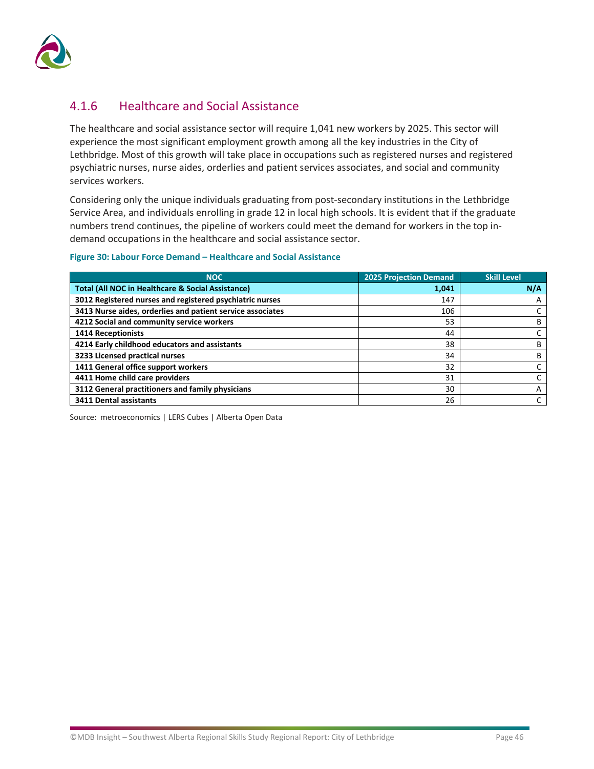### 4.1.6 Healthcare and Social Assistance

The healthcare and social assistance sector will require 1,041 new workers by 2025. This sector will experience the most significant employment growth among all the key industries in the City of Lethbridge. Most of this growth will take place in occupations such as registered nurses and registered psychiatric nurses, nurse aides, orderlies and patient services associates, and social and community services workers.

Considering only the unique individuals graduating from post-secondary institutions in the Lethbridge Service Area, and individuals enrolling in grade 12 in local high schools. It is evident that if the graduate numbers trend continues, the pipeline of workers could meet the demand for workers in the top in-demand occupations in the healthcare and social assistance sector.

**Figure 30: Labour Force Demand – Healthcare and Social Assistance**

| NOC | 2025 Projection Demand | Skill Level |
|---|---|---|
| **Total (All NOC in Healthcare & Social Assistance)** | **1,041** | **N/A** |
| **3012 Registered nurses and registered psychiatric nurses** | 147 | A |
| **3413 Nurse aides, orderlies and patient service associates** | 106 | C |
| **4212 Social and community service workers** | 53 | B |
| **1414 Receptionists** | 44 | C |
| **4214 Early childhood educators and assistants** | 38 | B |
| **3233 Licensed practical nurses** | 34 | B |
| **1411 General office support workers** | 32 | C |
| **4411 Home child care providers** | 31 | C |
| **3112 General practitioners and family physicians** | 30 | A |
| **3411 Dental assistants** | 26 | C |

Source: metroeconomics | LERS Cubes | Alberta Open Data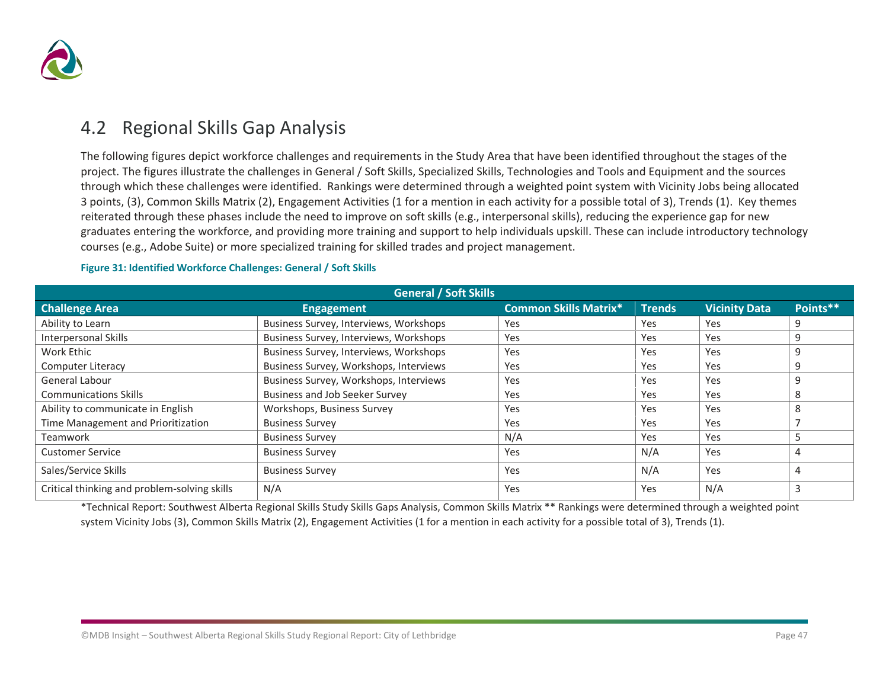## 4.2 Regional Skills Gap Analysis

The following figures depict workforce challenges and requirements in the Study Area that have been identified throughout the stages of the project. The figures illustrate the challenges in General / Soft Skills, Specialized Skills, Technologies and Tools and Equipment and the sources through which these challenges were identified. Rankings were determined through a weighted point system with Vicinity Jobs being allocated 3 points, (3), Common Skills Matrix (2), Engagement Activities (1 for a mention in each activity for a possible total of 3), Trends (1). Key themes reiterated through these phases include the need to improve on soft skills (e.g., interpersonal skills), reducing the experience gap for new graduates entering the workforce, and providing more training and support to help individuals upskill. These can include introductory technology courses (e.g., Adobe Suite) or more specialized training for skilled trades and project management.

**Figure 31: Identified Workforce Challenges: General / Soft Skills**

| General / Soft Skills | | | | | |
|---|---|---|---|---|---|
| **Challenge Area** | **Engagement** | **Common Skills Matrix*** | **Trends** | **Vicinity Data** | **Points**** |
| Ability to Learn | Business Survey, Interviews, Workshops | Yes | Yes | Yes | 9 |
| Interpersonal Skills | Business Survey, Interviews, Workshops | Yes | Yes | Yes | 9 |
| Work Ethic | Business Survey, Interviews, Workshops | Yes | Yes | Yes | 9 |
| Computer Literacy | Business Survey, Workshops, Interviews | Yes | Yes | Yes | 9 |
| General Labour | Business Survey, Workshops, Interviews | Yes | Yes | Yes | 9 |
| Communications Skills | Business and Job Seeker Survey | Yes | Yes | Yes | 8 |
| Ability to communicate in English | Workshops, Business Survey | Yes | Yes | Yes | 8 |
| Time Management and Prioritization | Business Survey | Yes | Yes | Yes | 7 |
| Teamwork | Business Survey | N/A | Yes | Yes | 5 |
| Customer Service | Business Survey | Yes | N/A | Yes | 4 |
| Sales/Service Skills | Business Survey | Yes | N/A | Yes | 4 |
| Critical thinking and problem-solving skills | N/A | Yes | Yes | N/A | 3 |

*Technical Report: Southwest Alberta Regional Skills Study Skills Gaps Analysis, Common Skills Matrix ** Rankings were determined through a weighted point system Vicinity Jobs (3), Common Skills Matrix (2), Engagement Activities (1 for a mention in each activity for a possible total of 3), Trends (1).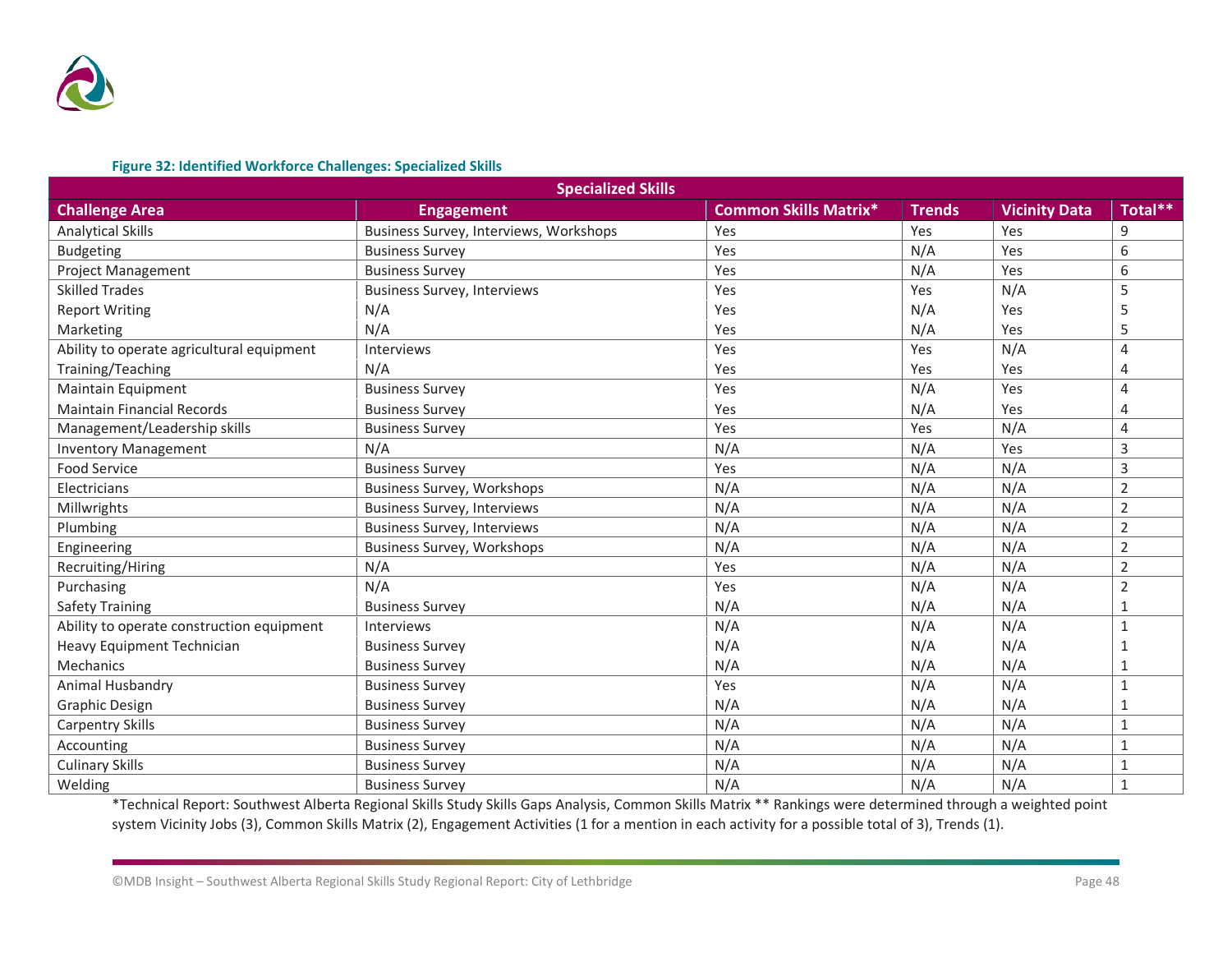**Figure 32: Identified Workforce Challenges: Specialized Skills**

| Specialized Skills | | | | | |
|---|---|---|---|---|---|
| **Challenge Area** | **Engagement** | **Common Skills Matrix*** | **Trends** | **Vicinity Data** | **Total**** |
| Analytical Skills | Business Survey, Interviews, Workshops | Yes | Yes | Yes | 9 |
| Budgeting | Business Survey | Yes | N/A | Yes | 6 |
| Project Management | Business Survey | Yes | N/A | Yes | 6 |
| Skilled Trades | Business Survey, Interviews | Yes | Yes | N/A | 5 |
| Report Writing | N/A | Yes | N/A | Yes | 5 |
| Marketing | N/A | Yes | N/A | Yes | 5 |
| Ability to operate agricultural equipment | Interviews | Yes | Yes | N/A | 4 |
| Training/Teaching | N/A | Yes | Yes | Yes | 4 |
| Maintain Equipment | Business Survey | Yes | N/A | Yes | 4 |
| Maintain Financial Records | Business Survey | Yes | N/A | Yes | 4 |
| Management/Leadership skills | Business Survey | Yes | Yes | N/A | 4 |
| Inventory Management | N/A | N/A | N/A | Yes | 3 |
| Food Service | Business Survey | Yes | N/A | N/A | 3 |
| Electricians | Business Survey, Workshops | N/A | N/A | N/A | 2 |
| Millwrights | Business Survey, Interviews | N/A | N/A | N/A | 2 |
| Plumbing | Business Survey, Interviews | N/A | N/A | N/A | 2 |
| Engineering | Business Survey, Workshops | N/A | N/A | N/A | 2 |
| Recruiting/Hiring | N/A | Yes | N/A | N/A | 2 |
| Purchasing | N/A | Yes | N/A | N/A | 2 |
| Safety Training | Business Survey | N/A | N/A | N/A | 1 |
| Ability to operate construction equipment | Interviews | N/A | N/A | N/A | 1 |
| Heavy Equipment Technician | Business Survey | N/A | N/A | N/A | 1 |
| Mechanics | Business Survey | N/A | N/A | N/A | 1 |
| Animal Husbandry | Business Survey | Yes | N/A | N/A | 1 |
| Graphic Design | Business Survey | N/A | N/A | N/A | 1 |
| Carpentry Skills | Business Survey | N/A | N/A | N/A | 1 |
| Accounting | Business Survey | N/A | N/A | N/A | 1 |
| Culinary Skills | Business Survey | N/A | N/A | N/A | 1 |
| Welding | Business Survey | N/A | N/A | N/A | 1 |

*Technical Report: Southwest Alberta Regional Skills Study Skills Gaps Analysis, Common Skills Matrix ** Rankings were determined through a weighted point system Vicinity Jobs (3), Common Skills Matrix (2), Engagement Activities (1 for a mention in each activity for a possible total of 3), Trends (1).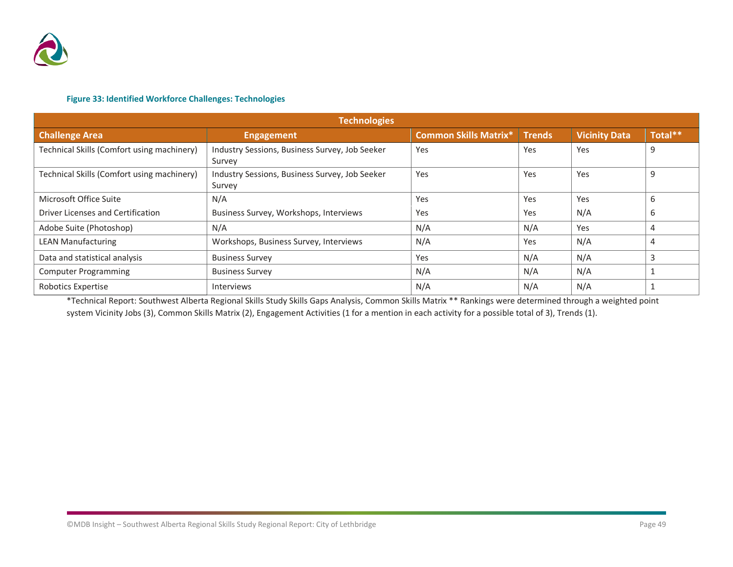**Figure 33: Identified Workforce Challenges: Technologies**

| Technologies | | | | | |
|---|---|---|---|---|---|
| **Challenge Area** | **Engagement** | **Common Skills Matrix*** | **Trends** | **Vicinity Data** | **Total**** |
| Technical Skills (Comfort using machinery) | Industry Sessions, Business Survey, Job Seeker Survey | Yes | Yes | Yes | 9 |
| Technical Skills (Comfort using machinery) | Industry Sessions, Business Survey, Job Seeker Survey | Yes | Yes | Yes | 9 |
| Microsoft Office Suite | N/A | Yes | Yes | Yes | 6 |
| Driver Licenses and Certification | Business Survey, Workshops, Interviews | Yes | Yes | N/A | 6 |
| Adobe Suite (Photoshop) | N/A | N/A | N/A | Yes | 4 |
| LEAN Manufacturing | Workshops, Business Survey, Interviews | N/A | Yes | N/A | 4 |
| Data and statistical analysis | Business Survey | Yes | N/A | N/A | 3 |
| Computer Programming | Business Survey | N/A | N/A | N/A | 1 |
| Robotics Expertise | Interviews | N/A | N/A | N/A | 1 |

*Technical Report: Southwest Alberta Regional Skills Study Skills Gaps Analysis, Common Skills Matrix ** Rankings were determined through a weighted point system Vicinity Jobs (3), Common Skills Matrix (2), Engagement Activities (1 for a mention in each activity for a possible total of 3), Trends (1).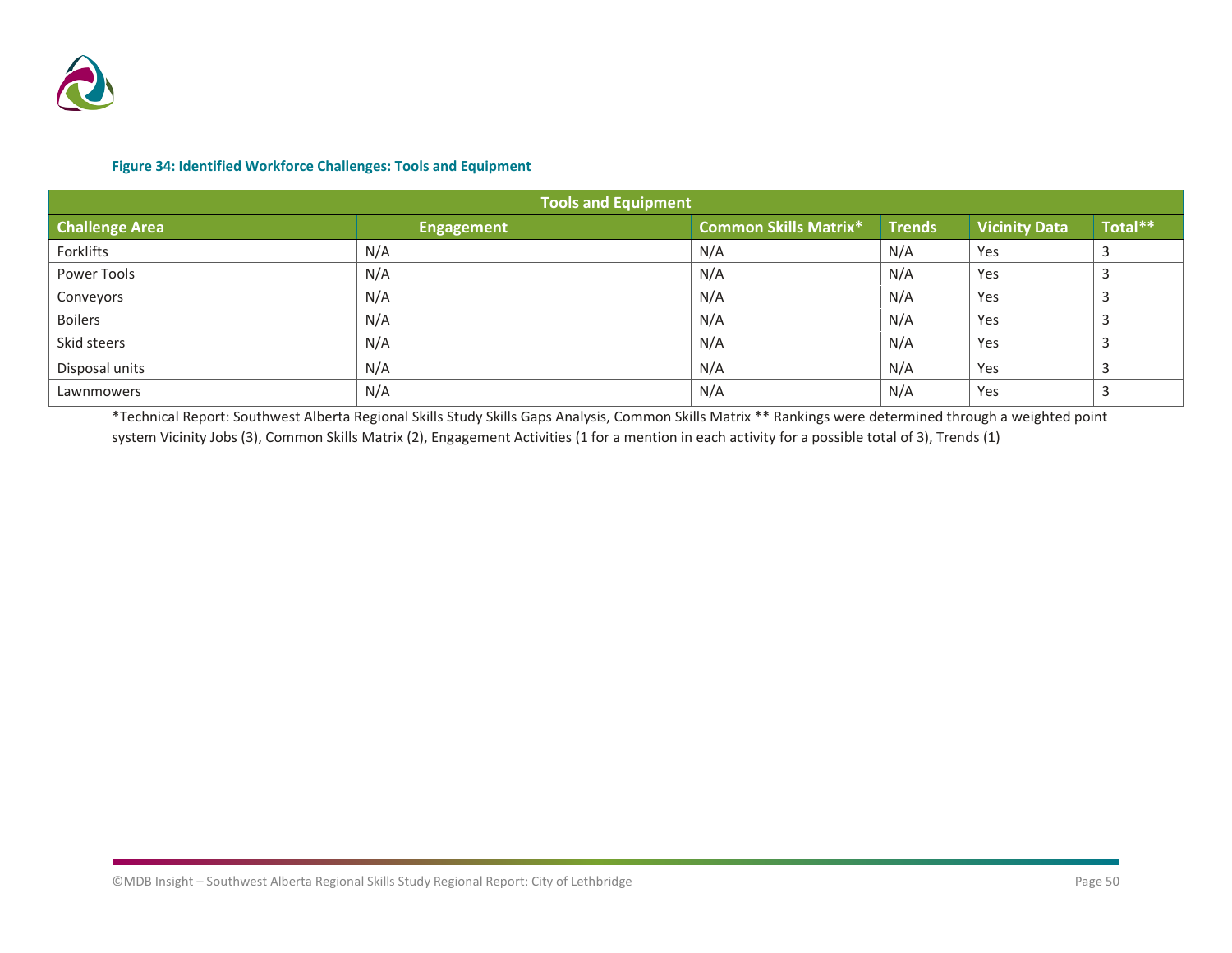**Figure 34: Identified Workforce Challenges: Tools and Equipment**

| Tools and Equipment | | | | | |
|---|---|---|---|---|---|
| **Challenge Area** | **Engagement** | **Common Skills Matrix*** | **Trends** | **Vicinity Data** | **Total**** |
| Forklifts | N/A | N/A | N/A | Yes | 3 |
| Power Tools | N/A | N/A | N/A | Yes | 3 |
| Conveyors | N/A | N/A | N/A | Yes | 3 |
| Boilers | N/A | N/A | N/A | Yes | 3 |
| Skid steers | N/A | N/A | N/A | Yes | 3 |
| Disposal units | N/A | N/A | N/A | Yes | 3 |
| Lawnmowers | N/A | N/A | N/A | Yes | 3 |

*Technical Report: Southwest Alberta Regional Skills Study Skills Gaps Analysis, Common Skills Matrix ** Rankings were determined through a weighted point system Vicinity Jobs (3), Common Skills Matrix (2), Engagement Activities (1 for a mention in each activity for a possible total of 3), Trends (1)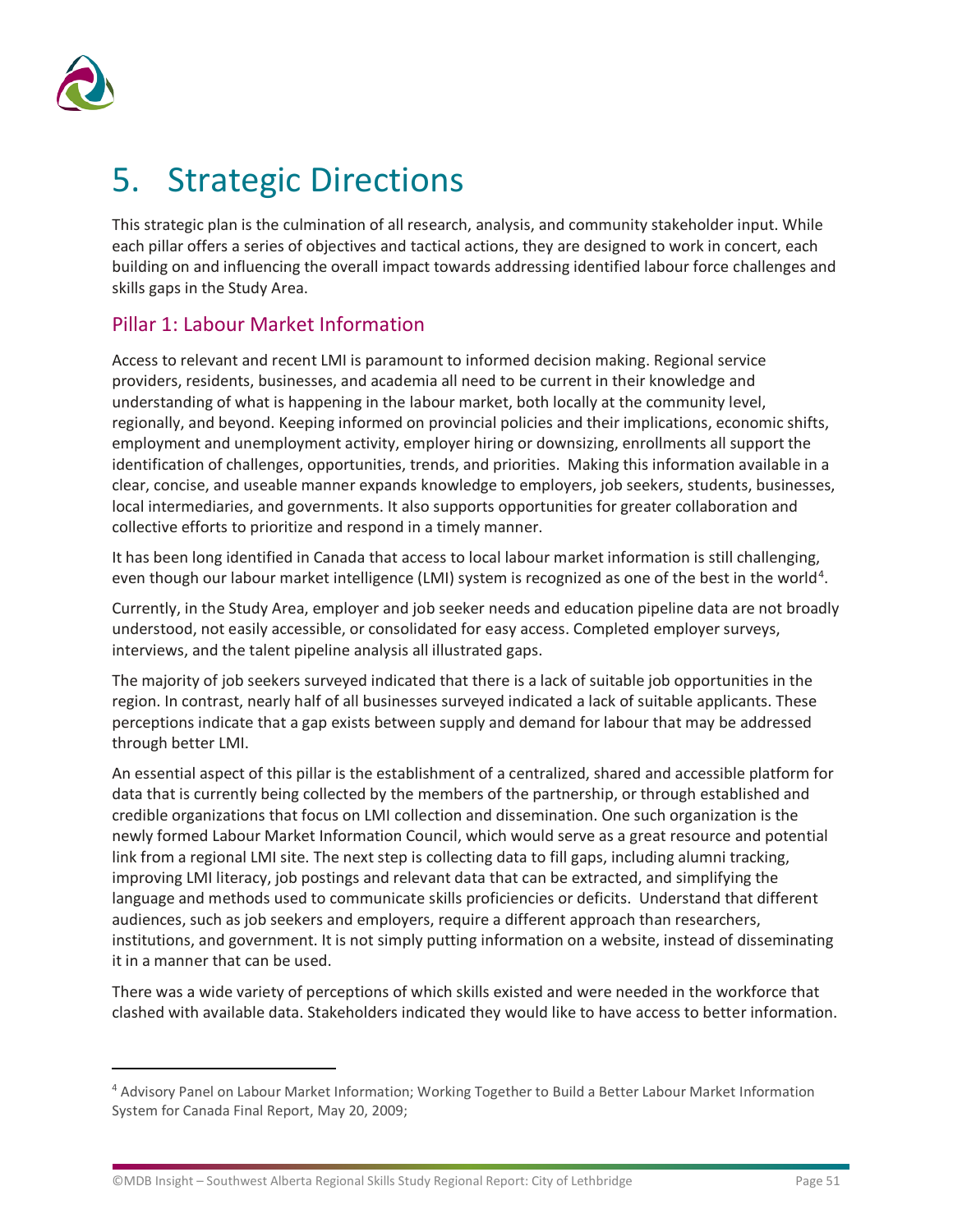# 5. Strategic Directions

This strategic plan is the culmination of all research, analysis, and community stakeholder input. While each pillar offers a series of objectives and tactical actions, they are designed to work in concert, each building on and influencing the overall impact towards addressing identified labour force challenges and skills gaps in the Study Area.

## Pillar 1: Labour Market Information

Access to relevant and recent LMI is paramount to informed decision making. Regional service providers, residents, businesses, and academia all need to be current in their knowledge and understanding of what is happening in the labour market, both locally at the community level, regionally, and beyond. Keeping informed on provincial policies and their implications, economic shifts, employment and unemployment activity, employer hiring or downsizing, enrollments all support the identification of challenges, opportunities, trends, and priorities. Making this information available in a clear, concise, and useable manner expands knowledge to employers, job seekers, students, businesses, local intermediaries, and governments. It also supports opportunities for greater collaboration and collective efforts to prioritize and respond in a timely manner.

It has been long identified in Canada that access to local labour market information is still challenging, even though our labour market intelligence (LMI) system is recognized as one of the best in the world[4].

Currently, in the Study Area, employer and job seeker needs and education pipeline data are not broadly understood, not easily accessible, or consolidated for easy access. Completed employer surveys, interviews, and the talent pipeline analysis all illustrated gaps.

The majority of job seekers surveyed indicated that there is a lack of suitable job opportunities in the region. In contrast, nearly half of all businesses surveyed indicated a lack of suitable applicants. These perceptions indicate that a gap exists between supply and demand for labour that may be addressed through better LMI.

An essential aspect of this pillar is the establishment of a centralized, shared and accessible platform for data that is currently being collected by the members of the partnership, or through established and credible organizations that focus on LMI collection and dissemination. One such organization is the newly formed Labour Market Information Council, which would serve as a great resource and potential link from a regional LMI site. The next step is collecting data to fill gaps, including alumni tracking, improving LMI literacy, job postings and relevant data that can be extracted, and simplifying the language and methods used to communicate skills proficiencies or deficits. Understand that different audiences, such as job seekers and employers, require a different approach than researchers, institutions, and government. It is not simply putting information on a website, instead of disseminating it in a manner that can be used.

There was a wide variety of perceptions of which skills existed and were needed in the workforce that clashed with available data. Stakeholders indicated they would like to have access to better information.

---

[4] Advisory Panel on Labour Market Information; Working Together to Build a Better Labour Market Information System for Canada Final Report, May 20, 2009;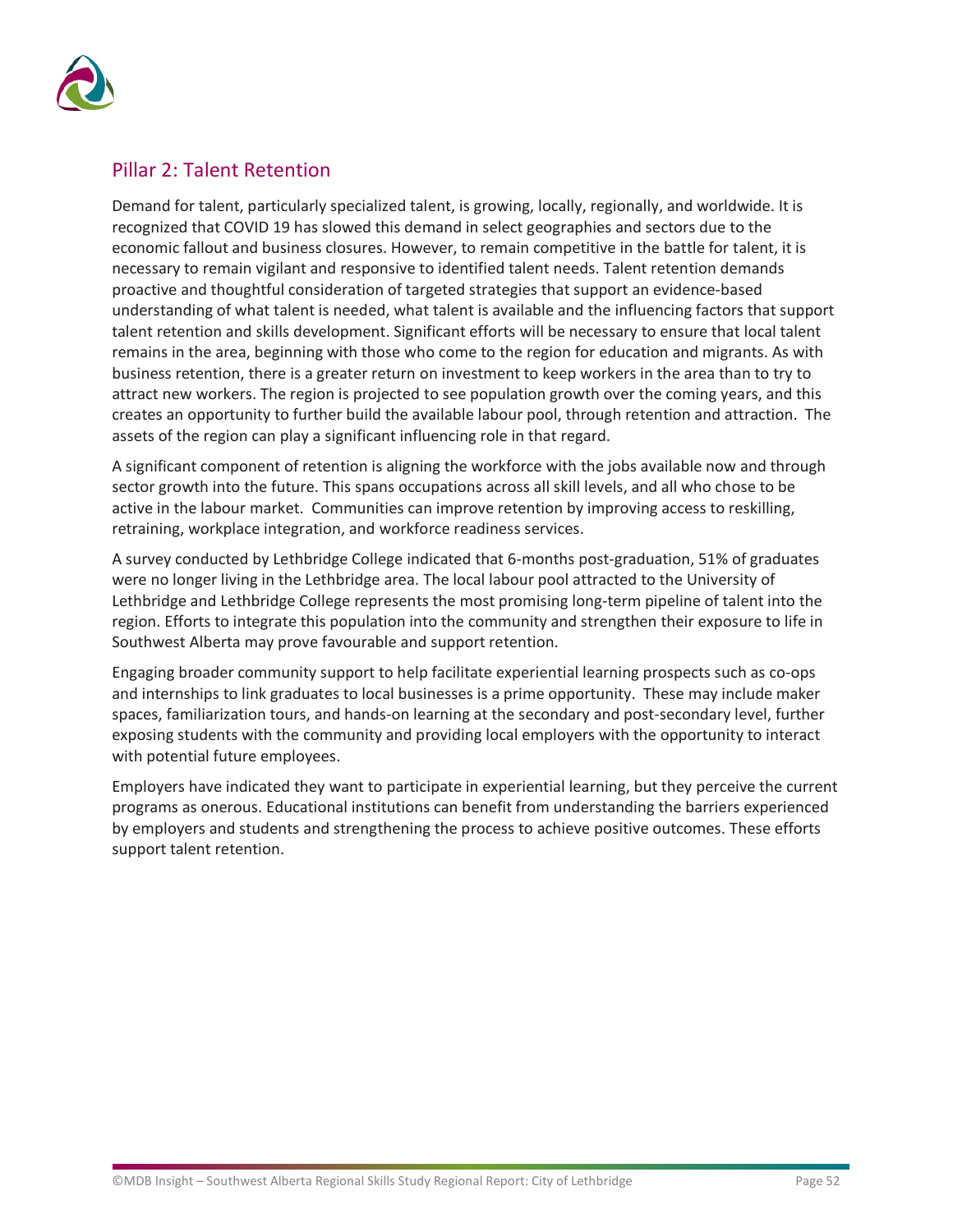## Pillar 2: Talent Retention

Demand for talent, particularly specialized talent, is growing, locally, regionally, and worldwide. It is recognized that COVID 19 has slowed this demand in select geographies and sectors due to the economic fallout and business closures. However, to remain competitive in the battle for talent, it is necessary to remain vigilant and responsive to identified talent needs. Talent retention demands proactive and thoughtful consideration of targeted strategies that support an evidence-based understanding of what talent is needed, what talent is available and the influencing factors that support talent retention and skills development. Significant efforts will be necessary to ensure that local talent remains in the area, beginning with those who come to the region for education and migrants. As with business retention, there is a greater return on investment to keep workers in the area than to try to attract new workers. The region is projected to see population growth over the coming years, and this creates an opportunity to further build the available labour pool, through retention and attraction. The assets of the region can play a significant influencing role in that regard.

A significant component of retention is aligning the workforce with the jobs available now and through sector growth into the future. This spans occupations across all skill levels, and all who chose to be active in the labour market. Communities can improve retention by improving access to reskilling, retraining, workplace integration, and workforce readiness services.

A survey conducted by Lethbridge College indicated that 6-months post-graduation, 51% of graduates were no longer living in the Lethbridge area. The local labour pool attracted to the University of Lethbridge and Lethbridge College represents the most promising long-term pipeline of talent into the region. Efforts to integrate this population into the community and strengthen their exposure to life in Southwest Alberta may prove favourable and support retention.

Engaging broader community support to help facilitate experiential learning prospects such as co-ops and internships to link graduates to local businesses is a prime opportunity. These may include maker spaces, familiarization tours, and hands-on learning at the secondary and post-secondary level, further exposing students with the community and providing local employers with the opportunity to interact with potential future employees.

Employers have indicated they want to participate in experiential learning, but they perceive the current programs as onerous. Educational institutions can benefit from understanding the barriers experienced by employers and students and strengthening the process to achieve positive outcomes. These efforts support talent retention.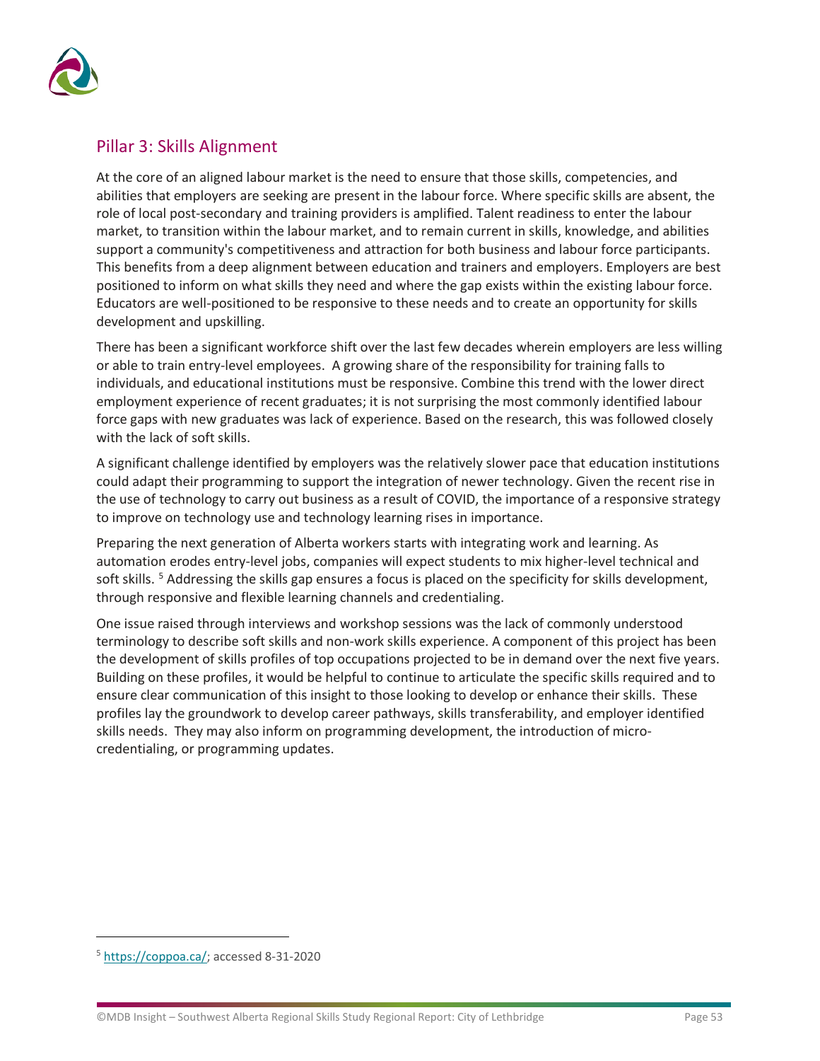## Pillar 3: Skills Alignment

At the core of an aligned labour market is the need to ensure that those skills, competencies, and abilities that employers are seeking are present in the labour force. Where specific skills are absent, the role of local post-secondary and training providers is amplified. Talent readiness to enter the labour market, to transition within the labour market, and to remain current in skills, knowledge, and abilities support a community's competitiveness and attraction for both business and labour force participants. This benefits from a deep alignment between education and trainers and employers. Employers are best positioned to inform on what skills they need and where the gap exists within the existing labour force. Educators are well-positioned to be responsive to these needs and to create an opportunity for skills development and upskilling.

There has been a significant workforce shift over the last few decades wherein employers are less willing or able to train entry-level employees. A growing share of the responsibility for training falls to individuals, and educational institutions must be responsive. Combine this trend with the lower direct employment experience of recent graduates; it is not surprising the most commonly identified labour force gaps with new graduates was lack of experience. Based on the research, this was followed closely with the lack of soft skills.

A significant challenge identified by employers was the relatively slower pace that education institutions could adapt their programming to support the integration of newer technology. Given the recent rise in the use of technology to carry out business as a result of COVID, the importance of a responsive strategy to improve on technology use and technology learning rises in importance.

Preparing the next generation of Alberta workers starts with integrating work and learning. As automation erodes entry-level jobs, companies will expect students to mix higher-level technical and soft skills. [5] Addressing the skills gap ensures a focus is placed on the specificity for skills development, through responsive and flexible learning channels and credentialing.

One issue raised through interviews and workshop sessions was the lack of commonly understood terminology to describe soft skills and non-work skills experience. A component of this project has been the development of skills profiles of top occupations projected to be in demand over the next five years. Building on these profiles, it would be helpful to continue to articulate the specific skills required and to ensure clear communication of this insight to those looking to develop or enhance their skills. These profiles lay the groundwork to develop career pathways, skills transferability, and employer identified skills needs. They may also inform on programming development, the introduction of micro-credentialing, or programming updates.

---

[5] https://coppoa.ca/; accessed 8-31-2020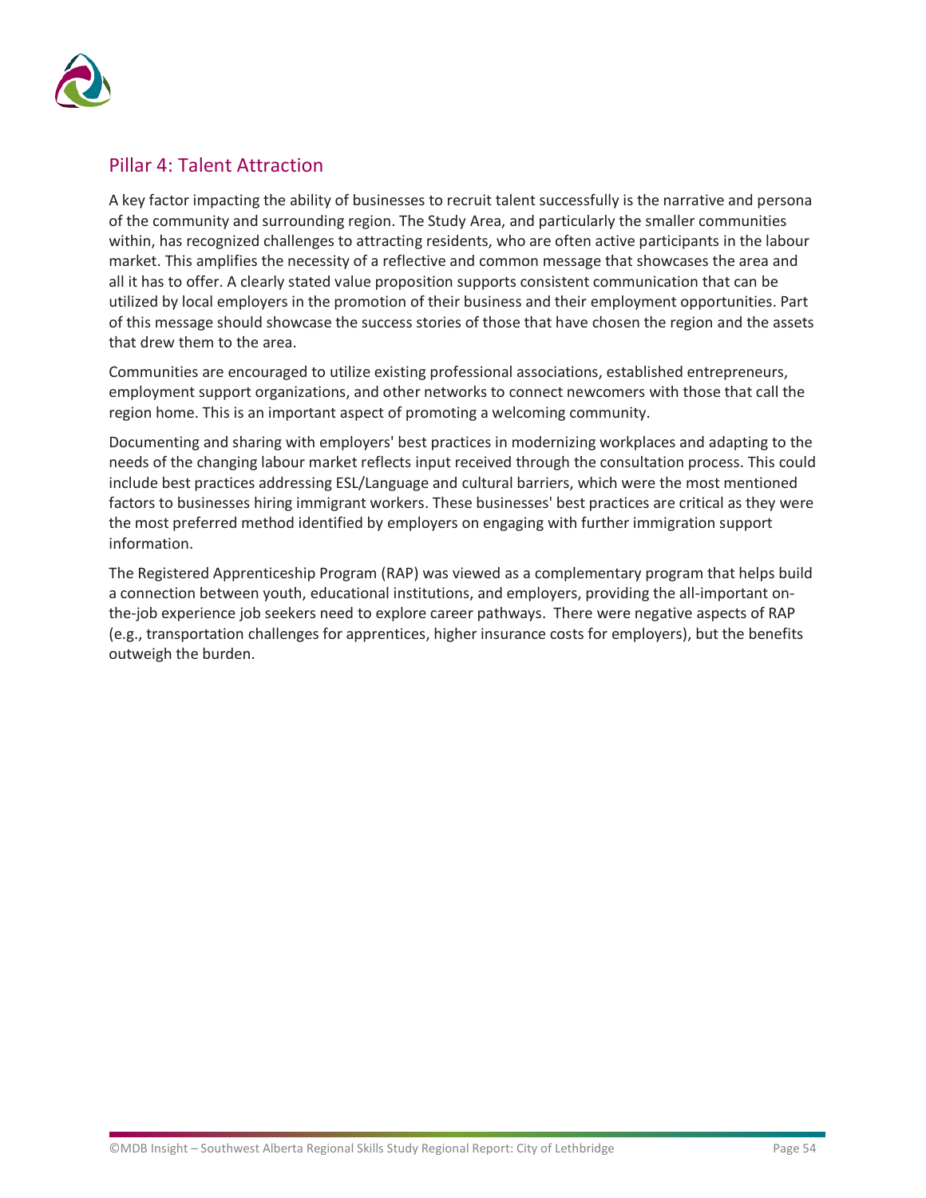## Pillar 4: Talent Attraction

A key factor impacting the ability of businesses to recruit talent successfully is the narrative and persona of the community and surrounding region. The Study Area, and particularly the smaller communities within, has recognized challenges to attracting residents, who are often active participants in the labour market. This amplifies the necessity of a reflective and common message that showcases the area and all it has to offer. A clearly stated value proposition supports consistent communication that can be utilized by local employers in the promotion of their business and their employment opportunities. Part of this message should showcase the success stories of those that have chosen the region and the assets that drew them to the area.

Communities are encouraged to utilize existing professional associations, established entrepreneurs, employment support organizations, and other networks to connect newcomers with those that call the region home. This is an important aspect of promoting a welcoming community.

Documenting and sharing with employers' best practices in modernizing workplaces and adapting to the needs of the changing labour market reflects input received through the consultation process. This could include best practices addressing ESL/Language and cultural barriers, which were the most mentioned factors to businesses hiring immigrant workers. These businesses' best practices are critical as they were the most preferred method identified by employers on engaging with further immigration support information.

The Registered Apprenticeship Program (RAP) was viewed as a complementary program that helps build a connection between youth, educational institutions, and employers, providing the all-important on-the-job experience job seekers need to explore career pathways. There were negative aspects of RAP (e.g., transportation challenges for apprentices, higher insurance costs for employers), but the benefits outweigh the burden.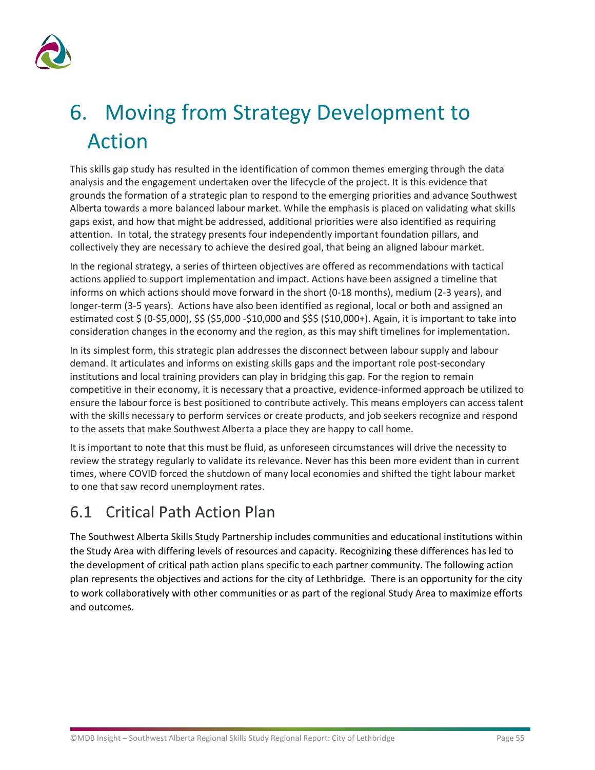# 6. Moving from Strategy Development to Action

This skills gap study has resulted in the identification of common themes emerging through the data analysis and the engagement undertaken over the lifecycle of the project. It is this evidence that grounds the formation of a strategic plan to respond to the emerging priorities and advance Southwest Alberta towards a more balanced labour market. While the emphasis is placed on validating what skills gaps exist, and how that might be addressed, additional priorities were also identified as requiring attention. In total, the strategy presents four independently important foundation pillars, and collectively they are necessary to achieve the desired goal, that being an aligned labour market.

In the regional strategy, a series of thirteen objectives are offered as recommendations with tactical actions applied to support implementation and impact. Actions have been assigned a timeline that informs on which actions should move forward in the short (0-18 months), medium (2-3 years), and longer-term (3-5 years). Actions have also been identified as regional, local or both and assigned an estimated cost $ (0-$5,000), $$ ($5,000 -$10,000 and $$$ ($10,000+). Again, it is important to take into consideration changes in the economy and the region, as this may shift timelines for implementation.

In its simplest form, this strategic plan addresses the disconnect between labour supply and labour demand. It articulates and informs on existing skills gaps and the important role post-secondary institutions and local training providers can play in bridging this gap. For the region to remain competitive in their economy, it is necessary that a proactive, evidence-informed approach be utilized to ensure the labour force is best positioned to contribute actively. This means employers can access talent with the skills necessary to perform services or create products, and job seekers recognize and respond to the assets that make Southwest Alberta a place they are happy to call home.

It is important to note that this must be fluid, as unforeseen circumstances will drive the necessity to review the strategy regularly to validate its relevance. Never has this been more evident than in current times, where COVID forced the shutdown of many local economies and shifted the tight labour market to one that saw record unemployment rates.

## 6.1 Critical Path Action Plan

The Southwest Alberta Skills Study Partnership includes communities and educational institutions within the Study Area with differing levels of resources and capacity. Recognizing these differences has led to the development of critical path action plans specific to each partner community. The following action plan represents the objectives and actions for the city of Lethbridge. There is an opportunity for the city to work collaboratively with other communities or as part of the regional Study Area to maximize efforts and outcomes.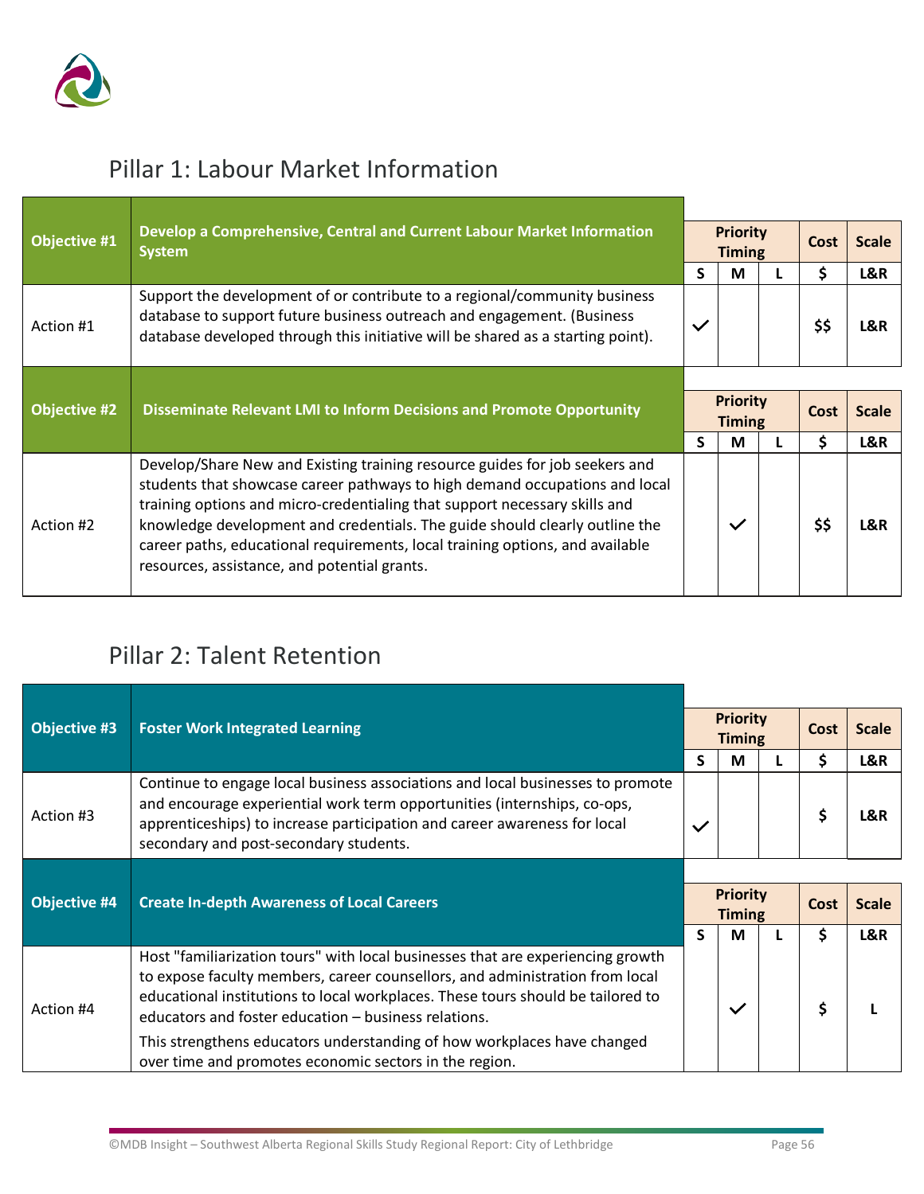## Pillar 1: Labour Market Information

| Objective #1 | Develop a Comprehensive, Central and Current Labour Market Information System | Priority Timing | | | Cost | Scale |
|---|---|---|---|---|---|---|
| | | S | M | L | $ | L&R |
| Action #1 | Support the development of or contribute to a regional/community business database to support future business outreach and engagement. (Business database developed through this initiative will be shared as a starting point). | ✓ | | | $$ | L&R |

| Objective #2 | Disseminate Relevant LMI to Inform Decisions and Promote Opportunity | Priority Timing | | | Cost | Scale |
|---|---|---|---|---|---|---|
| | | S | M | L | $ | L&R |
| Action #2 | Develop/Share New and Existing training resource guides for job seekers and students that showcase career pathways to high demand occupations and local training options and micro-credentialing that support necessary skills and knowledge development and credentials. The guide should clearly outline the career paths, educational requirements, local training options, and available resources, assistance, and potential grants. | | ✓ | | $$ | L&R |

## Pillar 2: Talent Retention

| Objective #3 | Foster Work Integrated Learning | Priority Timing | | | Cost | Scale |
|---|---|---|---|---|---|---|
| | | S | M | L | $ | L&R |
| Action #3 | Continue to engage local business associations and local businesses to promote and encourage experiential work term opportunities (internships, co-ops, apprenticeships) to increase participation and career awareness for local secondary and post-secondary students. | ✓ | | | $ | L&R |

| Objective #4 | Create In-depth Awareness of Local Careers | Priority Timing | | | Cost | Scale |
|---|---|---|---|---|---|---|
| | | S | M | L | $ | L&R |
| Action #4 | Host "familiarization tours" with local businesses that are experiencing growth to expose faculty members, career counsellors, and administration from local educational institutions to local workplaces. These tours should be tailored to educators and foster education – business relations. This strengthens educators understanding of how workplaces have changed over time and promotes economic sectors in the region. | | ✓ | | $ | L |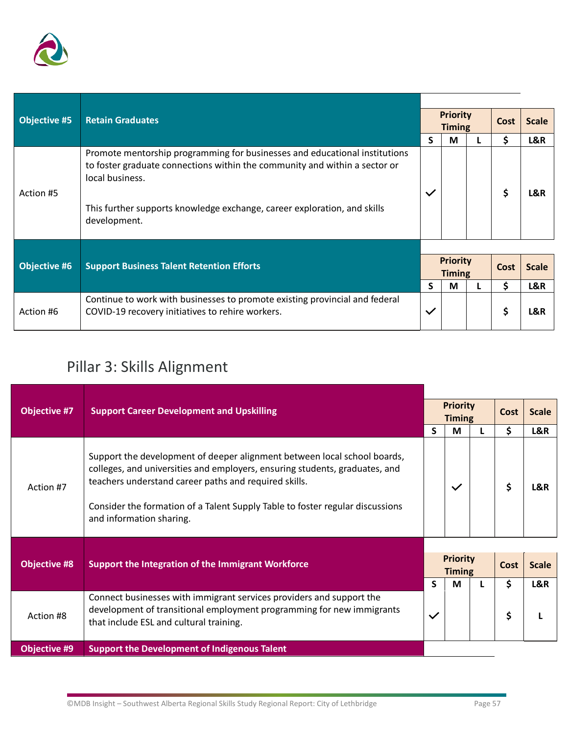| Objective #5 | Retain Graduates | Priority Timing | | | Cost | Scale |
|---|---|---|---|---|---|---|
| | | S | M | L | $ | L&R |
| Action #5 | Promote mentorship programming for businesses and educational institutions to foster graduate connections within the community and within a sector or local business.<br><br>This further supports knowledge exchange, career exploration, and skills development. | ✓ | | | $ | L&R |

| Objective #6 | Support Business Talent Retention Efforts | Priority Timing | | | Cost | Scale |
|---|---|---|---|---|---|---|
| | | S | M | L | $ | L&R |
| Action #6 | Continue to work with businesses to promote existing provincial and federal COVID-19 recovery initiatives to rehire workers. | ✓ | | | $ | L&R |

## Pillar 3: Skills Alignment

| Objective #7 | Support Career Development and Upskilling | Priority Timing | | | Cost | Scale |
|---|---|---|---|---|---|---|
| | | S | M | L | $ | L&R |
| Action #7 | Support the development of deeper alignment between local school boards, colleges, and universities and employers, ensuring students, graduates, and teachers understand career paths and required skills.<br><br>Consider the formation of a Talent Supply Table to foster regular discussions and information sharing. | | ✓ | | $ | L&R |

| Objective #8 | Support the Integration of the Immigrant Workforce | Priority Timing | | | Cost | Scale |
|---|---|---|---|---|---|---|
| | | S | M | L | $ | L&R |
| Action #8 | Connect businesses with immigrant services providers and support the development of transitional employment programming for new immigrants that include ESL and cultural training. | ✓ | | | $ | L |

| Objective #9 | Support the Development of Indigenous Talent |
|---|---|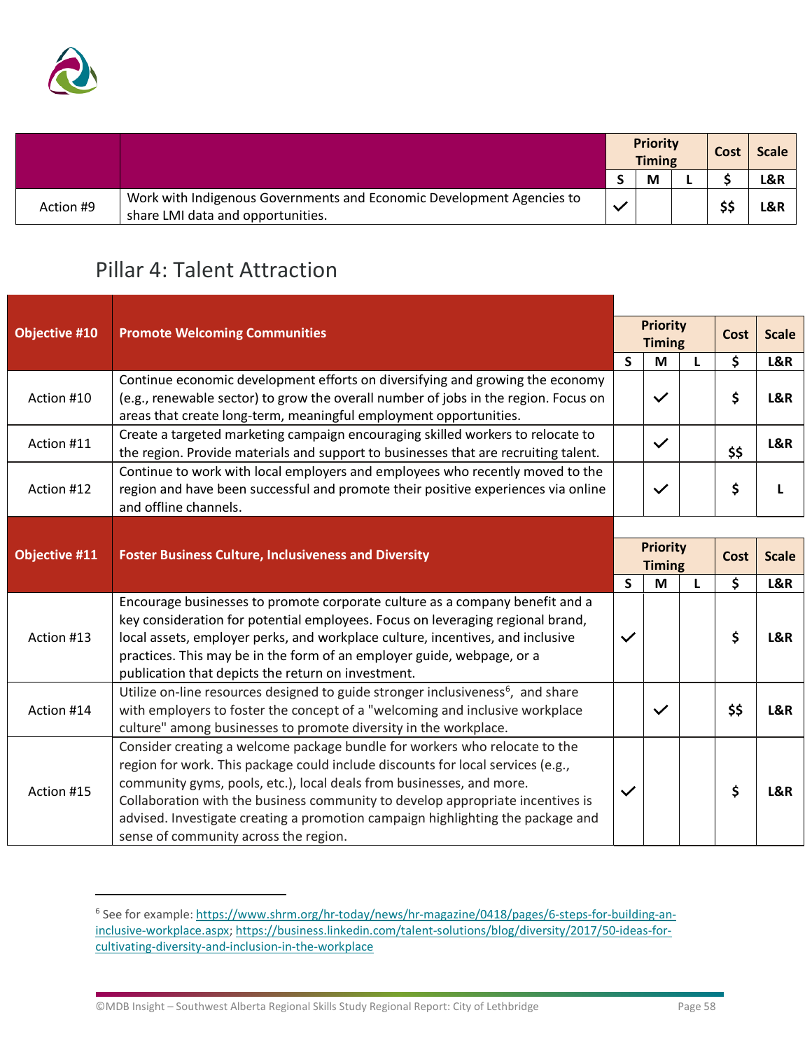| | | Priority Timing | | | Cost | Scale |
|---|---|---|---|---|---|---|
| | | S | M | L | $ | L&R |
| Action #9 | Work with Indigenous Governments and Economic Development Agencies to share LMI data and opportunities. | ✓ | | | $$ | L&R |

## Pillar 4: Talent Attraction

| **Objective #10** | **Promote Welcoming Communities** | Priority Timing | | | Cost | Scale |
|---|---|---|---|---|---|---|
| | | S | M | L | $ | L&R |
| Action #10 | Continue economic development efforts on diversifying and growing the economy (e.g., renewable sector) to grow the overall number of jobs in the region. Focus on areas that create long-term, meaningful employment opportunities. | | ✓ | | $ | L&R |
| Action #11 | Create a targeted marketing campaign encouraging skilled workers to relocate to the region. Provide materials and support to businesses that are recruiting talent. | | ✓ | | $$ | L&R |
| Action #12 | Continue to work with local employers and employees who recently moved to the region and have been successful and promote their positive experiences via online and offline channels. | | ✓ | | $ | L |

| **Objective #11** | **Foster Business Culture, Inclusiveness and Diversity** | Priority Timing | | | Cost | Scale |
|---|---|---|---|---|---|---|
| | | S | M | L | $ | L&R |
| Action #13 | Encourage businesses to promote corporate culture as a company benefit and a key consideration for potential employees. Focus on leveraging regional brand, local assets, employer perks, and workplace culture, incentives, and inclusive practices. This may be in the form of an employer guide, webpage, or a publication that depicts the return on investment. | ✓ | | | $ | L&R |
| Action #14 | Utilize on-line resources designed to guide stronger inclusiveness[6], and share with employers to foster the concept of a "welcoming and inclusive workplace culture" among businesses to promote diversity in the workplace. | | ✓ | | $$ | L&R |
| Action #15 | Consider creating a welcome package bundle for workers who relocate to the region for work. This package could include discounts for local services (e.g., community gyms, pools, etc.), local deals from businesses, and more. Collaboration with the business community to develop appropriate incentives is advised. Investigate creating a promotion campaign highlighting the package and sense of community across the region. | ✓ | | | $ | L&R |

---

[6] See for example: https://www.shrm.org/hr-today/news/hr-magazine/0418/pages/6-steps-for-building-an-inclusive-workplace.aspx; https://business.linkedin.com/talent-solutions/blog/diversity/2017/50-ideas-for-cultivating-diversity-and-inclusion-in-the-workplace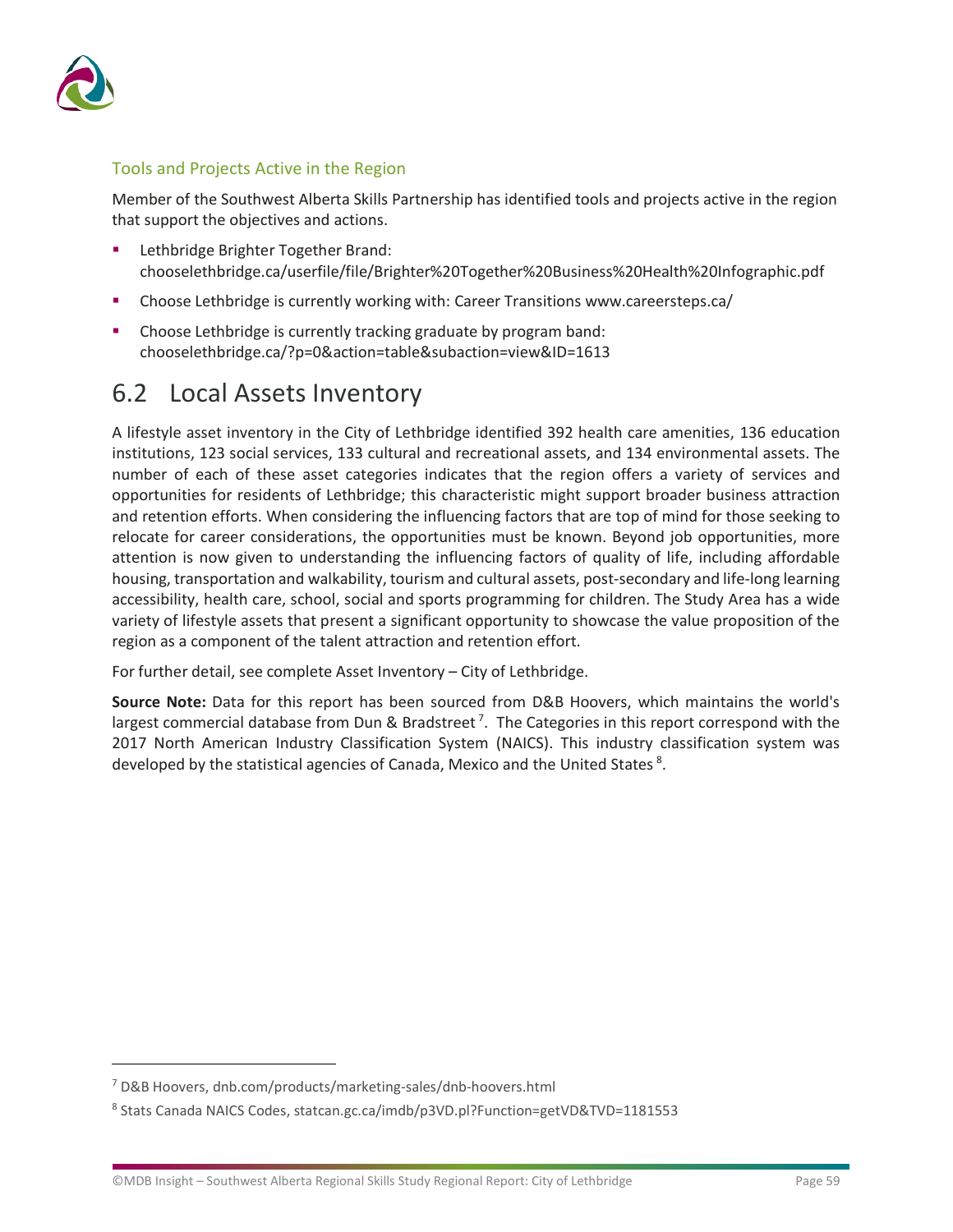### Tools and Projects Active in the Region

Member of the Southwest Alberta Skills Partnership has identified tools and projects active in the region that support the objectives and actions.

- Lethbridge Brighter Together Brand: chooselethbridge.ca/userfile/file/Brighter%20Together%20Business%20Health%20Infographic.pdf
- Choose Lethbridge is currently working with: Career Transitions www.careersteps.ca/
- Choose Lethbridge is currently tracking graduate by program band: chooselethbridge.ca/?p=0&action=table&subaction=view&ID=1613

## 6.2 Local Assets Inventory

A lifestyle asset inventory in the City of Lethbridge identified 392 health care amenities, 136 education institutions, 123 social services, 133 cultural and recreational assets, and 134 environmental assets. The number of each of these asset categories indicates that the region offers a variety of services and opportunities for residents of Lethbridge; this characteristic might support broader business attraction and retention efforts. When considering the influencing factors that are top of mind for those seeking to relocate for career considerations, the opportunities must be known. Beyond job opportunities, more attention is now given to understanding the influencing factors of quality of life, including affordable housing, transportation and walkability, tourism and cultural assets, post-secondary and life-long learning accessibility, health care, school, social and sports programming for children. The Study Area has a wide variety of lifestyle assets that present a significant opportunity to showcase the value proposition of the region as a component of the talent attraction and retention effort.

For further detail, see complete Asset Inventory – City of Lethbridge.

**Source Note:** Data for this report has been sourced from D&B Hoovers, which maintains the world's largest commercial database from Dun & Bradstreet [7]. The Categories in this report correspond with the 2017 North American Industry Classification System (NAICS). This industry classification system was developed by the statistical agencies of Canada, Mexico and the United States [8].

---

[7] D&B Hoovers, dnb.com/products/marketing-sales/dnb-hoovers.html

[8] Stats Canada NAICS Codes, statcan.gc.ca/imdb/p3VD.pl?Function=getVD&TVD=1181553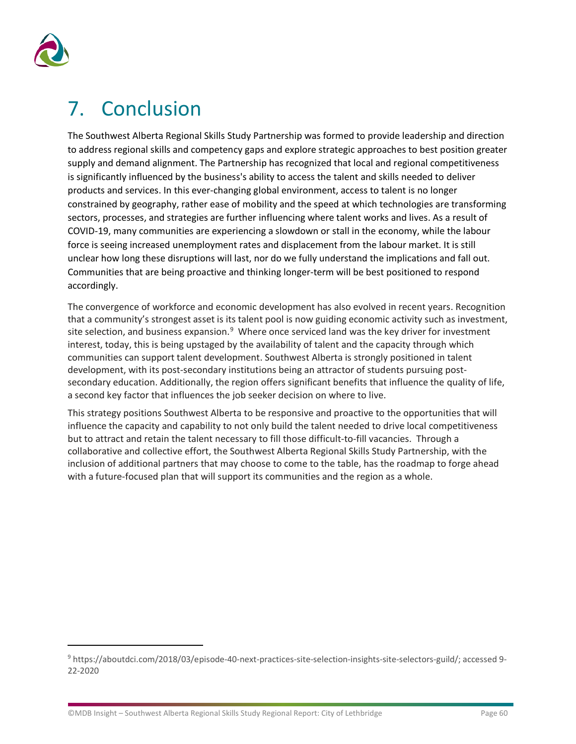# 7. Conclusion

The Southwest Alberta Regional Skills Study Partnership was formed to provide leadership and direction to address regional skills and competency gaps and explore strategic approaches to best position greater supply and demand alignment. The Partnership has recognized that local and regional competitiveness is significantly influenced by the business's ability to access the talent and skills needed to deliver products and services. In this ever-changing global environment, access to talent is no longer constrained by geography, rather ease of mobility and the speed at which technologies are transforming sectors, processes, and strategies are further influencing where talent works and lives. As a result of COVID-19, many communities are experiencing a slowdown or stall in the economy, while the labour force is seeing increased unemployment rates and displacement from the labour market. It is still unclear how long these disruptions will last, nor do we fully understand the implications and fall out. Communities that are being proactive and thinking longer-term will be best positioned to respond accordingly.

The convergence of workforce and economic development has also evolved in recent years. Recognition that a community's strongest asset is its talent pool is now guiding economic activity such as investment, site selection, and business expansion.[9] Where once serviced land was the key driver for investment interest, today, this is being upstaged by the availability of talent and the capacity through which communities can support talent development. Southwest Alberta is strongly positioned in talent development, with its post-secondary institutions being an attractor of students pursuing post-secondary education. Additionally, the region offers significant benefits that influence the quality of life, a second key factor that influences the job seeker decision on where to live.

This strategy positions Southwest Alberta to be responsive and proactive to the opportunities that will influence the capacity and capability to not only build the talent needed to drive local competitiveness but to attract and retain the talent necessary to fill those difficult-to-fill vacancies. Through a collaborative and collective effort, the Southwest Alberta Regional Skills Study Partnership, with the inclusion of additional partners that may choose to come to the table, has the roadmap to forge ahead with a future-focused plan that will support its communities and the region as a whole.

---

[9] https://aboutdci.com/2018/03/episode-40-next-practices-site-selection-insights-site-selectors-guild/; accessed 9-22-2020